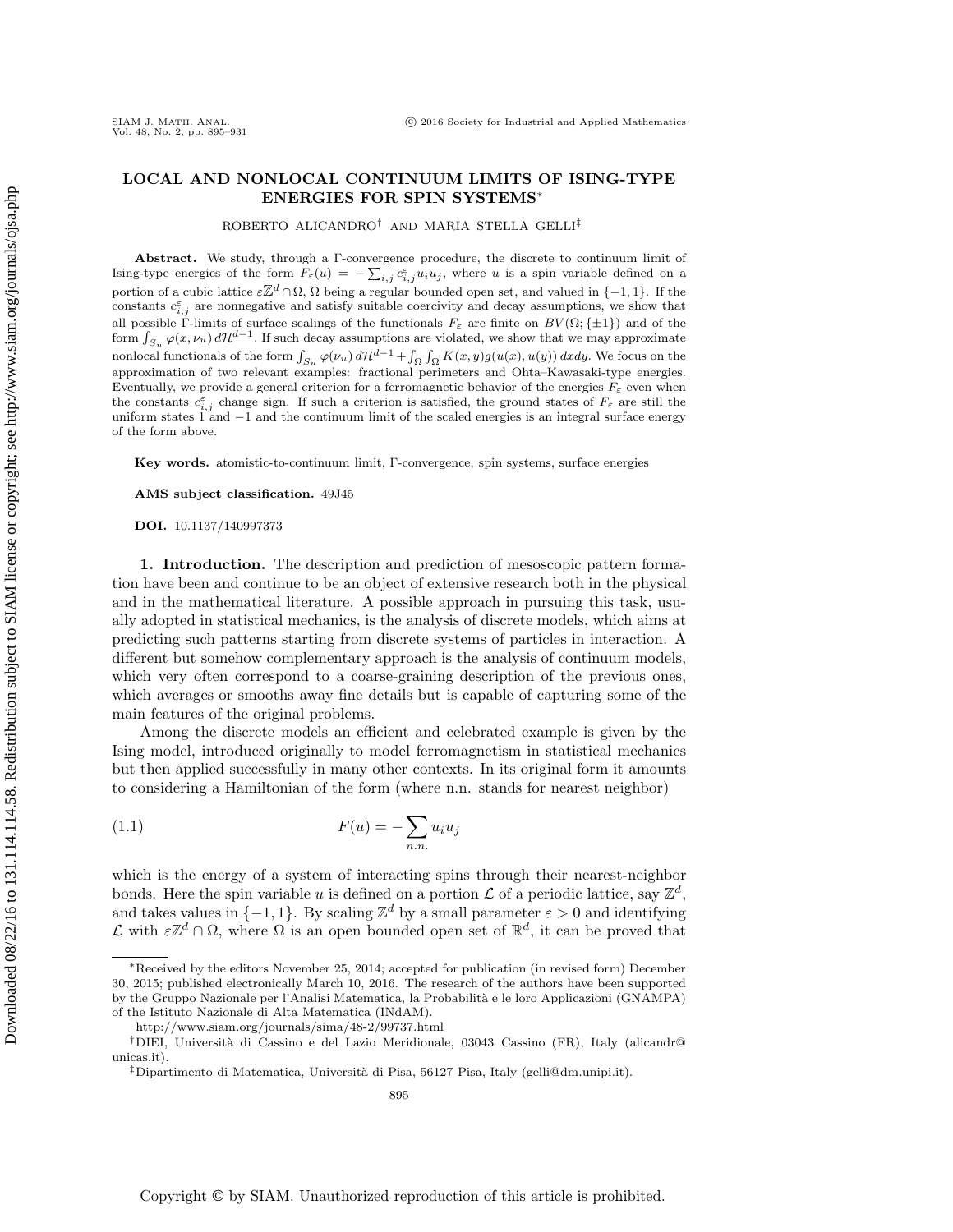# LOCAL AND NONLOCAL CONTINUUM LIMITS OF ISING-TYPE ENERGIES FOR SPIN SYSTEMS*

ROBERTO ALICANDRO[†] AND MARIA STELLA GELLI[‡]

**Abstract.** We study, through a Γ-convergence procedure, the discrete to continuum limit of Ising-type energies of the form $F_\varepsilon(u) = -\sum_{i,j} c^\varepsilon_{i,j} u_i u_j$, where $u$ is a spin variable defined on a portion of a cubic lattice $\varepsilon\mathbb{Z}^d \cap \Omega$, $\Omega$ being a regular bounded open set, and valued in $\{-1, 1\}$. If the constants $c^\varepsilon_{i,j}$ are nonnegative and satisfy suitable coercivity and decay assumptions, we show that all possible Γ-limits of surface scalings of the functionals $F_\varepsilon$ are finite on $BV(\Omega; \{\pm 1\})$ and of the form $\int_{S_u} \varphi(x, \nu_u)\, d\mathcal{H}^{d-1}$. If such decay assumptions are violated, we show that we may approximate nonlocal functionals of the form $\int_{S_u} \varphi(\nu_u)\, d\mathcal{H}^{d-1} + \int_\Omega \int_\Omega K(x,y) g(u(x), u(y))\, dxdy$. We focus on the approximation of two relevant examples: fractional perimeters and Ohta–Kawasaki-type energies. Eventually, we provide a general criterion for a ferromagnetic behavior of the energies $F_\varepsilon$ even when the constants $c^\varepsilon_{i,j}$ change sign. If such a criterion is satisfied, the ground states of $F_\varepsilon$ are still the uniform states 1 and −1 and the continuum limit of the scaled energies is an integral surface energy of the form above.

**Key words.** atomistic-to-continuum limit, Γ-convergence, spin systems, surface energies

**AMS subject classification.** 49J45

**DOI.** 10.1137/140997373

## 1. Introduction.

The description and prediction of mesoscopic pattern formation have been and continue to be an object of extensive research both in the physical and in the mathematical literature. A possible approach in pursuing this task, usually adopted in statistical mechanics, is the analysis of discrete models, which aims at predicting such patterns starting from discrete systems of particles in interaction. A different but somehow complementary approach is the analysis of continuum models, which very often correspond to a coarse-graining description of the previous ones, which averages or smooths away fine details but is capable of capturing some of the main features of the original problems.

Among the discrete models an efficient and celebrated example is given by the Ising model, introduced originally to model ferromagnetism in statistical mechanics but then applied successfully in many other contexts. In its original form it amounts to considering a Hamiltonian of the form (where n.n. stands for nearest neighbor)

$$F(u) = -\sum_{n.n.} u_i u_j \tag{1.1}$$

which is the energy of a system of interacting spins through their nearest-neighbor bonds. Here the spin variable $u$ is defined on a portion $\mathcal{L}$ of a periodic lattice, say $\mathbb{Z}^d$, and takes values in $\{-1, 1\}$. By scaling $\mathbb{Z}^d$ by a small parameter $\varepsilon > 0$ and identifying $\mathcal{L}$ with $\varepsilon\mathbb{Z}^d \cap \Omega$, where $\Omega$ is an open bounded open set of $\mathbb{R}^d$, it can be proved that

---

*Received by the editors November 25, 2014; accepted for publication (in revised form) December 30, 2015; published electronically March 10, 2016. The research of the authors have been supported by the Gruppo Nazionale per l'Analisi Matematica, la Probabilità e le loro Applicazioni (GNAMPA) of the Istituto Nazionale di Alta Matematica (INdAM).

http://www.siam.org/journals/sima/48-2/99737.html

[†]DIEI, Università di Cassino e del Lazio Meridionale, 03043 Cassino (FR), Italy (alicandr@unicas.it).

[‡]Dipartimento di Matematica, Università di Pisa, 56127 Pisa, Italy (gelli@dm.unipi.it).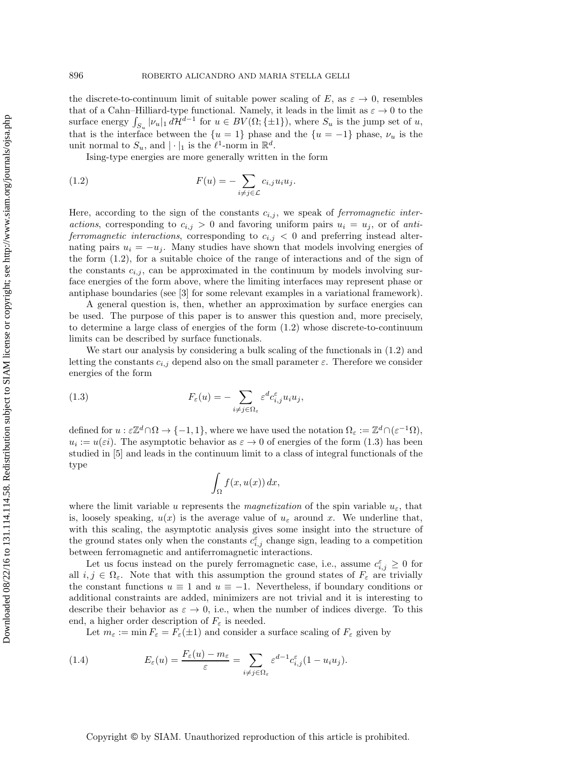the discrete-to-continuum limit of suitable power scaling of $E$, as $\varepsilon \to 0$, resembles that of a Cahn–Hilliard-type functional. Namely, it leads in the limit as $\varepsilon \to 0$ to the surface energy $\int_{S_u} |\nu_u|_1 \, d\mathcal{H}^{d-1}$ for $u \in BV(\Omega; \{\pm 1\})$, where $S_u$ is the jump set of $u$, that is the interface between the $\{u = 1\}$ phase and the $\{u = -1\}$ phase, $\nu_u$ is the unit normal to $S_u$, and $| \cdot |_1$ is the $\ell^1$-norm in $\mathbb{R}^d$.

Ising-type energies are more generally written in the form

$$F(u) = -\sum_{i \neq j \in \mathcal{L}} c_{i,j} u_i u_j. \tag{1.2}$$

Here, according to the sign of the constants $c_{i,j}$, we speak of *ferromagnetic interactions*, corresponding to $c_{i,j} > 0$ and favoring uniform pairs $u_i = u_j$, or of *antiferromagnetic interactions*, corresponding to $c_{i,j} < 0$ and preferring instead alternating pairs $u_i = -u_j$. Many studies have shown that models involving energies of the form (1.2), for a suitable choice of the range of interactions and of the sign of the constants $c_{i,j}$, can be approximated in the continuum by models involving surface energies of the form above, where the limiting interfaces may represent phase or antiphase boundaries (see [3] for some relevant examples in a variational framework).

A general question is, then, whether an approximation by surface energies can be used. The purpose of this paper is to answer this question and, more precisely, to determine a large class of energies of the form (1.2) whose discrete-to-continuum limits can be described by surface functionals.

We start our analysis by considering a bulk scaling of the functionals in (1.2) and letting the constants $c_{i,j}$ depend also on the small parameter $\varepsilon$. Therefore we consider energies of the form

$$F_\varepsilon(u) = -\sum_{i \neq j \in \Omega_\varepsilon} \varepsilon^d c^\varepsilon_{i,j} u_i u_j, \tag{1.3}$$

defined for $u : \varepsilon\mathbb{Z}^d \cap \Omega \to \{-1, 1\}$, where we have used the notation $\Omega_\varepsilon := \mathbb{Z}^d \cap (\varepsilon^{-1}\Omega)$, $u_i := u(\varepsilon i)$. The asymptotic behavior as $\varepsilon \to 0$ of energies of the form (1.3) has been studied in [5] and leads in the continuum limit to a class of integral functionals of the type

$$\int_\Omega f(x, u(x)) \, dx,$$

where the limit variable $u$ represents the *magnetization* of the spin variable $u_\varepsilon$, that is, loosely speaking, $u(x)$ is the average value of $u_\varepsilon$ around $x$. We underline that, with this scaling, the asymptotic analysis gives some insight into the structure of the ground states only when the constants $c^\varepsilon_{i,j}$ change sign, leading to a competition between ferromagnetic and antiferromagnetic interactions.

Let us focus instead on the purely ferromagnetic case, i.e., assume $c^\varepsilon_{i,j} \geq 0$ for all $i, j \in \Omega_\varepsilon$. Note that with this assumption the ground states of $F_\varepsilon$ are trivially the constant functions $u \equiv 1$ and $u \equiv -1$. Nevertheless, if boundary conditions or additional constraints are added, minimizers are not trivial and it is interesting to describe their behavior as $\varepsilon \to 0$, i.e., when the number of indices diverge. To this end, a higher order description of $F_\varepsilon$ is needed.

Let $m_\varepsilon := \min F_\varepsilon = F_\varepsilon(\pm 1)$ and consider a surface scaling of $F_\varepsilon$ given by

$$E_\varepsilon(u) = \frac{F_\varepsilon(u) - m_\varepsilon}{\varepsilon} = \sum_{i \neq j \in \Omega_\varepsilon} \varepsilon^{d-1} c^\varepsilon_{i,j} (1 - u_i u_j). \tag{1.4}$$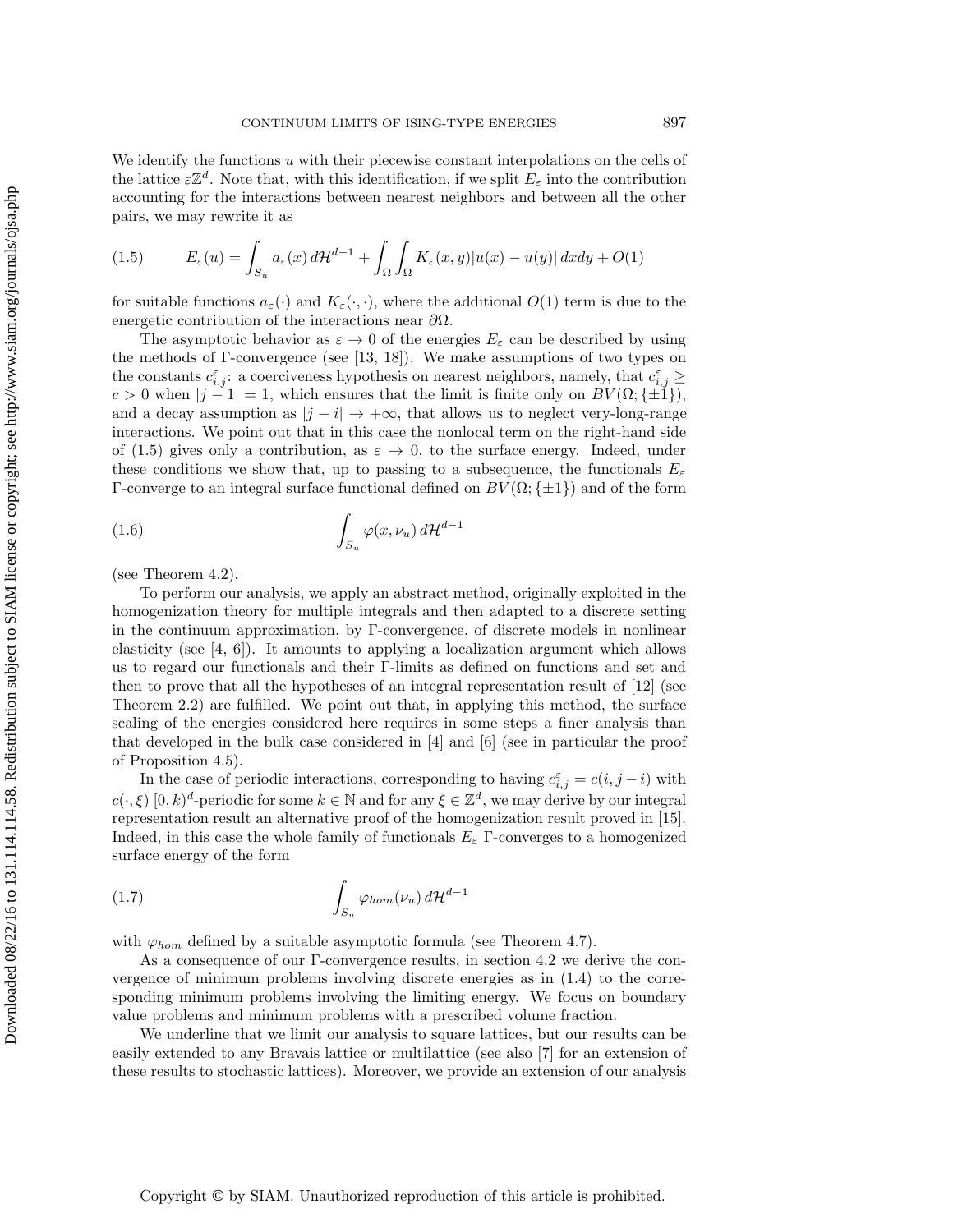We identify the functions $u$ with their piecewise constant interpolations on the cells of the lattice $\varepsilon\mathbb{Z}^d$. Note that, with this identification, if we split $E_\varepsilon$ into the contribution accounting for the interactions between nearest neighbors and between all the other pairs, we may rewrite it as

$$E_\varepsilon(u) = \int_{S_u} a_\varepsilon(x)\, d\mathcal{H}^{d-1} + \int_\Omega \int_\Omega K_\varepsilon(x,y)|u(x) - u(y)|\, dxdy + O(1) \tag{1.5}$$

for suitable functions $a_\varepsilon(\cdot)$ and $K_\varepsilon(\cdot,\cdot)$, where the additional $O(1)$ term is due to the energetic contribution of the interactions near $\partial\Omega$.

The asymptotic behavior as $\varepsilon \to 0$ of the energies $E_\varepsilon$ can be described by using the methods of $\Gamma$-convergence (see [13, 18]). We make assumptions of two types on the constants $c^\varepsilon_{i,j}$: a coerciveness hypothesis on nearest neighbors, namely, that $c^\varepsilon_{i,j} \geq c > 0$ when $|j - 1| = 1$, which ensures that the limit is finite only on $BV(\Omega; \{\pm 1\})$, and a decay assumption as $|j - i| \to +\infty$, that allows us to neglect very-long-range interactions. We point out that in this case the nonlocal term on the right-hand side of (1.5) gives only a contribution, as $\varepsilon \to 0$, to the surface energy. Indeed, under these conditions we show that, up to passing to a subsequence, the functionals $E_\varepsilon$ $\Gamma$-converge to an integral surface functional defined on $BV(\Omega; \{\pm 1\})$ and of the form

$$\int_{S_u} \varphi(x, \nu_u)\, d\mathcal{H}^{d-1} \tag{1.6}$$

(see Theorem 4.2).

To perform our analysis, we apply an abstract method, originally exploited in the homogenization theory for multiple integrals and then adapted to a discrete setting in the continuum approximation, by $\Gamma$-convergence, of discrete models in nonlinear elasticity (see [4, 6]). It amounts to applying a localization argument which allows us to regard our functionals and their $\Gamma$-limits as defined on functions and set and then to prove that all the hypotheses of an integral representation result of [12] (see Theorem 2.2) are fulfilled. We point out that, in applying this method, the surface scaling of the energies considered here requires in some steps a finer analysis than that developed in the bulk case considered in [4] and [6] (see in particular the proof of Proposition 4.5).

In the case of periodic interactions, corresponding to having $c^\varepsilon_{i,j} = c(i, j - i)$ with $c(\cdot, \xi)$ $[0, k)^d$-periodic for some $k \in \mathbb{N}$ and for any $\xi \in \mathbb{Z}^d$, we may derive by our integral representation result an alternative proof of the homogenization result proved in [15]. Indeed, in this case the whole family of functionals $E_\varepsilon$ $\Gamma$-converges to a homogenized surface energy of the form

$$\int_{S_u} \varphi_{hom}(\nu_u)\, d\mathcal{H}^{d-1} \tag{1.7}$$

with $\varphi_{hom}$ defined by a suitable asymptotic formula (see Theorem 4.7).

As a consequence of our $\Gamma$-convergence results, in section 4.2 we derive the convergence of minimum problems involving discrete energies as in (1.4) to the corresponding minimum problems involving the limiting energy. We focus on boundary value problems and minimum problems with a prescribed volume fraction.

We underline that we limit our analysis to square lattices, but our results can be easily extended to any Bravais lattice or multilattice (see also [7] for an extension of these results to stochastic lattices). Moreover, we provide an extension of our analysis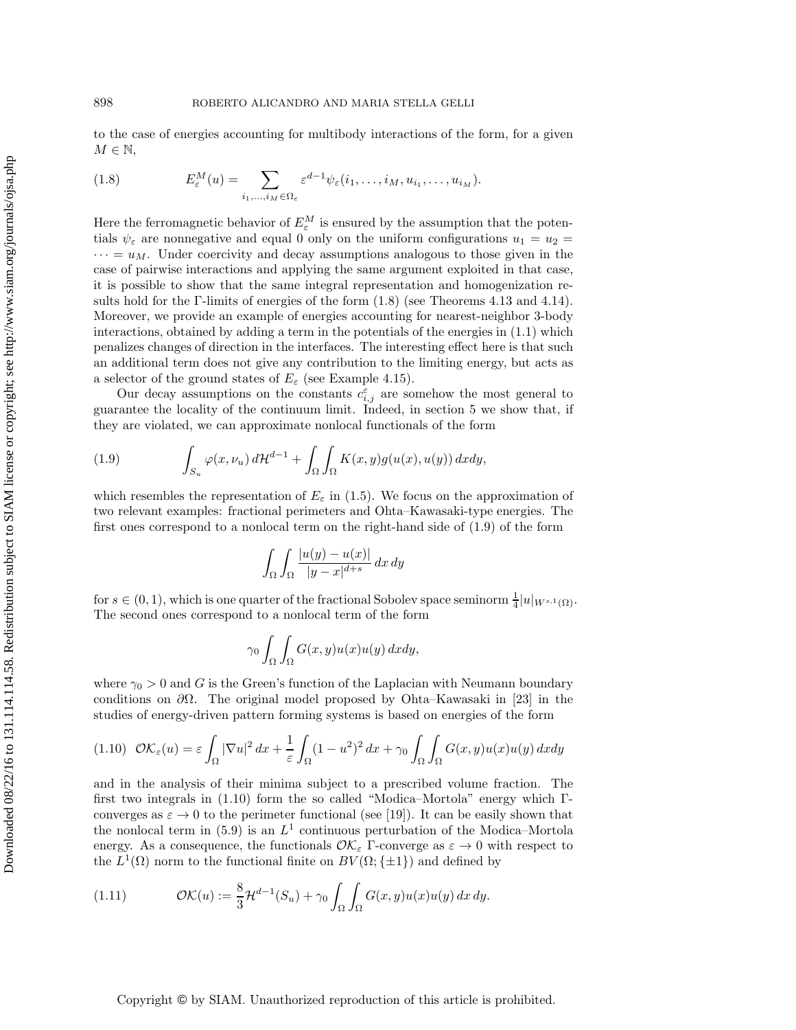to the case of energies accounting for multibody interactions of the form, for a given $M \in \mathbb{N}$,

$$E_\varepsilon^M(u) = \sum_{i_1,\dots,i_M \in \Omega_\varepsilon} \varepsilon^{d-1} \psi_\varepsilon(i_1,\dots,i_M, u_{i_1},\dots,u_{i_M}). \tag{1.8}$$

Here the ferromagnetic behavior of $E_\varepsilon^M$ is ensured by the assumption that the potentials $\psi_\varepsilon$ are nonnegative and equal 0 only on the uniform configurations $u_1 = u_2 = \dots = u_M$. Under coercivity and decay assumptions analogous to those given in the case of pairwise interactions and applying the same argument exploited in that case, it is possible to show that the same integral representation and homogenization results hold for the Γ-limits of energies of the form (1.8) (see Theorems 4.13 and 4.14). Moreover, we provide an example of energies accounting for nearest-neighbor 3-body interactions, obtained by adding a term in the potentials of the energies in (1.1) which penalizes changes of direction in the interfaces. The interesting effect here is that such an additional term does not give any contribution to the limiting energy, but acts as a selector of the ground states of $E_\varepsilon$ (see Example 4.15).

Our decay assumptions on the constants $c_{i,j}^\varepsilon$ are somehow the most general to guarantee the locality of the continuum limit. Indeed, in section 5 we show that, if they are violated, we can approximate nonlocal functionals of the form

$$\int_{S_u} \varphi(x,\nu_u)\, d\mathcal{H}^{d-1} + \int_\Omega \int_\Omega K(x,y) g(u(x),u(y))\, dxdy, \tag{1.9}$$

which resembles the representation of $E_\varepsilon$ in (1.5). We focus on the approximation of two relevant examples: fractional perimeters and Ohta–Kawasaki-type energies. The first ones correspond to a nonlocal term on the right-hand side of (1.9) of the form

$$\int_\Omega \int_\Omega \frac{|u(y)-u(x)|}{|y-x|^{d+s}}\, dx\, dy$$

for $s \in (0,1)$, which is one quarter of the fractional Sobolev space seminorm $\frac{1}{4}|u|_{W^{s,1}(\Omega)}$. The second ones correspond to a nonlocal term of the form

$$\gamma_0 \int_\Omega \int_\Omega G(x,y) u(x) u(y)\, dxdy,$$

where $\gamma_0 > 0$ and $G$ is the Green's function of the Laplacian with Neumann boundary conditions on $\partial\Omega$. The original model proposed by Ohta–Kawasaki in [23] in the studies of energy-driven pattern forming systems is based on energies of the form

$$\mathcal{OK}_\varepsilon(u) = \varepsilon \int_\Omega |\nabla u|^2\, dx + \frac{1}{\varepsilon} \int_\Omega (1-u^2)^2\, dx + \gamma_0 \int_\Omega \int_\Omega G(x,y) u(x) u(y)\, dxdy \tag{1.10}$$

and in the analysis of their minima subject to a prescribed volume fraction. The first two integrals in (1.10) form the so called "Modica–Mortola" energy which Γ-converges as $\varepsilon \to 0$ to the perimeter functional (see [19]). It can be easily shown that the nonlocal term in (5.9) is an $L^1$ continuous perturbation of the Modica–Mortola energy. As a consequence, the functionals $\mathcal{OK}_\varepsilon$ Γ-converge as $\varepsilon \to 0$ with respect to the $L^1(\Omega)$ norm to the functional finite on $BV(\Omega; \{\pm 1\})$ and defined by

$$\mathcal{OK}(u) := \frac{8}{3} \mathcal{H}^{d-1}(S_u) + \gamma_0 \int_\Omega \int_\Omega G(x,y) u(x) u(y)\, dx\, dy. \tag{1.11}$$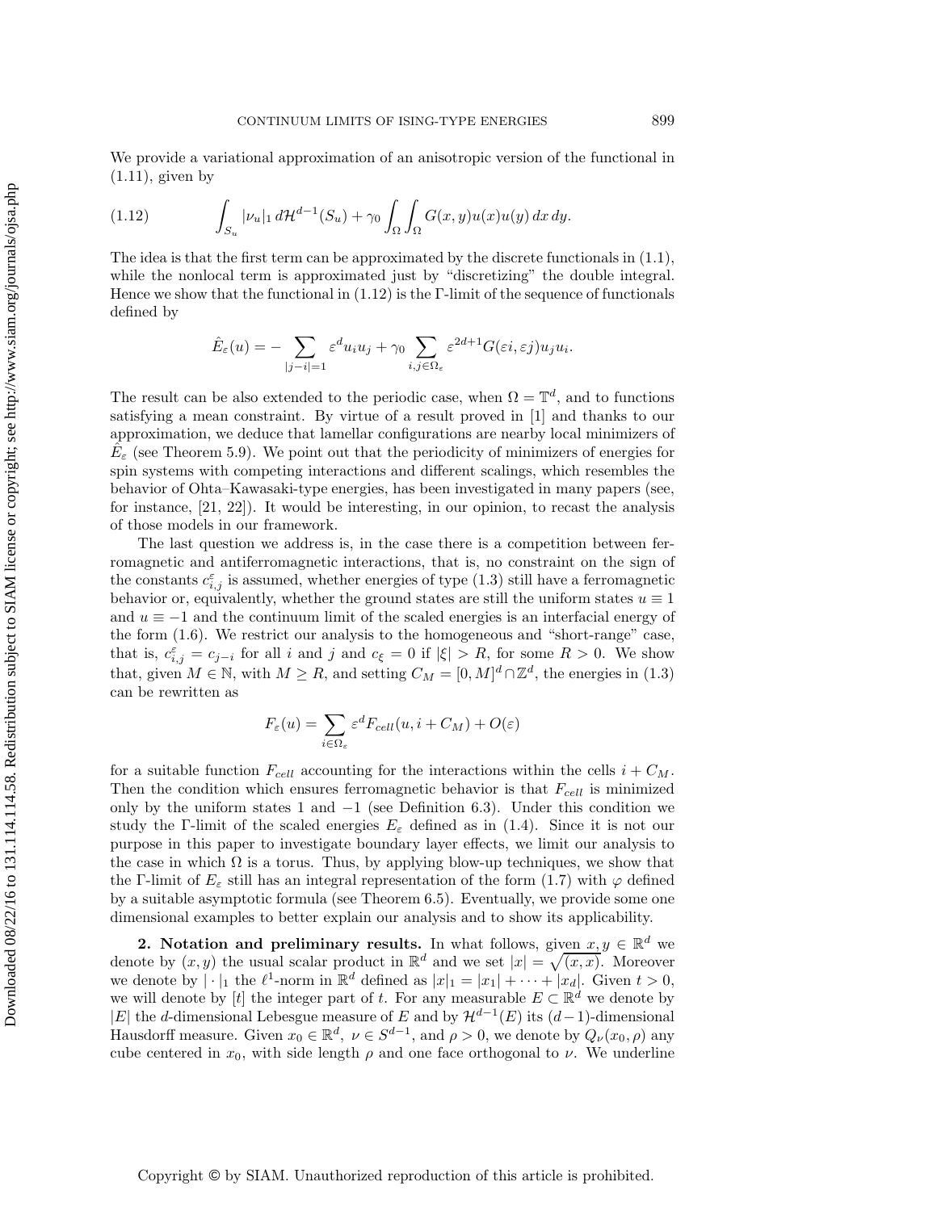We provide a variational approximation of an anisotropic version of the functional in (1.11), given by

$$\int_{S_u} |\nu_u|_1 \, d\mathcal{H}^{d-1}(S_u) + \gamma_0 \int_\Omega \int_\Omega G(x,y)u(x)u(y)\, dx\, dy. \tag{1.12}$$

The idea is that the first term can be approximated by the discrete functionals in (1.1), while the nonlocal term is approximated just by "discretizing" the double integral. Hence we show that the functional in (1.12) is the Γ-limit of the sequence of functionals defined by

$$\hat{E}_\varepsilon(u) = -\sum_{|j-i|=1} \varepsilon^d u_i u_j + \gamma_0 \sum_{i,j\in\Omega_\varepsilon} \varepsilon^{2d+1} G(\varepsilon i, \varepsilon j) u_j u_i.$$

The result can be also extended to the periodic case, when $\Omega = \mathbb{T}^d$, and to functions satisfying a mean constraint. By virtue of a result proved in [1] and thanks to our approximation, we deduce that lamellar configurations are nearby local minimizers of $\hat{E}_\varepsilon$ (see Theorem 5.9). We point out that the periodicity of minimizers of energies for spin systems with competing interactions and different scalings, which resembles the behavior of Ohta–Kawasaki-type energies, has been investigated in many papers (see, for instance, [21, 22]). It would be interesting, in our opinion, to recast the analysis of those models in our framework.

The last question we address is, in the case there is a competition between ferromagnetic and antiferromagnetic interactions, that is, no constraint on the sign of the constants $c^\varepsilon_{i,j}$ is assumed, whether energies of type (1.3) still have a ferromagnetic behavior or, equivalently, whether the ground states are still the uniform states $u \equiv 1$ and $u \equiv -1$ and the continuum limit of the scaled energies is an interfacial energy of the form (1.6). We restrict our analysis to the homogeneous and "short-range" case, that is, $c^\varepsilon_{i,j} = c_{j-i}$ for all $i$ and $j$ and $c_\xi = 0$ if $|\xi| > R$, for some $R > 0$. We show that, given $M \in \mathbb{N}$, with $M \geq R$, and setting $C_M = [0,M]^d \cap \mathbb{Z}^d$, the energies in (1.3) can be rewritten as

$$F_\varepsilon(u) = \sum_{i\in\Omega_\varepsilon} \varepsilon^d F_{cell}(u, i + C_M) + O(\varepsilon)$$

for a suitable function $F_{cell}$ accounting for the interactions within the cells $i + C_M$. Then the condition which ensures ferromagnetic behavior is that $F_{cell}$ is minimized only by the uniform states 1 and $-1$ (see Definition 6.3). Under this condition we study the Γ-limit of the scaled energies $E_\varepsilon$ defined as in (1.4). Since it is not our purpose in this paper to investigate boundary layer effects, we limit our analysis to the case in which $\Omega$ is a torus. Thus, by applying blow-up techniques, we show that the Γ-limit of $E_\varepsilon$ still has an integral representation of the form (1.7) with $\varphi$ defined by a suitable asymptotic formula (see Theorem 6.5). Eventually, we provide some one dimensional examples to better explain our analysis and to show its applicability.

## 2. Notation and preliminary results.

In what follows, given $x, y \in \mathbb{R}^d$ we denote by $(x, y)$ the usual scalar product in $\mathbb{R}^d$ and we set $|x| = \sqrt{(x,x)}$. Moreover we denote by $|\cdot|_1$ the $\ell^1$-norm in $\mathbb{R}^d$ defined as $|x|_1 = |x_1| + \cdots + |x_d|$. Given $t > 0$, we will denote by $[t]$ the integer part of $t$. For any measurable $E \subset \mathbb{R}^d$ we denote by $|E|$ the $d$-dimensional Lebesgue measure of $E$ and by $\mathcal{H}^{d-1}(E)$ its $(d-1)$-dimensional Hausdorff measure. Given $x_0 \in \mathbb{R}^d$, $\nu \in S^{d-1}$, and $\rho > 0$, we denote by $Q_\nu(x_0, \rho)$ any cube centered in $x_0$, with side length $\rho$ and one face orthogonal to $\nu$. We underline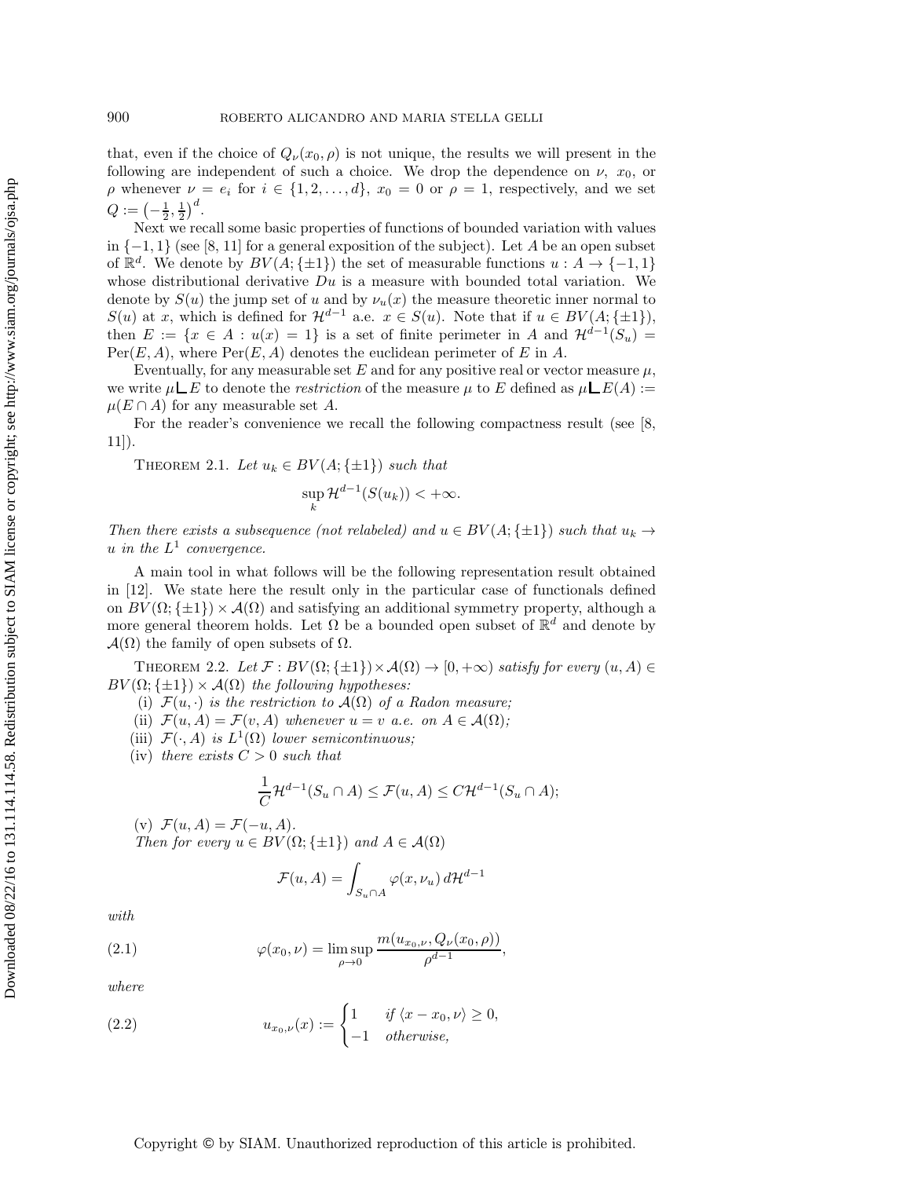that, even if the choice of $Q_\nu(x_0,\rho)$ is not unique, the results we will present in the following are independent of such a choice. We drop the dependence on $\nu$, $x_0$, or $\rho$ whenever $\nu = e_i$ for $i \in \{1,2,\dots,d\}$, $x_0 = 0$ or $\rho = 1$, respectively, and we set $Q := \left(-\frac{1}{2},\frac{1}{2}\right)^d$.

Next we recall some basic properties of functions of bounded variation with values in $\{-1,1\}$ (see [8, 11] for a general exposition of the subject). Let $A$ be an open subset of $\mathbb{R}^d$. We denote by $BV(A;\{\pm1\})$ the set of measurable functions $u : A \to \{-1,1\}$ whose distributional derivative $Du$ is a measure with bounded total variation. We denote by $S(u)$ the jump set of $u$ and by $\nu_u(x)$ the measure theoretic inner normal to $S(u)$ at $x$, which is defined for $\mathcal{H}^{d-1}$ a.e. $x \in S(u)$. Note that if $u \in BV(A;\{\pm1\})$, then $E := \{x \in A : u(x) = 1\}$ is a set of finite perimeter in $A$ and $\mathcal{H}^{d-1}(S_u) = \mathrm{Per}(E,A)$, where $\mathrm{Per}(E,A)$ denotes the euclidean perimeter of $E$ in $A$.

Eventually, for any measurable set $E$ and for any positive real or vector measure $\mu$, we write $\mu \llcorner E$ to denote the *restriction* of the measure $\mu$ to $E$ defined as $\mu \llcorner E(A) := \mu(E \cap A)$ for any measurable set $A$.

For the reader's convenience we recall the following compactness result (see [8, 11]).

Theorem 2.1. *Let $u_k \in BV(A;\{\pm1\})$ such that*

$$\sup_k \mathcal{H}^{d-1}(S(u_k)) < +\infty.$$

*Then there exists a subsequence (not relabeled) and $u \in BV(A;\{\pm1\})$ such that $u_k \to u$ in the $L^1$ convergence.*

A main tool in what follows will be the following representation result obtained in [12]. We state here the result only in the particular case of functionals defined on $BV(\Omega;\{\pm1\}) \times \mathcal{A}(\Omega)$ and satisfying an additional symmetry property, although a more general theorem holds. Let $\Omega$ be a bounded open subset of $\mathbb{R}^d$ and denote by $\mathcal{A}(\Omega)$ the family of open subsets of $\Omega$.

Theorem 2.2. *Let $\mathcal{F} : BV(\Omega;\{\pm1\}) \times \mathcal{A}(\Omega) \to [0,+\infty)$ satisfy for every $(u,A) \in BV(\Omega;\{\pm1\}) \times \mathcal{A}(\Omega)$ the following hypotheses:*

(i) *$\mathcal{F}(u,\cdot)$ is the restriction to $\mathcal{A}(\Omega)$ of a Radon measure;*
(ii) *$\mathcal{F}(u,A) = \mathcal{F}(v,A)$ whenever $u = v$ a.e. on $A \in \mathcal{A}(\Omega)$;*
(iii) *$\mathcal{F}(\cdot,A)$ is $L^1(\Omega)$ lower semicontinuous;*
(iv) *there exists $C > 0$ such that*

$$\frac{1}{C}\mathcal{H}^{d-1}(S_u \cap A) \le \mathcal{F}(u,A) \le C\mathcal{H}^{d-1}(S_u \cap A);$$

(v) *$\mathcal{F}(u,A) = \mathcal{F}(-u,A)$.*

*Then for every $u \in BV(\Omega;\{\pm1\})$ and $A \in \mathcal{A}(\Omega)$*

$$\mathcal{F}(u,A) = \int_{S_u \cap A} \varphi(x,\nu_u)\, d\mathcal{H}^{d-1}$$

*with*

$$\varphi(x_0,\nu) = \limsup_{\rho\to0} \frac{m(u_{x_0,\nu}, Q_\nu(x_0,\rho))}{\rho^{d-1}}, \tag{2.1}$$

*where*

$$u_{x_0,\nu}(x) := \begin{cases} 1 & \text{if } \langle x - x_0, \nu\rangle \ge 0, \\ -1 & \text{otherwise,} \end{cases} \tag{2.2}$$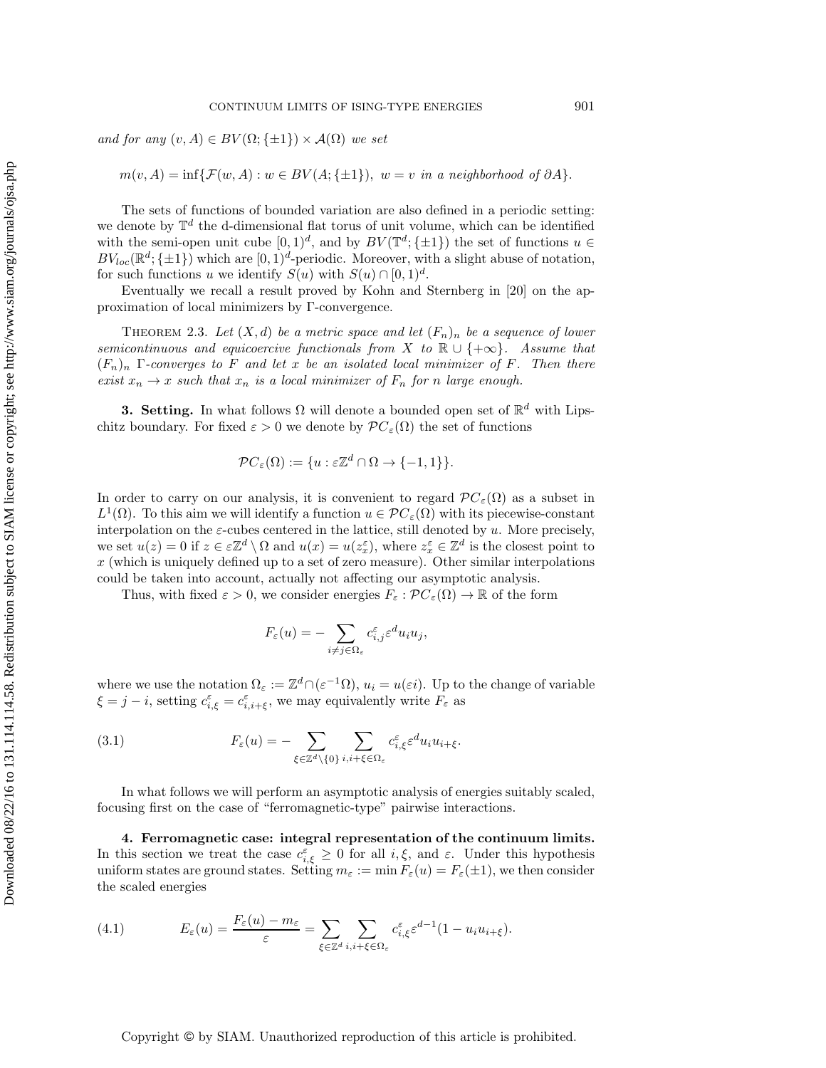*and for any* $(v, A) \in BV(\Omega; \{\pm 1\}) \times \mathcal{A}(\Omega)$ *we set*

$$m(v, A) = \inf\{\mathcal{F}(w, A) : w \in BV(A; \{\pm 1\}),\ w = v \textit{ in a neighborhood of } \partial A\}.$$

The sets of functions of bounded variation are also defined in a periodic setting: we denote by $\mathbb{T}^d$ the d-dimensional flat torus of unit volume, which can be identified with the semi-open unit cube $[0,1)^d$, and by $BV(\mathbb{T}^d; \{\pm 1\})$ the set of functions $u \in BV_{loc}(\mathbb{R}^d; \{\pm 1\})$ which are $[0,1)^d$-periodic. Moreover, with a slight abuse of notation, for such functions $u$ we identify $S(u)$ with $S(u) \cap [0,1)^d$.

Eventually we recall a result proved by Kohn and Sternberg in [20] on the approximation of local minimizers by Γ-convergence.

THEOREM 2.3. *Let* $(X, d)$ *be a metric space and let* $(F_n)_n$ *be a sequence of lower semicontinuous and equicoercive functionals from* $X$ *to* $\mathbb{R} \cup \{+\infty\}$. *Assume that* $(F_n)_n$ *Γ-converges to* $F$ *and let* $x$ *be an isolated local minimizer of* $F$. *Then there exist* $x_n \to x$ *such that* $x_n$ *is a local minimizer of* $F_n$ *for* $n$ *large enough.*

## 3. Setting.

In what follows $\Omega$ will denote a bounded open set of $\mathbb{R}^d$ with Lipschitz boundary. For fixed $\varepsilon > 0$ we denote by $\mathcal{PC}_\varepsilon(\Omega)$ the set of functions

$$\mathcal{PC}_\varepsilon(\Omega) := \{u : \varepsilon\mathbb{Z}^d \cap \Omega \to \{-1, 1\}\}.$$

In order to carry on our analysis, it is convenient to regard $\mathcal{PC}_\varepsilon(\Omega)$ as a subset in $L^1(\Omega)$. To this aim we will identify a function $u \in \mathcal{PC}_\varepsilon(\Omega)$ with its piecewise-constant interpolation on the $\varepsilon$-cubes centered in the lattice, still denoted by $u$. More precisely, we set $u(z) = 0$ if $z \in \varepsilon\mathbb{Z}^d \setminus \Omega$ and $u(x) = u(z_x^\varepsilon)$, where $z_x^\varepsilon \in \mathbb{Z}^d$ is the closest point to $x$ (which is uniquely defined up to a set of zero measure). Other similar interpolations could be taken into account, actually not affecting our asymptotic analysis.

Thus, with fixed $\varepsilon > 0$, we consider energies $F_\varepsilon : \mathcal{PC}_\varepsilon(\Omega) \to \mathbb{R}$ of the form

$$F_\varepsilon(u) = -\sum_{i \neq j \in \Omega_\varepsilon} c^\varepsilon_{i,j} \varepsilon^d u_i u_j,$$

where we use the notation $\Omega_\varepsilon := \mathbb{Z}^d \cap (\varepsilon^{-1}\Omega)$, $u_i = u(\varepsilon i)$. Up to the change of variable $\xi = j - i$, setting $c^\varepsilon_{i,\xi} = c^\varepsilon_{i,i+\xi}$, we may equivalently write $F_\varepsilon$ as

$$F_\varepsilon(u) = -\sum_{\xi \in \mathbb{Z}^d \setminus \{0\}} \sum_{i, i+\xi \in \Omega_\varepsilon} c^\varepsilon_{i,\xi} \varepsilon^d u_i u_{i+\xi}. \tag{3.1}$$

In what follows we will perform an asymptotic analysis of energies suitably scaled, focusing first on the case of "ferromagnetic-type" pairwise interactions.

## 4. Ferromagnetic case: integral representation of the continuum limits.

In this section we treat the case $c^\varepsilon_{i,\xi} \geq 0$ for all $i, \xi$, and $\varepsilon$. Under this hypothesis uniform states are ground states. Setting $m_\varepsilon := \min F_\varepsilon(u) = F_\varepsilon(\pm 1)$, we then consider the scaled energies

$$E_\varepsilon(u) = \frac{F_\varepsilon(u) - m_\varepsilon}{\varepsilon} = \sum_{\xi \in \mathbb{Z}^d} \sum_{i, i+\xi \in \Omega_\varepsilon} c^\varepsilon_{i,\xi} \varepsilon^{d-1}(1 - u_i u_{i+\xi}). \tag{4.1}$$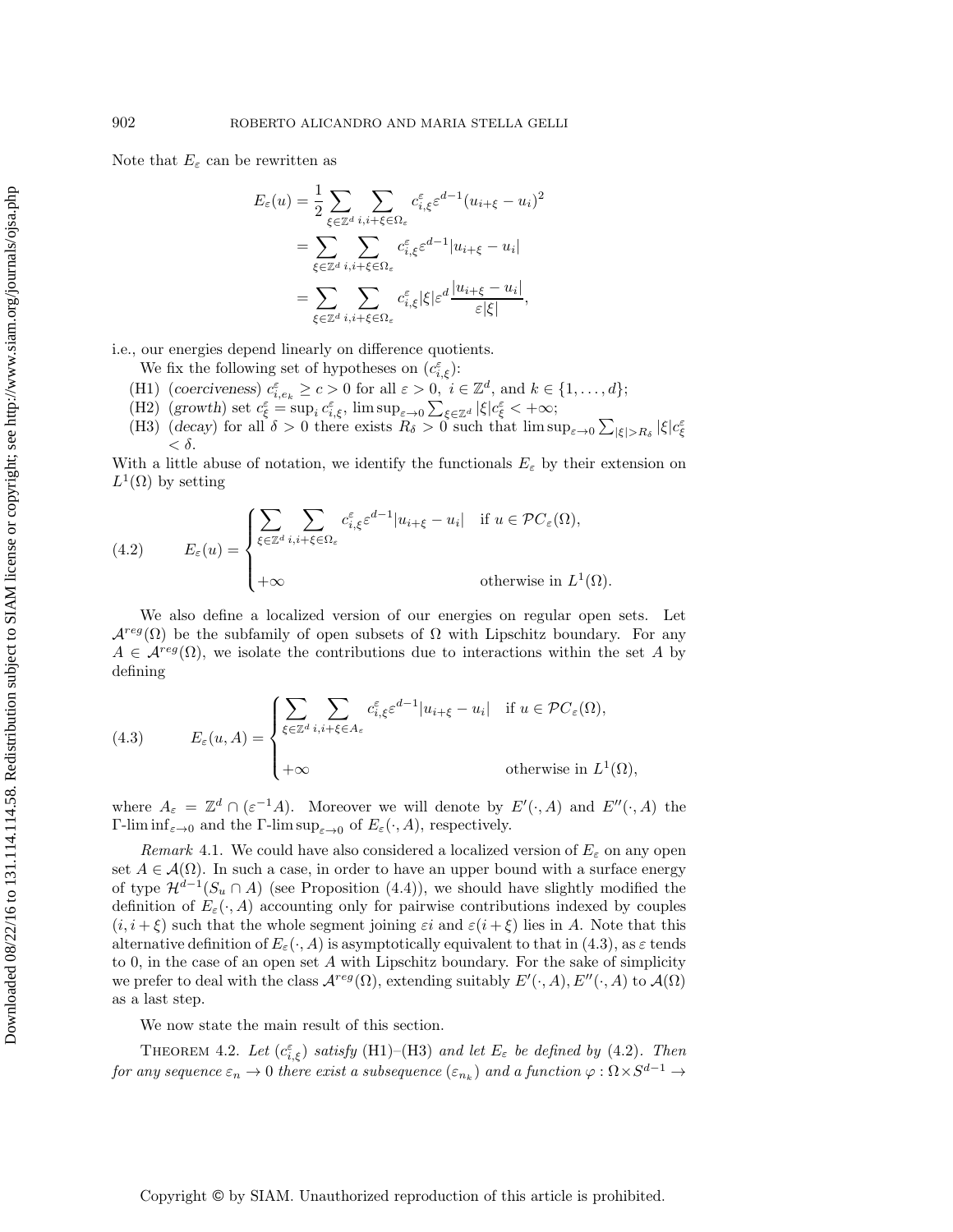Note that $E_\varepsilon$ can be rewritten as

$$
\begin{aligned}
E_\varepsilon(u) &= \frac{1}{2}\sum_{\xi\in\mathbb{Z}^d}\sum_{i,i+\xi\in\Omega_\varepsilon} c^\varepsilon_{i,\xi}\varepsilon^{d-1}(u_{i+\xi}-u_i)^2 \\
&= \sum_{\xi\in\mathbb{Z}^d}\sum_{i,i+\xi\in\Omega_\varepsilon} c^\varepsilon_{i,\xi}\varepsilon^{d-1}|u_{i+\xi}-u_i| \\
&= \sum_{\xi\in\mathbb{Z}^d}\sum_{i,i+\xi\in\Omega_\varepsilon} c^\varepsilon_{i,\xi}|\xi|\varepsilon^{d}\frac{|u_{i+\xi}-u_i|}{\varepsilon|\xi|},
\end{aligned}
$$

i.e., our energies depend linearly on difference quotients.

We fix the following set of hypotheses on $(c^\varepsilon_{i,\xi})$:

- (H1) (*coerciveness*) $c^\varepsilon_{i,e_k}\geq c>0$ for all $\varepsilon>0$, $i\in\mathbb{Z}^d$, and $k\in\{1,\dots,d\}$;
- (H2) (*growth*) set $c^\varepsilon_\xi=\sup_i c^\varepsilon_{i,\xi}$, $\limsup_{\varepsilon\to 0}\sum_{\xi\in\mathbb{Z}^d}|\xi|c^\varepsilon_\xi<+\infty$;
- (H3) (*decay*) for all $\delta>0$ there exists $R_\delta>0$ such that $\limsup_{\varepsilon\to 0}\sum_{|\xi|>R_\delta}|\xi|c^\varepsilon_\xi<\delta$.

With a little abuse of notation, we identify the functionals $E_\varepsilon$ by their extension on $L^1(\Omega)$ by setting

$$
E_\varepsilon(u)=\begin{cases}\displaystyle\sum_{\xi\in\mathbb{Z}^d}\sum_{i,i+\xi\in\Omega_\varepsilon} c^\varepsilon_{i,\xi}\varepsilon^{d-1}|u_{i+\xi}-u_i| & \text{if } u\in\mathcal{PC}_\varepsilon(\Omega),\\[2ex] +\infty & \text{otherwise in } L^1(\Omega).\end{cases} \tag{4.2}
$$

We also define a localized version of our energies on regular open sets. Let $\mathcal{A}^{reg}(\Omega)$ be the subfamily of open subsets of $\Omega$ with Lipschitz boundary. For any $A\in\mathcal{A}^{reg}(\Omega)$, we isolate the contributions due to interactions within the set $A$ by defining

$$
E_\varepsilon(u,A)=\begin{cases}\displaystyle\sum_{\xi\in\mathbb{Z}^d}\sum_{i,i+\xi\in A_\varepsilon} c^\varepsilon_{i,\xi}\varepsilon^{d-1}|u_{i+\xi}-u_i| & \text{if } u\in\mathcal{PC}_\varepsilon(\Omega),\\[2ex] +\infty & \text{otherwise in } L^1(\Omega),\end{cases} \tag{4.3}
$$

where $A_\varepsilon=\mathbb{Z}^d\cap(\varepsilon^{-1}A)$. Moreover we will denote by $E'(\cdot,A)$ and $E''(\cdot,A)$ the $\Gamma$-$\liminf_{\varepsilon\to 0}$ and the $\Gamma$-$\limsup_{\varepsilon\to 0}$ of $E_\varepsilon(\cdot,A)$, respectively.

*Remark* 4.1. We could have also considered a localized version of $E_\varepsilon$ on any open set $A\in\mathcal{A}(\Omega)$. In such a case, in order to have an upper bound with a surface energy of type $\mathcal{H}^{d-1}(S_u\cap A)$ (see Proposition (4.4)), we should have slightly modified the definition of $E_\varepsilon(\cdot,A)$ accounting only for pairwise contributions indexed by couples $(i,i+\xi)$ such that the whole segment joining $\varepsilon i$ and $\varepsilon(i+\xi)$ lies in $A$. Note that this alternative definition of $E_\varepsilon(\cdot,A)$ is asymptotically equivalent to that in (4.3), as $\varepsilon$ tends to 0, in the case of an open set $A$ with Lipschitz boundary. For the sake of simplicity we prefer to deal with the class $\mathcal{A}^{reg}(\Omega)$, extending suitably $E'(\cdot,A),E''(\cdot,A)$ to $\mathcal{A}(\Omega)$ as a last step.

We now state the main result of this section.

THEOREM 4.2. *Let $(c^\varepsilon_{i,\xi})$ satisfy* (H1)–(H3) *and let $E_\varepsilon$ be defined by* (4.2)*. Then for any sequence $\varepsilon_n\to 0$ there exist a subsequence $(\varepsilon_{n_k})$ and a function $\varphi:\Omega\times S^{d-1}\to$*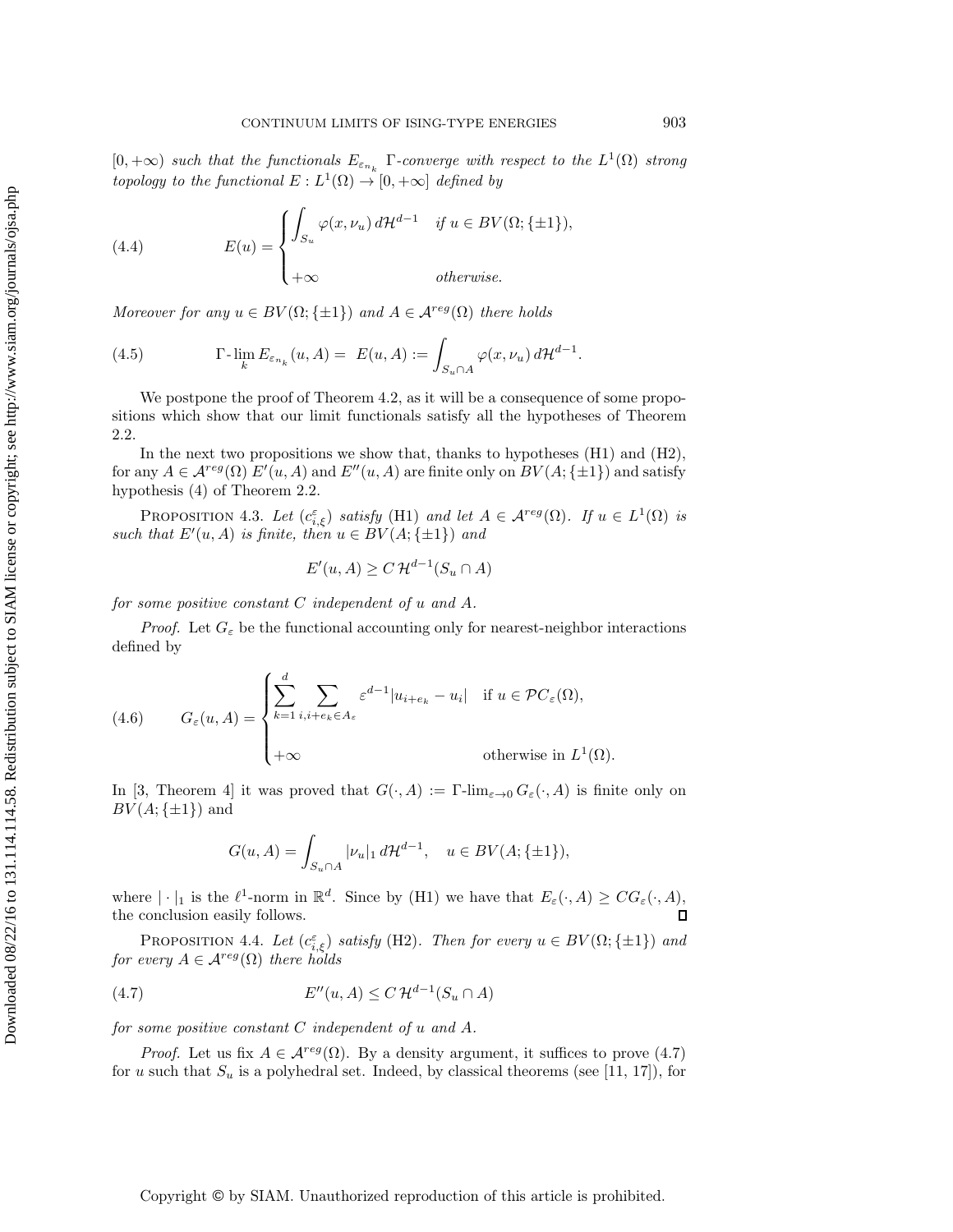$[0, +\infty)$ *such that the functionals* $E_{\varepsilon_{n_k}}$ $\Gamma$*-converge with respect to the* $L^1(\Omega)$ *strong topology to the functional* $E : L^1(\Omega) \to [0, +\infty]$ *defined by*

$$
E(u) = \begin{cases} \displaystyle\int_{S_u} \varphi(x, \nu_u)\, d\mathcal{H}^{d-1} & \text{if } u \in BV(\Omega; \{\pm 1\}), \\ +\infty & \text{otherwise.} \end{cases} \tag{4.4}
$$

*Moreover for any* $u \in BV(\Omega; \{\pm 1\})$ *and* $A \in \mathcal{A}^{reg}(\Omega)$ *there holds*

$$
\Gamma\text{-}\lim_k E_{\varepsilon_{n_k}}(u, A) = E(u, A) := \int_{S_u \cap A} \varphi(x, \nu_u)\, d\mathcal{H}^{d-1}. \tag{4.5}
$$

We postpone the proof of Theorem 4.2, as it will be a consequence of some propositions which show that our limit functionals satisfy all the hypotheses of Theorem 2.2.

In the next two propositions we show that, thanks to hypotheses (H1) and (H2), for any $A \in \mathcal{A}^{reg}(\Omega)$ $E'(u, A)$ and $E''(u, A)$ are finite only on $BV(A; \{\pm 1\})$ and satisfy hypothesis (4) of Theorem 2.2.

PROPOSITION 4.3. *Let* $(c^\varepsilon_{i,\xi})$ *satisfy* (H1) *and let* $A \in \mathcal{A}^{reg}(\Omega)$*. If* $u \in L^1(\Omega)$ *is such that* $E'(u, A)$ *is finite, then* $u \in BV(A; \{\pm 1\})$ *and*

$$
E'(u, A) \geq C\, \mathcal{H}^{d-1}(S_u \cap A)
$$

*for some positive constant* $C$ *independent of* $u$ *and* $A$*.*

*Proof.* Let $G_\varepsilon$ be the functional accounting only for nearest-neighbor interactions defined by

$$
G_\varepsilon(u, A) = \begin{cases} \displaystyle\sum_{k=1}^{d} \sum_{i, i+e_k \in A_\varepsilon} \varepsilon^{d-1} |u_{i+e_k} - u_i| & \text{if } u \in \mathcal{PC}_\varepsilon(\Omega), \\ +\infty & \text{otherwise in } L^1(\Omega). \end{cases} \tag{4.6}
$$

In [3, Theorem 4] it was proved that $G(\cdot, A) := \Gamma\text{-}\lim_{\varepsilon \to 0} G_\varepsilon(\cdot, A)$ is finite only on $BV(A; \{\pm 1\})$ and

$$
G(u, A) = \int_{S_u \cap A} |\nu_u|_1\, d\mathcal{H}^{d-1}, \quad u \in BV(A; \{\pm 1\}),
$$

where $|\cdot|_1$ is the $\ell^1$-norm in $\mathbb{R}^d$. Since by (H1) we have that $E_\varepsilon(\cdot, A) \geq C G_\varepsilon(\cdot, A)$, the conclusion easily follows. ∎

PROPOSITION 4.4. *Let* $(c^\varepsilon_{i,\xi})$ *satisfy* (H2)*. Then for every* $u \in BV(\Omega; \{\pm 1\})$ *and for every* $A \in \mathcal{A}^{reg}(\Omega)$ *there holds*

$$
E''(u, A) \leq C\, \mathcal{H}^{d-1}(S_u \cap A) \tag{4.7}
$$

*for some positive constant* $C$ *independent of* $u$ *and* $A$*.*

*Proof.* Let us fix $A \in \mathcal{A}^{reg}(\Omega)$. By a density argument, it suffices to prove (4.7) for $u$ such that $S_u$ is a polyhedral set. Indeed, by classical theorems (see [11, 17]), for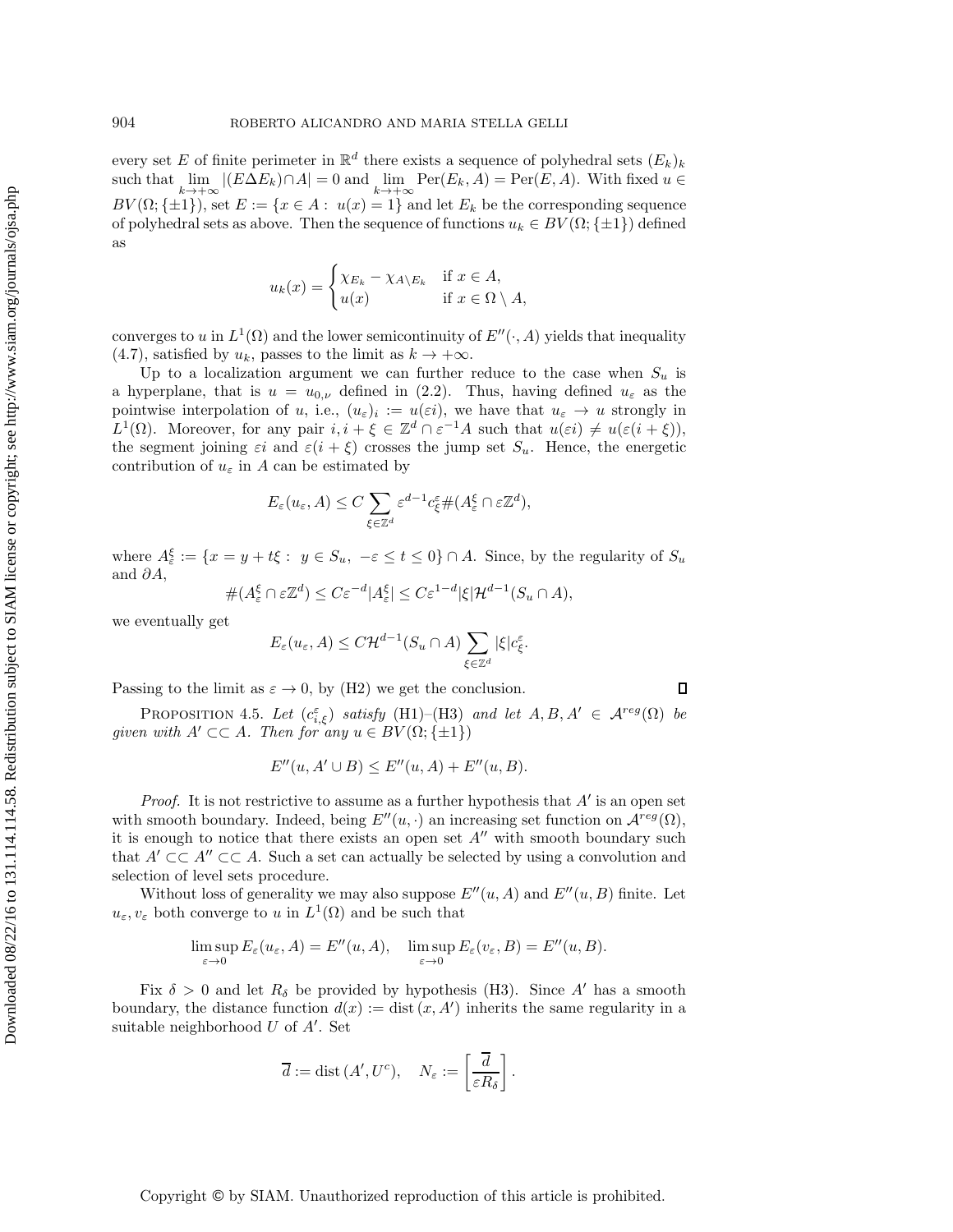every set $E$ of finite perimeter in $\mathbb{R}^d$ there exists a sequence of polyhedral sets $(E_k)_k$ such that $\lim_{k\to+\infty} |(E\Delta E_k)\cap A| = 0$ and $\lim_{k\to+\infty} \mathrm{Per}(E_k, A) = \mathrm{Per}(E, A)$. With fixed $u \in BV(\Omega; \{\pm 1\})$, set $E := \{x \in A : u(x) = 1\}$ and let $E_k$ be the corresponding sequence of polyhedral sets as above. Then the sequence of functions $u_k \in BV(\Omega; \{\pm 1\})$ defined as

$$u_k(x) = \begin{cases} \chi_{E_k} - \chi_{A\setminus E_k} & \text{if } x \in A, \\ u(x) & \text{if } x \in \Omega \setminus A, \end{cases}$$

converges to $u$ in $L^1(\Omega)$ and the lower semicontinuity of $E''(\cdot, A)$ yields that inequality (4.7), satisfied by $u_k$, passes to the limit as $k \to +\infty$.

Up to a localization argument we can further reduce to the case when $S_u$ is a hyperplane, that is $u = u_{0,\nu}$ defined in (2.2). Thus, having defined $u_\varepsilon$ as the pointwise interpolation of $u$, i.e., $(u_\varepsilon)_i := u(\varepsilon i)$, we have that $u_\varepsilon \to u$ strongly in $L^1(\Omega)$. Moreover, for any pair $i, i+\xi \in \mathbb{Z}^d \cap \varepsilon^{-1}A$ such that $u(\varepsilon i) \neq u(\varepsilon(i+\xi))$, the segment joining $\varepsilon i$ and $\varepsilon(i+\xi)$ crosses the jump set $S_u$. Hence, the energetic contribution of $u_\varepsilon$ in $A$ can be estimated by

$$E_\varepsilon(u_\varepsilon, A) \leq C \sum_{\xi\in\mathbb{Z}^d} \varepsilon^{d-1} c^\varepsilon_\xi \#(A^\xi_\varepsilon \cap \varepsilon\mathbb{Z}^d),$$

where $A^\xi_\varepsilon := \{x = y + t\xi : \ y \in S_u, \ -\varepsilon \leq t \leq 0\} \cap A$. Since, by the regularity of $S_u$ and $\partial A$,

$$\#(A^\xi_\varepsilon \cap \varepsilon\mathbb{Z}^d) \leq C\varepsilon^{-d}|A^\xi_\varepsilon| \leq C\varepsilon^{1-d}|\xi|\mathcal{H}^{d-1}(S_u \cap A),$$

we eventually get

$$E_\varepsilon(u_\varepsilon, A) \leq C\mathcal{H}^{d-1}(S_u \cap A) \sum_{\xi\in\mathbb{Z}^d} |\xi| c^\varepsilon_\xi.$$

Passing to the limit as $\varepsilon \to 0$, by (H2) we get the conclusion. ∎

PROPOSITION 4.5. *Let $(c^\varepsilon_{i,\xi})$ satisfy* (H1)–(H3) *and let $A, B, A' \in \mathcal{A}^{reg}(\Omega)$ be given with $A' \subset\subset A$. Then for any $u \in BV(\Omega; \{\pm 1\})$*

$$E''(u, A' \cup B) \leq E''(u, A) + E''(u, B).$$

*Proof.* It is not restrictive to assume as a further hypothesis that $A'$ is an open set with smooth boundary. Indeed, being $E''(u, \cdot)$ an increasing set function on $\mathcal{A}^{reg}(\Omega)$, it is enough to notice that there exists an open set $A''$ with smooth boundary such that $A' \subset\subset A'' \subset\subset A$. Such a set can actually be selected by using a convolution and selection of level sets procedure.

Without loss of generality we may also suppose $E''(u, A)$ and $E''(u, B)$ finite. Let $u_\varepsilon, v_\varepsilon$ both converge to $u$ in $L^1(\Omega)$ and be such that

$$\limsup_{\varepsilon\to 0} E_\varepsilon(u_\varepsilon, A) = E''(u, A), \quad \limsup_{\varepsilon\to 0} E_\varepsilon(v_\varepsilon, B) = E''(u, B).$$

Fix $\delta > 0$ and let $R_\delta$ be provided by hypothesis (H3). Since $A'$ has a smooth boundary, the distance function $d(x) := \mathrm{dist}\,(x, A')$ inherits the same regularity in a suitable neighborhood $U$ of $A'$. Set

$$\overline{d} := \mathrm{dist}\,(A', U^c), \quad N_\varepsilon := \left[\frac{\overline{d}}{\varepsilon R_\delta}\right].$$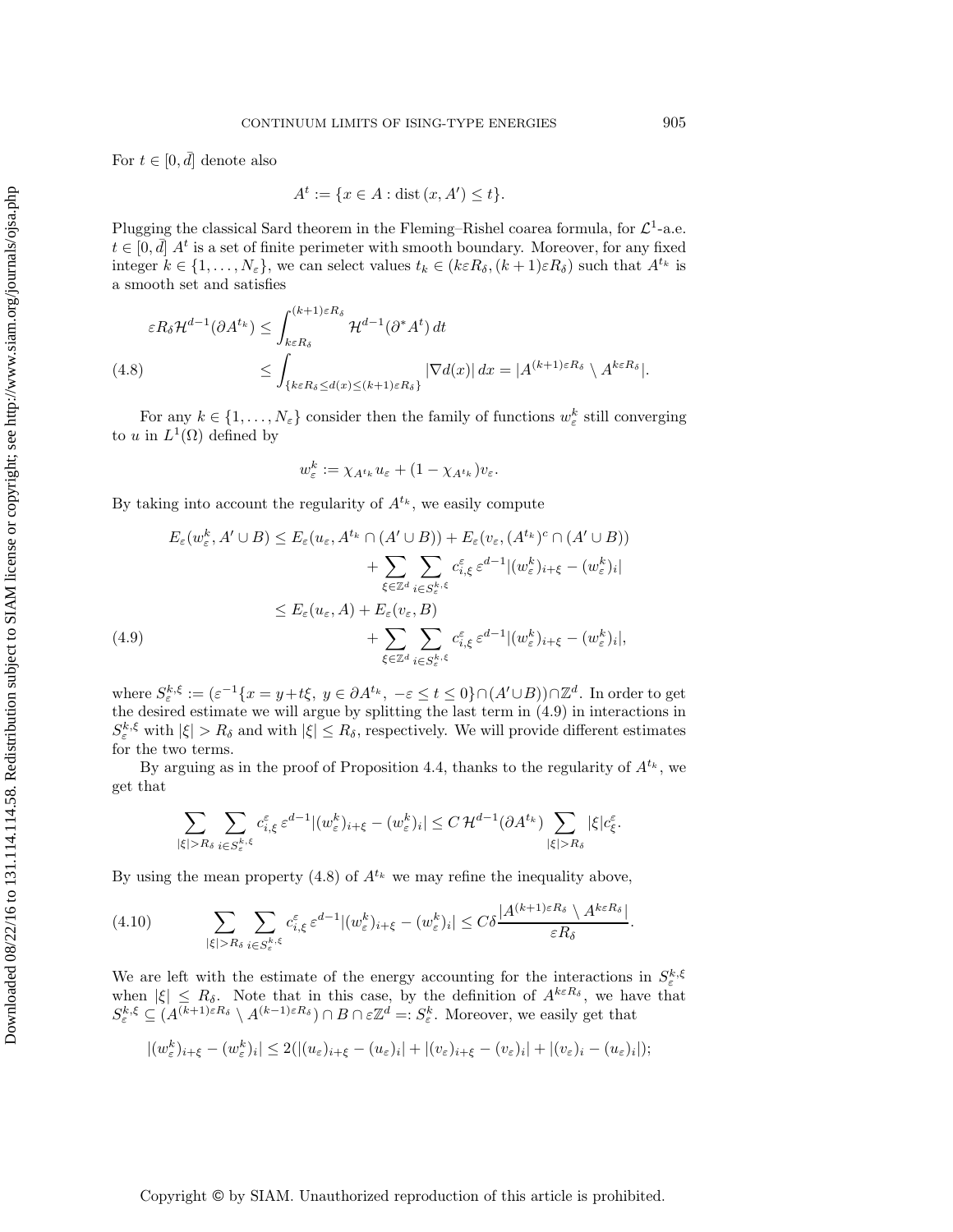For $t \in [0, \bar{d}]$ denote also

$$A^t := \{x \in A : \operatorname{dist}(x, A') \leq t\}.$$

Plugging the classical Sard theorem in the Fleming–Rishel coarea formula, for $\mathcal{L}^1$-a.e. $t \in [0, \bar{d}]$ $A^t$ is a set of finite perimeter with smooth boundary. Moreover, for any fixed integer $k \in \{1, \dots, N_\varepsilon\}$, we can select values $t_k \in (k\varepsilon R_\delta, (k+1)\varepsilon R_\delta)$ such that $A^{t_k}$ is a smooth set and satisfies

$$\begin{aligned} \varepsilon R_\delta \mathcal{H}^{d-1}(\partial A^{t_k}) &\leq \int_{k\varepsilon R_\delta}^{(k+1)\varepsilon R_\delta} \mathcal{H}^{d-1}(\partial^* A^t)\, dt \\ &\leq \int_{\{k\varepsilon R_\delta \leq d(x) \leq (k+1)\varepsilon R_\delta\}} |\nabla d(x)|\, dx = |A^{(k+1)\varepsilon R_\delta} \setminus A^{k\varepsilon R_\delta}|. \end{aligned} \tag{4.8}$$

For any $k \in \{1, \dots, N_\varepsilon\}$ consider then the family of functions $w_\varepsilon^k$ still converging to $u$ in $L^1(\Omega)$ defined by

$$w_\varepsilon^k := \chi_{A^{t_k}} u_\varepsilon + (1 - \chi_{A^{t_k}}) v_\varepsilon.$$

By taking into account the regularity of $A^{t_k}$, we easily compute

$$\begin{aligned} E_\varepsilon(w_\varepsilon^k, A' \cup B) &\leq E_\varepsilon(u_\varepsilon, A^{t_k} \cap (A' \cup B)) + E_\varepsilon(v_\varepsilon, (A^{t_k})^c \cap (A' \cup B)) \\ &\qquad + \sum_{\xi \in \mathbb{Z}^d} \sum_{i \in S_\varepsilon^{k,\xi}} c_{i,\xi}^\varepsilon\, \varepsilon^{d-1} |(w_\varepsilon^k)_{i+\xi} - (w_\varepsilon^k)_i| \\ &\leq E_\varepsilon(u_\varepsilon, A) + E_\varepsilon(v_\varepsilon, B) \\ &\qquad + \sum_{\xi \in \mathbb{Z}^d} \sum_{i \in S_\varepsilon^{k,\xi}} c_{i,\xi}^\varepsilon\, \varepsilon^{d-1} |(w_\varepsilon^k)_{i+\xi} - (w_\varepsilon^k)_i|, \end{aligned} \tag{4.9}$$

where $S_\varepsilon^{k,\xi} := (\varepsilon^{-1}\{x = y + t\xi,\ y \in \partial A^{t_k},\ -\varepsilon \leq t \leq 0\} \cap (A' \cup B)) \cap \mathbb{Z}^d$. In order to get the desired estimate we will argue by splitting the last term in (4.9) in interactions in $S_\varepsilon^{k,\xi}$ with $|\xi| > R_\delta$ and with $|\xi| \leq R_\delta$, respectively. We will provide different estimates for the two terms.

By arguing as in the proof of Proposition 4.4, thanks to the regularity of $A^{t_k}$, we get that

$$\sum_{|\xi| > R_\delta} \sum_{i \in S_\varepsilon^{k,\xi}} c_{i,\xi}^\varepsilon\, \varepsilon^{d-1} |(w_\varepsilon^k)_{i+\xi} - (w_\varepsilon^k)_i| \leq C\, \mathcal{H}^{d-1}(\partial A^{t_k}) \sum_{|\xi| > R_\delta} |\xi| c_\xi^\varepsilon.$$

By using the mean property (4.8) of $A^{t_k}$ we may refine the inequality above,

$$\sum_{|\xi| > R_\delta} \sum_{i \in S_\varepsilon^{k,\xi}} c_{i,\xi}^\varepsilon\, \varepsilon^{d-1} |(w_\varepsilon^k)_{i+\xi} - (w_\varepsilon^k)_i| \leq C\delta \frac{|A^{(k+1)\varepsilon R_\delta} \setminus A^{k\varepsilon R_\delta}|}{\varepsilon R_\delta}. \tag{4.10}$$

We are left with the estimate of the energy accounting for the interactions in $S_\varepsilon^{k,\xi}$ when $|\xi| \leq R_\delta$. Note that in this case, by the definition of $A^{k\varepsilon R_\delta}$, we have that $S_\varepsilon^{k,\xi} \subseteq (A^{(k+1)\varepsilon R_\delta} \setminus A^{(k-1)\varepsilon R_\delta}) \cap B \cap \varepsilon\mathbb{Z}^d =: S_\varepsilon^k$. Moreover, we easily get that

$$|(w_\varepsilon^k)_{i+\xi} - (w_\varepsilon^k)_i| \leq 2(|(u_\varepsilon)_{i+\xi} - (u_\varepsilon)_i| + |(v_\varepsilon)_{i+\xi} - (v_\varepsilon)_i| + |(v_\varepsilon)_i - (u_\varepsilon)_i|);$$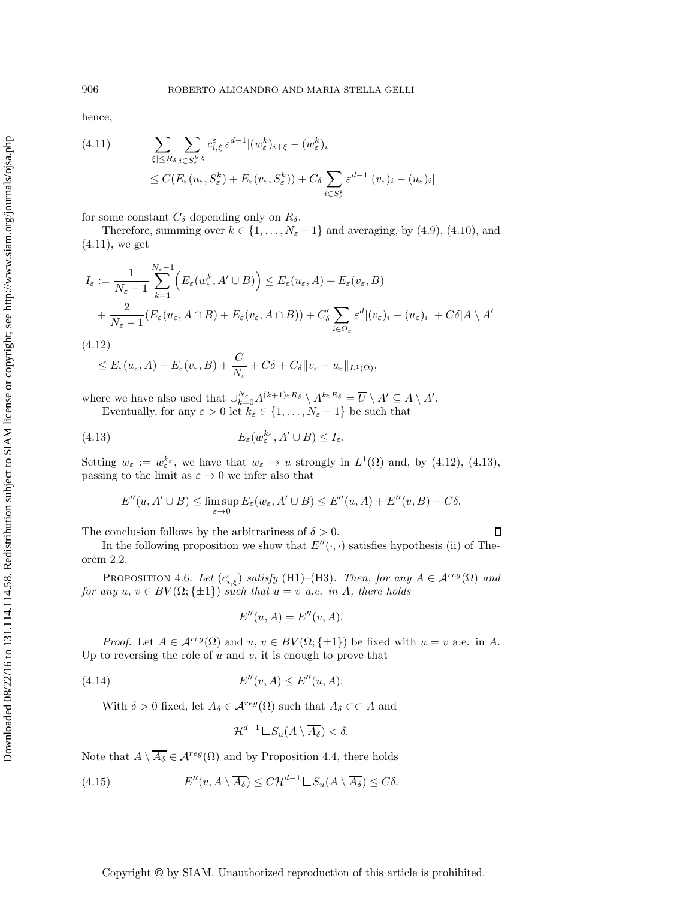hence,

$$
(4.11)\qquad \sum_{|\xi|\leq R_\delta}\sum_{i\in S_\varepsilon^{k,\xi}} c_{i,\xi}^{\varepsilon}\,\varepsilon^{d-1}|(w_\varepsilon^k)_{i+\xi}-(w_\varepsilon^k)_i|
\leq C(E_\varepsilon(u_\varepsilon,S_\varepsilon^k)+E_\varepsilon(v_\varepsilon,S_\varepsilon^k))+C_\delta\sum_{i\in S_\varepsilon^k}\varepsilon^{d-1}|(v_\varepsilon)_i-(u_\varepsilon)_i|
$$

for some constant $C_\delta$ depending only on $R_\delta$.

Therefore, summing over $k\in\{1,\dots,N_\varepsilon-1\}$ and averaging, by (4.9), (4.10), and (4.11), we get

$$
I_\varepsilon := \frac{1}{N_\varepsilon-1}\sum_{k=1}^{N_\varepsilon-1}\Big(E_\varepsilon(w_\varepsilon^k,A'\cup B)\Big)\leq E_\varepsilon(u_\varepsilon,A)+E_\varepsilon(v_\varepsilon,B)
+\frac{2}{N_\varepsilon-1}(E_\varepsilon(u_\varepsilon,A\cap B)+E_\varepsilon(v_\varepsilon,A\cap B))+C'_\delta\sum_{i\in\Omega_\varepsilon}\varepsilon^d|(v_\varepsilon)_i-(u_\varepsilon)_i|+C\delta|A\setminus A'|
$$

$$
(4.12)\qquad \leq E_\varepsilon(u_\varepsilon,A)+E_\varepsilon(v_\varepsilon,B)+\frac{C}{N_\varepsilon}+C\delta+C_\delta\|v_\varepsilon-u_\varepsilon\|_{L^1(\Omega)},
$$

where we have also used that $\cup_{k=0}^{N_\varepsilon}A^{(k+1)\varepsilon R_\delta}\setminus A^{k\varepsilon R_\delta}=\overline{U}\setminus A'\subseteq A\setminus A'$.

Eventually, for any $\varepsilon>0$ let $k_\varepsilon\in\{1,\dots,N_\varepsilon-1\}$ be such that

$$
(4.13)\qquad E_\varepsilon(w_\varepsilon^{k_\varepsilon},A'\cup B)\leq I_\varepsilon.
$$

Setting $w_\varepsilon:=w_\varepsilon^{k_\varepsilon}$, we have that $w_\varepsilon\to u$ strongly in $L^1(\Omega)$ and, by (4.12), (4.13), passing to the limit as $\varepsilon\to0$ we infer also that

$$
E''(u,A'\cup B)\leq\limsup_{\varepsilon\to0}E_\varepsilon(w_\varepsilon,A'\cup B)\leq E''(u,A)+E''(v,B)+C\delta.
$$

The conclusion follows by the arbitrariness of $\delta>0$. ◻

In the following proposition we show that $E''(\cdot,\cdot)$ satisfies hypothesis (ii) of Theorem 2.2.

Proposition 4.6. *Let $(c_{i,\xi}^\varepsilon)$ satisfy* (H1)–(H3). *Then, for any $A\in\mathcal{A}^{reg}(\Omega)$ and for any $u$, $v\in BV(\Omega;\{\pm1\})$ such that $u=v$ a.e. in $A$, there holds*

$$
E''(u,A)=E''(v,A).
$$

*Proof.* Let $A\in\mathcal{A}^{reg}(\Omega)$ and $u$, $v\in BV(\Omega;\{\pm1\})$ be fixed with $u=v$ a.e. in $A$. Up to reversing the role of $u$ and $v$, it is enough to prove that

$$
(4.14)\qquad E''(v,A)\leq E''(u,A).
$$

With $\delta>0$ fixed, let $A_\delta\in\mathcal{A}^{reg}(\Omega)$ such that $A_\delta\subset\subset A$ and

$$
\mathcal{H}^{d-1}\llcorner S_u(A\setminus\overline{A_\delta})<\delta.
$$

Note that $A\setminus\overline{A_\delta}\in\mathcal{A}^{reg}(\Omega)$ and by Proposition 4.4, there holds

$$
(4.15)\qquad E''(v,A\setminus\overline{A_\delta})\leq C\mathcal{H}^{d-1}\llcorner S_u(A\setminus\overline{A_\delta})\leq C\delta.
$$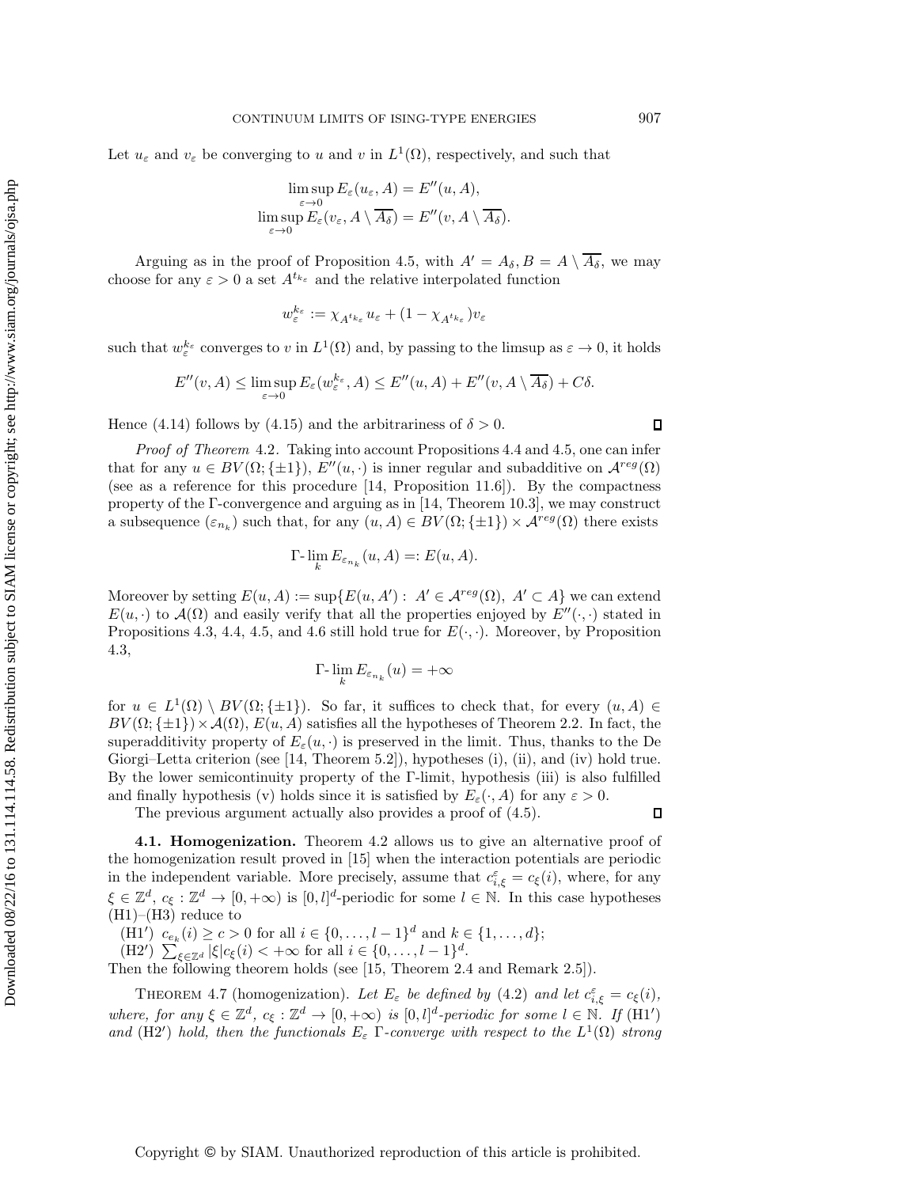Let $u_\varepsilon$ and $v_\varepsilon$ be converging to $u$ and $v$ in $L^1(\Omega)$, respectively, and such that

$$\limsup_{\varepsilon\to 0} E_\varepsilon(u_\varepsilon, A) = E''(u, A),$$
$$\limsup_{\varepsilon\to 0} E_\varepsilon(v_\varepsilon, A \setminus \overline{A_\delta}) = E''(v, A \setminus \overline{A_\delta}).$$

Arguing as in the proof of Proposition 4.5, with $A' = A_\delta, B = A \setminus \overline{A_\delta}$, we may choose for any $\varepsilon > 0$ a set $A^{t_{k_\varepsilon}}$ and the relative interpolated function

$$w_\varepsilon^{k_\varepsilon} := \chi_{A^{t_{k_\varepsilon}}} u_\varepsilon + (1 - \chi_{A^{t_{k_\varepsilon}}}) v_\varepsilon$$

such that $w_\varepsilon^{k_\varepsilon}$ converges to $v$ in $L^1(\Omega)$ and, by passing to the limsup as $\varepsilon \to 0$, it holds

$$E''(v, A) \le \limsup_{\varepsilon\to 0} E_\varepsilon(w_\varepsilon^{k_\varepsilon}, A) \le E''(u, A) + E''(v, A \setminus \overline{A_\delta}) + C\delta.$$

Hence (4.14) follows by (4.15) and the arbitrariness of $\delta > 0$. $\square$

*Proof of Theorem* 4.2. Taking into account Propositions 4.4 and 4.5, one can infer that for any $u \in BV(\Omega; \{\pm 1\})$, $E''(u, \cdot)$ is inner regular and subadditive on $\mathcal{A}^{reg}(\Omega)$ (see as a reference for this procedure [14, Proposition 11.6]). By the compactness property of the $\Gamma$-convergence and arguing as in [14, Theorem 10.3], we may construct a subsequence $(\varepsilon_{n_k})$ such that, for any $(u, A) \in BV(\Omega; \{\pm 1\}) \times \mathcal{A}^{reg}(\Omega)$ there exists

$$\Gamma\text{-}\lim_k E_{\varepsilon_{n_k}}(u, A) =: E(u, A).$$

Moreover by setting $E(u, A) := \sup\{E(u, A') : A' \in \mathcal{A}^{reg}(\Omega), A' \subset A\}$ we can extend $E(u, \cdot)$ to $\mathcal{A}(\Omega)$ and easily verify that all the properties enjoyed by $E''(\cdot, \cdot)$ stated in Propositions 4.3, 4.4, 4.5, and 4.6 still hold true for $E(\cdot, \cdot)$. Moreover, by Proposition 4.3,

$$\Gamma\text{-}\lim_k E_{\varepsilon_{n_k}}(u) = +\infty$$

for $u \in L^1(\Omega) \setminus BV(\Omega; \{\pm 1\})$. So far, it suffices to check that, for every $(u, A) \in BV(\Omega; \{\pm 1\}) \times \mathcal{A}(\Omega)$, $E(u, A)$ satisfies all the hypotheses of Theorem 2.2. In fact, the superadditivity property of $E_\varepsilon(u, \cdot)$ is preserved in the limit. Thus, thanks to the De Giorgi–Letta criterion (see [14, Theorem 5.2]), hypotheses (i), (ii), and (iv) hold true. By the lower semicontinuity property of the $\Gamma$-limit, hypothesis (iii) is also fulfilled and finally hypothesis (v) holds since it is satisfied by $E_\varepsilon(\cdot, A)$ for any $\varepsilon > 0$.

The previous argument actually also provides a proof of (4.5). $\square$

**4.1. Homogenization.** Theorem 4.2 allows us to give an alternative proof of the homogenization result proved in [15] when the interaction potentials are periodic in the independent variable. More precisely, assume that $c^\varepsilon_{i,\xi} = c_\xi(i)$, where, for any $\xi \in \mathbb{Z}^d$, $c_\xi : \mathbb{Z}^d \to [0, +\infty)$ is $[0, l]^d$-periodic for some $l \in \mathbb{N}$. In this case hypotheses (H1)–(H3) reduce to

(H1′) $c_{e_k}(i) \ge c > 0$ for all $i \in \{0, \dots, l-1\}^d$ and $k \in \{1, \dots, d\}$;

(H2′) $\sum_{\xi\in\mathbb{Z}^d} |\xi| c_\xi(i) < +\infty$ for all $i \in \{0, \dots, l-1\}^d$.

Then the following theorem holds (see [15, Theorem 2.4 and Remark 2.5]).

THEOREM 4.7 (homogenization). *Let $E_\varepsilon$ be defined by (4.2) and let $c^\varepsilon_{i,\xi} = c_\xi(i)$, where, for any $\xi \in \mathbb{Z}^d$, $c_\xi : \mathbb{Z}^d \to [0, +\infty)$ is $[0, l]^d$-periodic for some $l \in \mathbb{N}$. If (H1′) and (H2′) hold, then the functionals $E_\varepsilon$ $\Gamma$-converge with respect to the $L^1(\Omega)$ strong*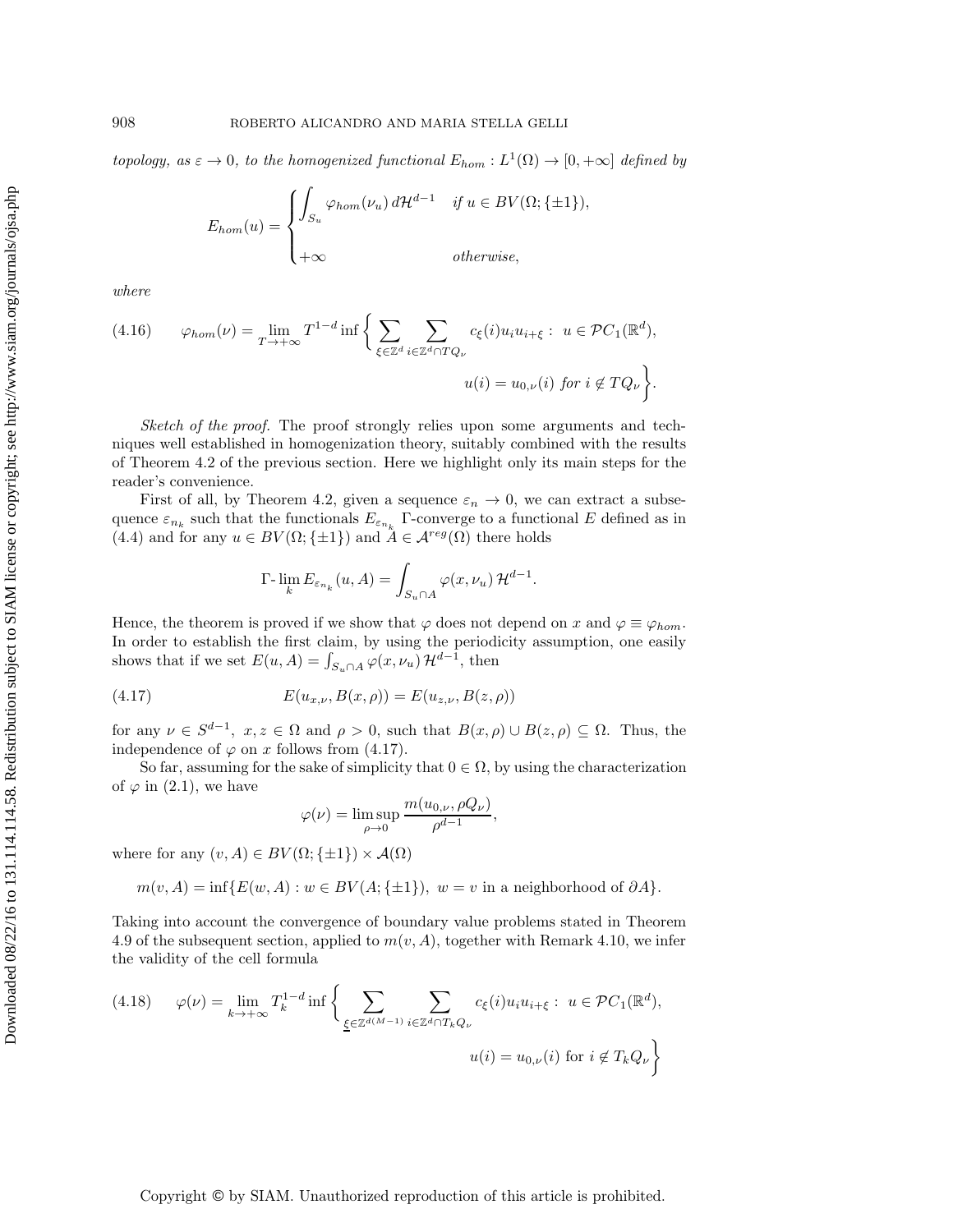*topology, as $\varepsilon \to 0$, to the homogenized functional $E_{hom} : L^1(\Omega) \to [0, +\infty]$ defined by*

$$E_{hom}(u) = \begin{cases} \displaystyle\int_{S_u} \varphi_{hom}(\nu_u)\, d\mathcal{H}^{d-1} & \text{if } u \in BV(\Omega; \{\pm 1\}), \\ +\infty & \text{otherwise}, \end{cases}$$

*where*

$$\varphi_{hom}(\nu) = \lim_{T \to +\infty} T^{1-d} \inf \Bigg\{ \sum_{\xi \in \mathbb{Z}^d} \sum_{i \in \mathbb{Z}^d \cap TQ_\nu} c_\xi(i) u_i u_{i+\xi} : \ u \in \mathcal{PC}_1(\mathbb{R}^d), \\ u(i) = u_{0,\nu}(i) \text{ for } i \notin TQ_\nu \Bigg\}. \tag{4.16}$$

*Sketch of the proof.* The proof strongly relies upon some arguments and techniques well established in homogenization theory, suitably combined with the results of Theorem 4.2 of the previous section. Here we highlight only its main steps for the reader's convenience.

First of all, by Theorem 4.2, given a sequence $\varepsilon_n \to 0$, we can extract a subsequence $\varepsilon_{n_k}$ such that the functionals $E_{\varepsilon_{n_k}}$ $\Gamma$-converge to a functional $E$ defined as in (4.4) and for any $u \in BV(\Omega; \{\pm 1\})$ and $A \in \mathcal{A}^{reg}(\Omega)$ there holds

$$\Gamma\text{-}\lim_k E_{\varepsilon_{n_k}}(u, A) = \int_{S_u \cap A} \varphi(x, \nu_u)\, \mathcal{H}^{d-1}.$$

Hence, the theorem is proved if we show that $\varphi$ does not depend on $x$ and $\varphi \equiv \varphi_{hom}$. In order to establish the first claim, by using the periodicity assumption, one easily shows that if we set $E(u, A) = \int_{S_u \cap A} \varphi(x, \nu_u)\, \mathcal{H}^{d-1}$, then

$$E(u_{x,\nu}, B(x, \rho)) = E(u_{z,\nu}, B(z, \rho)) \tag{4.17}$$

for any $\nu \in S^{d-1}$, $x, z \in \Omega$ and $\rho > 0$, such that $B(x, \rho) \cup B(z, \rho) \subseteq \Omega$. Thus, the independence of $\varphi$ on $x$ follows from (4.17).

So far, assuming for the sake of simplicity that $0 \in \Omega$, by using the characterization of $\varphi$ in (2.1), we have

$$\varphi(\nu) = \limsup_{\rho \to 0} \frac{m(u_{0,\nu}, \rho Q_\nu)}{\rho^{d-1}},$$

where for any $(v, A) \in BV(\Omega; \{\pm 1\}) \times \mathcal{A}(\Omega)$

$$m(v, A) = \inf\{E(w, A) : w \in BV(A; \{\pm 1\}),\ w = v \text{ in a neighborhood of } \partial A\}.$$

Taking into account the convergence of boundary value problems stated in Theorem 4.9 of the subsequent section, applied to $m(v, A)$, together with Remark 4.10, we infer the validity of the cell formula

$$\varphi(\nu) = \lim_{k \to +\infty} T_k^{1-d} \inf \Bigg\{ \sum_{\underline{\xi} \in \mathbb{Z}^{d(M-1)}} \sum_{i \in \mathbb{Z}^d \cap T_k Q_\nu} c_\xi(i) u_i u_{i+\xi} : \ u \in \mathcal{PC}_1(\mathbb{R}^d), \\ u(i) = u_{0,\nu}(i) \text{ for } i \notin T_k Q_\nu \Bigg\} \tag{4.18}$$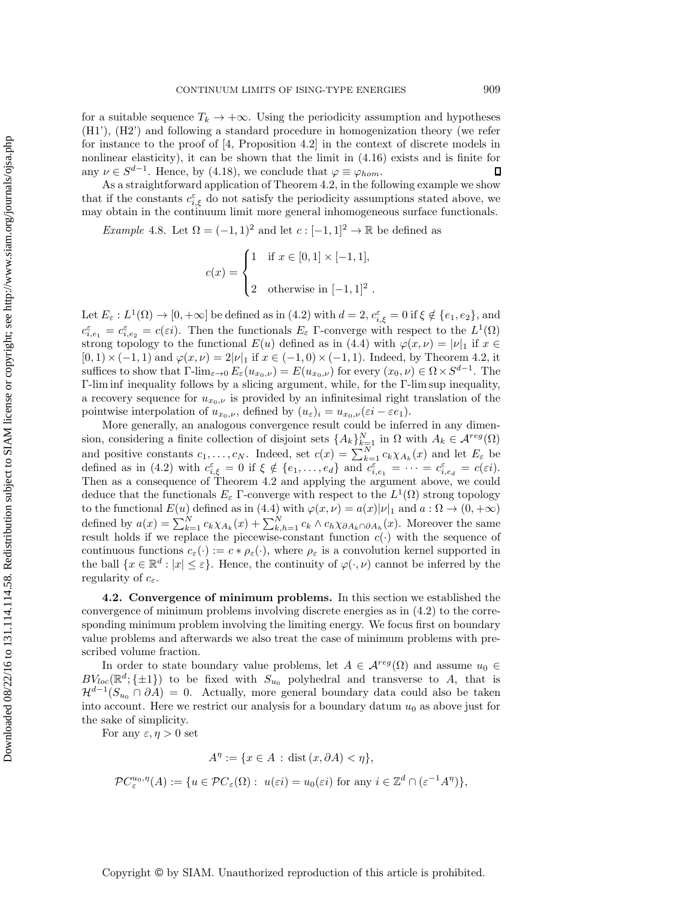for a suitable sequence $T_k \to +\infty$. Using the periodicity assumption and hypotheses (H1'), (H2') and following a standard procedure in homogenization theory (we refer for instance to the proof of [4, Proposition 4.2] in the context of discrete models in nonlinear elasticity), it can be shown that the limit in (4.16) exists and is finite for any $\nu \in S^{d-1}$. Hence, by (4.18), we conclude that $\varphi \equiv \varphi_{hom}$. ∎

As a straightforward application of Theorem 4.2, in the following example we show that if the constants $c^{\varepsilon}_{i,\xi}$ do not satisfy the periodicity assumptions stated above, we may obtain in the continuum limit more general inhomogeneous surface functionals.

*Example* 4.8. Let $\Omega = (-1,1)^2$ and let $c : [-1,1]^2 \to \mathbb{R}$ be defined as

$$c(x) = \begin{cases} 1 & \text{if } x \in [0,1] \times [-1,1], \\ \\ 2 & \text{otherwise in } [-1,1]^2 \,. \end{cases}$$

Let $E_\varepsilon : L^1(\Omega) \to [0,+\infty]$ be defined as in (4.2) with $d = 2$, $c^{\varepsilon}_{i,\xi} = 0$ if $\xi \notin \{e_1, e_2\}$, and $c^{\varepsilon}_{i,e_1} = c^{\varepsilon}_{i,e_2} = c(\varepsilon i)$. Then the functionals $E_\varepsilon$ $\Gamma$-converge with respect to the $L^1(\Omega)$ strong topology to the functional $E(u)$ defined as in (4.4) with $\varphi(x,\nu) = |\nu|_1$ if $x \in [0,1) \times (-1,1)$ and $\varphi(x,\nu) = 2|\nu|_1$ if $x \in (-1,0) \times (-1,1)$. Indeed, by Theorem 4.2, it suffices to show that $\Gamma\text{-}\lim_{\varepsilon\to 0} E_\varepsilon(u_{x_0,\nu}) = E(u_{x_0,\nu})$ for every $(x_0,\nu) \in \Omega \times S^{d-1}$. The $\Gamma$-lim inf inequality follows by a slicing argument, while, for the $\Gamma$-lim sup inequality, a recovery sequence for $u_{x_0,\nu}$ is provided by an infinitesimal right translation of the pointwise interpolation of $u_{x_0,\nu}$, defined by $(u_\varepsilon)_i = u_{x_0,\nu}(\varepsilon i - \varepsilon e_1)$.

More generally, an analogous convergence result could be inferred in any dimension, considering a finite collection of disjoint sets $\{A_k\}_{k=1}^N$ in $\Omega$ with $A_k \in \mathcal{A}^{reg}(\Omega)$ and positive constants $c_1, \dots, c_N$. Indeed, set $c(x) = \sum_{k=1}^N c_k \chi_{A_k}(x)$ and let $E_\varepsilon$ be defined as in (4.2) with $c^{\varepsilon}_{i,\xi} = 0$ if $\xi \notin \{e_1, \dots, e_d\}$ and $c^{\varepsilon}_{i,e_1} = \dots = c^{\varepsilon}_{i,e_d} = c(\varepsilon i)$. Then as a consequence of Theorem 4.2 and applying the argument above, we could deduce that the functionals $E_\varepsilon$ $\Gamma$-converge with respect to the $L^1(\Omega)$ strong topology to the functional $E(u)$ defined as in (4.4) with $\varphi(x,\nu) = a(x)|\nu|_1$ and $a : \Omega \to (0,+\infty)$ defined by $a(x) = \sum_{k=1}^N c_k \chi_{A_k}(x) + \sum_{k,h=1}^N c_k \wedge c_h \chi_{\partial A_k \cap \partial A_h}(x)$. Moreover the same result holds if we replace the piecewise-constant function $c(\cdot)$ with the sequence of continuous functions $c_\varepsilon(\cdot) := c * \rho_\varepsilon(\cdot)$, where $\rho_\varepsilon$ is a convolution kernel supported in the ball $\{x \in \mathbb{R}^d : |x| \le \varepsilon\}$. Hence, the continuity of $\varphi(\cdot,\nu)$ cannot be inferred by the regularity of $c_\varepsilon$.

**4.2. Convergence of minimum problems.** In this section we established the convergence of minimum problems involving discrete energies as in (4.2) to the corresponding minimum problem involving the limiting energy. We focus first on boundary value problems and afterwards we also treat the case of minimum problems with prescribed volume fraction.

In order to state boundary value problems, let $A \in \mathcal{A}^{reg}(\Omega)$ and assume $u_0 \in BV_{loc}(\mathbb{R}^d; \{\pm 1\})$ to be fixed with $S_{u_0}$ polyhedral and transverse to $A$, that is $\mathcal{H}^{d-1}(S_{u_0} \cap \partial A) = 0$. Actually, more general boundary data could also be taken into account. Here we restrict our analysis for a boundary datum $u_0$ as above just for the sake of simplicity.

For any $\varepsilon, \eta > 0$ set

$$A^\eta := \{x \in A \,:\, \mathrm{dist}\,(x, \partial A) < \eta\},$$

$$\mathcal{PC}^{u_0,\eta}_\varepsilon(A) := \{u \in \mathcal{PC}_\varepsilon(\Omega) : \; u(\varepsilon i) = u_0(\varepsilon i) \text{ for any } i \in \mathbb{Z}^d \cap (\varepsilon^{-1} A^\eta)\},$$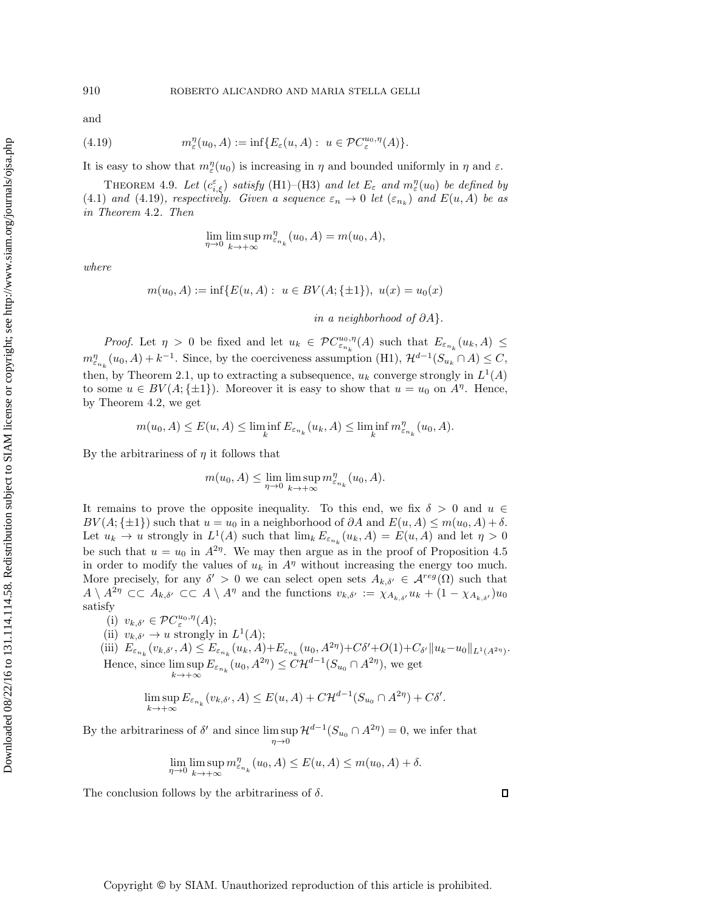and

$$m_\varepsilon^\eta(u_0, A) := \inf\{E_\varepsilon(u, A) :\ u \in \mathcal{PC}_\varepsilon^{u_0,\eta}(A)\}. \tag{4.19}$$

It is easy to show that $m_\varepsilon^\eta(u_0)$ is increasing in $\eta$ and bounded uniformly in $\eta$ and $\varepsilon$.

THEOREM 4.9. *Let $(c_{i,\xi}^\varepsilon)$ satisfy* (H1)–(H3) *and let $E_\varepsilon$ and $m_\varepsilon^\eta(u_0)$ be defined by* (4.1) *and* (4.19)*, respectively. Given a sequence $\varepsilon_n \to 0$ let $(\varepsilon_{n_k})$ and $E(u, A)$ be as in Theorem* 4.2*. Then*

$$\lim_{\eta\to 0} \limsup_{k\to+\infty} m_{\varepsilon_{n_k}}^\eta(u_0, A) = m(u_0, A),$$

*where*

$$m(u_0, A) := \inf\{E(u, A) :\ u \in BV(A; \{\pm 1\}),\ u(x) = u_0(x)$$
$$\textit{in a neighborhood of } \partial A\}.$$

*Proof.* Let $\eta > 0$ be fixed and let $u_k \in \mathcal{PC}_{\varepsilon_{n_k}}^{u_0,\eta}(A)$ such that $E_{\varepsilon_{n_k}}(u_k, A) \le m_{\varepsilon_{n_k}}^\eta(u_0, A) + k^{-1}$. Since, by the coerciveness assumption (H1), $\mathcal{H}^{d-1}(S_{u_k} \cap A) \le C$, then, by Theorem 2.1, up to extracting a subsequence, $u_k$ converge strongly in $L^1(A)$ to some $u \in BV(A; \{\pm 1\})$. Moreover it is easy to show that $u = u_0$ on $A^\eta$. Hence, by Theorem 4.2, we get

$$m(u_0, A) \le E(u, A) \le \liminf_k E_{\varepsilon_{n_k}}(u_k, A) \le \liminf_k m_{\varepsilon_{n_k}}^\eta(u_0, A).$$

By the arbitrariness of $\eta$ it follows that

$$m(u_0, A) \le \lim_{\eta\to 0} \limsup_{k\to+\infty} m_{\varepsilon_{n_k}}^\eta(u_0, A).$$

It remains to prove the opposite inequality. To this end, we fix $\delta > 0$ and $u \in BV(A; \{\pm 1\})$ such that $u = u_0$ in a neighborhood of $\partial A$ and $E(u, A) \le m(u_0, A) + \delta$. Let $u_k \to u$ strongly in $L^1(A)$ such that $\lim_k E_{\varepsilon_{n_k}}(u_k, A) = E(u, A)$ and let $\eta > 0$ be such that $u = u_0$ in $A^{2\eta}$. We may then argue as in the proof of Proposition 4.5 in order to modify the values of $u_k$ in $A^\eta$ without increasing the energy too much. More precisely, for any $\delta' > 0$ we can select open sets $A_{k,\delta'} \in \mathcal{A}^{reg}(\Omega)$ such that $A \setminus A^{2\eta} \subset\subset A_{k,\delta'} \subset\subset A \setminus A^\eta$ and the functions $v_{k,\delta'} := \chi_{A_{k,\delta'}} u_k + (1 - \chi_{A_{k,\delta'}}) u_0$ satisfy

(i) $v_{k,\delta'} \in \mathcal{PC}_\varepsilon^{u_0,\eta}(A)$;

(ii) $v_{k,\delta'} \to u$ strongly in $L^1(A)$;

(iii) $E_{\varepsilon_{n_k}}(v_{k,\delta'}, A) \le E_{\varepsilon_{n_k}}(u_k, A) + E_{\varepsilon_{n_k}}(u_0, A^{2\eta}) + C\delta' + O(1) + C_{\delta'} \|u_k - u_0\|_{L^1(A^{2\eta})}$.

Hence, since $\limsup_{k\to+\infty} E_{\varepsilon_{n_k}}(u_0, A^{2\eta}) \le C\mathcal{H}^{d-1}(S_{u_0} \cap A^{2\eta})$, we get

$$\limsup_{k\to+\infty} E_{\varepsilon_{n_k}}(v_{k,\delta'}, A) \le E(u, A) + C\mathcal{H}^{d-1}(S_{u_0} \cap A^{2\eta}) + C\delta'.$$

By the arbitrariness of $\delta'$ and since $\limsup_{\eta\to 0} \mathcal{H}^{d-1}(S_{u_0} \cap A^{2\eta}) = 0$, we infer that

$$\lim_{\eta\to 0} \limsup_{k\to+\infty} m_{\varepsilon_{n_k}}^\eta(u_0, A) \le E(u, A) \le m(u_0, A) + \delta.$$

The conclusion follows by the arbitrariness of $\delta$. $\square$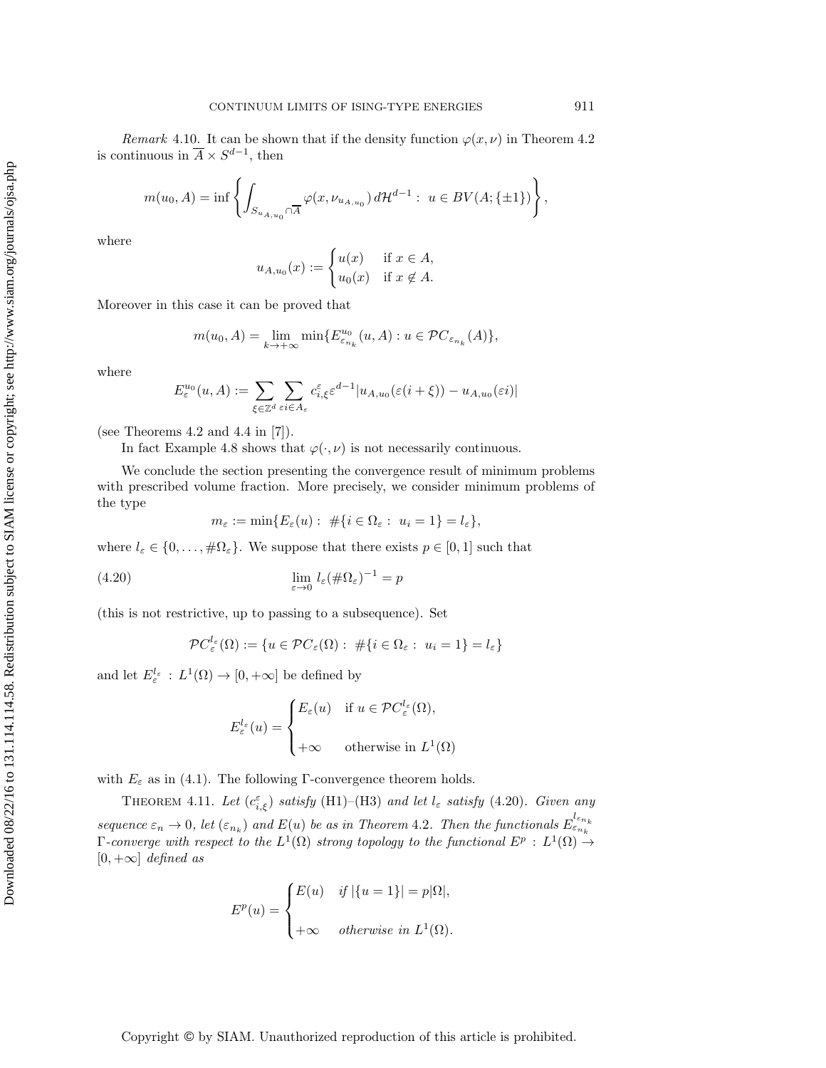*Remark* 4.10. It can be shown that if the density function $\varphi(x,\nu)$ in Theorem 4.2 is continuous in $\overline{A} \times S^{d-1}$, then

$$m(u_0, A) = \inf\left\{\int_{S_{u_{A,u_0}}\cap \overline{A}} \varphi(x, \nu_{u_{A,u_0}})\, d\mathcal{H}^{d-1} :\ u \in BV(A;\{\pm 1\})\right\},$$

where

$$u_{A,u_0}(x) := \begin{cases} u(x) & \text{if } x \in A,\\ u_0(x) & \text{if } x \notin A. \end{cases}$$

Moreover in this case it can be proved that

$$m(u_0, A) = \lim_{k\to+\infty} \min\{E^{u_0}_{\varepsilon_{n_k}}(u, A) : u \in \mathcal{PC}_{\varepsilon_{n_k}}(A)\},$$

where

$$E^{u_0}_{\varepsilon}(u, A) := \sum_{\xi\in\mathbb{Z}^d} \sum_{\varepsilon i \in A_\varepsilon} c^\varepsilon_{i,\xi} \varepsilon^{d-1} |u_{A,u_0}(\varepsilon(i+\xi)) - u_{A,u_0}(\varepsilon i)|$$

(see Theorems 4.2 and 4.4 in [7]).

In fact Example 4.8 shows that $\varphi(\cdot,\nu)$ is not necessarily continuous.

We conclude the section presenting the convergence result of minimum problems with prescribed volume fraction. More precisely, we consider minimum problems of the type

$$m_\varepsilon := \min\{E_\varepsilon(u) :\ \#\{i \in \Omega_\varepsilon :\ u_i = 1\} = l_\varepsilon\},$$

where $l_\varepsilon \in \{0, \dots, \#\Omega_\varepsilon\}$. We suppose that there exists $p \in [0,1]$ such that

$$\lim_{\varepsilon\to 0} l_\varepsilon (\#\Omega_\varepsilon)^{-1} = p \tag{4.20}$$

(this is not restrictive, up to passing to a subsequence). Set

$$\mathcal{PC}^{l_\varepsilon}_\varepsilon(\Omega) := \{u \in \mathcal{PC}_\varepsilon(\Omega) :\ \#\{i \in \Omega_\varepsilon :\ u_i = 1\} = l_\varepsilon\}$$

and let $E^{l_\varepsilon}_\varepsilon : L^1(\Omega) \to [0,+\infty]$ be defined by

$$E^{l_\varepsilon}_\varepsilon(u) = \begin{cases} E_\varepsilon(u) & \text{if } u \in \mathcal{PC}^{l_\varepsilon}_\varepsilon(\Omega),\\[1em] +\infty & \text{otherwise in } L^1(\Omega) \end{cases}$$

with $E_\varepsilon$ as in (4.1). The following $\Gamma$-convergence theorem holds.

THEOREM 4.11. *Let $(c^\varepsilon_{i,\xi})$ satisfy (H1)–(H3) and let $l_\varepsilon$ satisfy (4.20). Given any sequence $\varepsilon_n \to 0$, let $(\varepsilon_{n_k})$ and $E(u)$ be as in Theorem 4.2. Then the functionals $E^{l_{\varepsilon_{n_k}}}_{\varepsilon_{n_k}}$ $\Gamma$-converge with respect to the $L^1(\Omega)$ strong topology to the functional $E^p : L^1(\Omega) \to [0,+\infty]$ defined as*

$$E^p(u) = \begin{cases} E(u) & \text{if } |\{u = 1\}| = p|\Omega|,\\[1em] +\infty & \text{otherwise in } L^1(\Omega). \end{cases}$$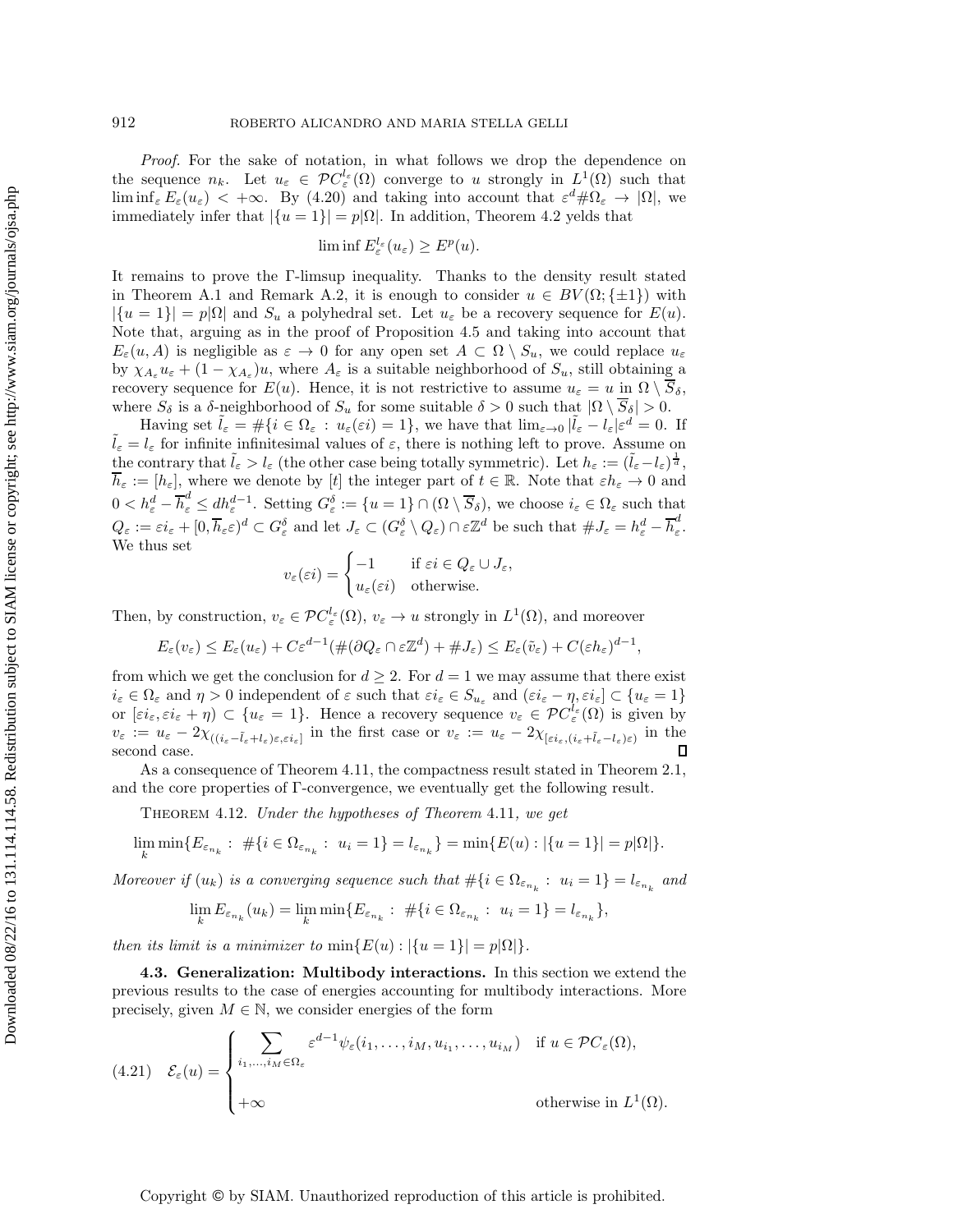*Proof.* For the sake of notation, in what follows we drop the dependence on the sequence $n_k$. Let $u_\varepsilon \in \mathcal{PC}_\varepsilon^{l_\varepsilon}(\Omega)$ converge to $u$ strongly in $L^1(\Omega)$ such that $\liminf_\varepsilon E_\varepsilon(u_\varepsilon) < +\infty$. By (4.20) and taking into account that $\varepsilon^d \#\Omega_\varepsilon \to |\Omega|$, we immediately infer that $|\{u = 1\}| = p|\Omega|$. In addition, Theorem 4.2 yelds that

$$\liminf E_\varepsilon^{l_\varepsilon}(u_\varepsilon) \geq E^p(u).$$

It remains to prove the Γ-limsup inequality. Thanks to the density result stated in Theorem A.1 and Remark A.2, it is enough to consider $u \in BV(\Omega; \{\pm 1\})$ with $|\{u = 1\}| = p|\Omega|$ and $S_u$ a polyhedral set. Let $u_\varepsilon$ be a recovery sequence for $E(u)$. Note that, arguing as in the proof of Proposition 4.5 and taking into account that $E_\varepsilon(u, A)$ is negligible as $\varepsilon \to 0$ for any open set $A \subset \Omega \setminus S_u$, we could replace $u_\varepsilon$ by $\chi_{A_\varepsilon} u_\varepsilon + (1 - \chi_{A_\varepsilon})u$, where $A_\varepsilon$ is a suitable neighborhood of $S_u$, still obtaining a recovery sequence for $E(u)$. Hence, it is not restrictive to assume $u_\varepsilon = u$ in $\Omega \setminus \overline{S}_\delta$, where $S_\delta$ is a $\delta$-neighborhood of $S_u$ for some suitable $\delta > 0$ such that $|\Omega \setminus \overline{S}_\delta| > 0$.

Having set $\tilde{l}_\varepsilon = \#\{i \in \Omega_\varepsilon : u_\varepsilon(\varepsilon i) = 1\}$, we have that $\lim_{\varepsilon \to 0} |\tilde{l}_\varepsilon - l_\varepsilon| \varepsilon^d = 0$. If $\tilde{l}_\varepsilon = l_\varepsilon$ for infinite infinitesimal values of $\varepsilon$, there is nothing left to prove. Assume on the contrary that $\tilde{l}_\varepsilon > l_\varepsilon$ (the other case being totally symmetric). Let $h_\varepsilon := (\tilde{l}_\varepsilon - l_\varepsilon)^{\frac{1}{d}}$, $\overline{h}_\varepsilon := [h_\varepsilon]$, where we denote by $[t]$ the integer part of $t \in \mathbb{R}$. Note that $\varepsilon h_\varepsilon \to 0$ and $0 < h_\varepsilon^d - \overline{h}_\varepsilon^d \leq d h_\varepsilon^{d-1}$. Setting $G_\varepsilon^\delta := \{u = 1\} \cap (\Omega \setminus \overline{S}_\delta)$, we choose $i_\varepsilon \in \Omega_\varepsilon$ such that $Q_\varepsilon := \varepsilon i_\varepsilon + [0, \overline{h}_\varepsilon \varepsilon)^d \subset G_\varepsilon^\delta$ and let $J_\varepsilon \subset (G_\varepsilon^\delta \setminus Q_\varepsilon) \cap \varepsilon\mathbb{Z}^d$ be such that $\#J_\varepsilon = h_\varepsilon^d - \overline{h}_\varepsilon^d$. We thus set

$$v_\varepsilon(\varepsilon i) = \begin{cases} -1 & \text{if } \varepsilon i \in Q_\varepsilon \cup J_\varepsilon, \\ u_\varepsilon(\varepsilon i) & \text{otherwise.} \end{cases}$$

Then, by construction, $v_\varepsilon \in \mathcal{PC}_\varepsilon^{l_\varepsilon}(\Omega)$, $v_\varepsilon \to u$ strongly in $L^1(\Omega)$, and moreover

$$E_\varepsilon(v_\varepsilon) \leq E_\varepsilon(u_\varepsilon) + C\varepsilon^{d-1}(\#(\partial Q_\varepsilon \cap \varepsilon\mathbb{Z}^d) + \#J_\varepsilon) \leq E_\varepsilon(\tilde{v}_\varepsilon) + C(\varepsilon h_\varepsilon)^{d-1},$$

from which we get the conclusion for $d \geq 2$. For $d = 1$ we may assume that there exist $i_\varepsilon \in \Omega_\varepsilon$ and $\eta > 0$ independent of $\varepsilon$ such that $\varepsilon i_\varepsilon \in S_{u_\varepsilon}$ and $(\varepsilon i_\varepsilon - \eta, \varepsilon i_\varepsilon] \subset \{u_\varepsilon = 1\}$ or $[\varepsilon i_\varepsilon, \varepsilon i_\varepsilon + \eta) \subset \{u_\varepsilon = 1\}$. Hence a recovery sequence $v_\varepsilon \in \mathcal{PC}_\varepsilon^{l_\varepsilon}(\Omega)$ is given by $v_\varepsilon := u_\varepsilon - 2\chi_{((i_\varepsilon - \tilde{l}_\varepsilon + l_\varepsilon)\varepsilon, \varepsilon i_\varepsilon]}$ in the first case or $v_\varepsilon := u_\varepsilon - 2\chi_{[\varepsilon i_\varepsilon, (i_\varepsilon + \tilde{l}_\varepsilon - l_\varepsilon)\varepsilon)}$ in the second case. ∎

As a consequence of Theorem 4.11, the compactness result stated in Theorem 2.1, and the core properties of Γ-convergence, we eventually get the following result.

THEOREM 4.12. *Under the hypotheses of Theorem* 4.11*, we get*

$$\lim_k \min\{E_{\varepsilon_{n_k}} : \#\{i \in \Omega_{\varepsilon_{n_k}} : u_i = 1\} = l_{\varepsilon_{n_k}}\} = \min\{E(u) : |\{u = 1\}| = p|\Omega|\}.$$

*Moreover if* $(u_k)$ *is a converging sequence such that* $\#\{i \in \Omega_{\varepsilon_{n_k}} : u_i = 1\} = l_{\varepsilon_{n_k}}$ *and*

$$\lim_k E_{\varepsilon_{n_k}}(u_k) = \lim_k \min\{E_{\varepsilon_{n_k}} : \#\{i \in \Omega_{\varepsilon_{n_k}} : u_i = 1\} = l_{\varepsilon_{n_k}}\},$$

*then its limit is a minimizer to* $\min\{E(u) : |\{u = 1\}| = p|\Omega|\}$.

**4.3. Generalization: Multibody interactions.** In this section we extend the previous results to the case of energies accounting for multibody interactions. More precisely, given $M \in \mathbb{N}$, we consider energies of the form

$$\mathcal{E}_\varepsilon(u) = \begin{cases} \displaystyle\sum_{i_1, \ldots, i_M \in \Omega_\varepsilon} \varepsilon^{d-1} \psi_\varepsilon(i_1, \ldots, i_M, u_{i_1}, \ldots, u_{i_M}) & \text{if } u \in \mathcal{PC}_\varepsilon(\Omega), \\ +\infty & \text{otherwise in } L^1(\Omega). \end{cases} \tag{4.21}$$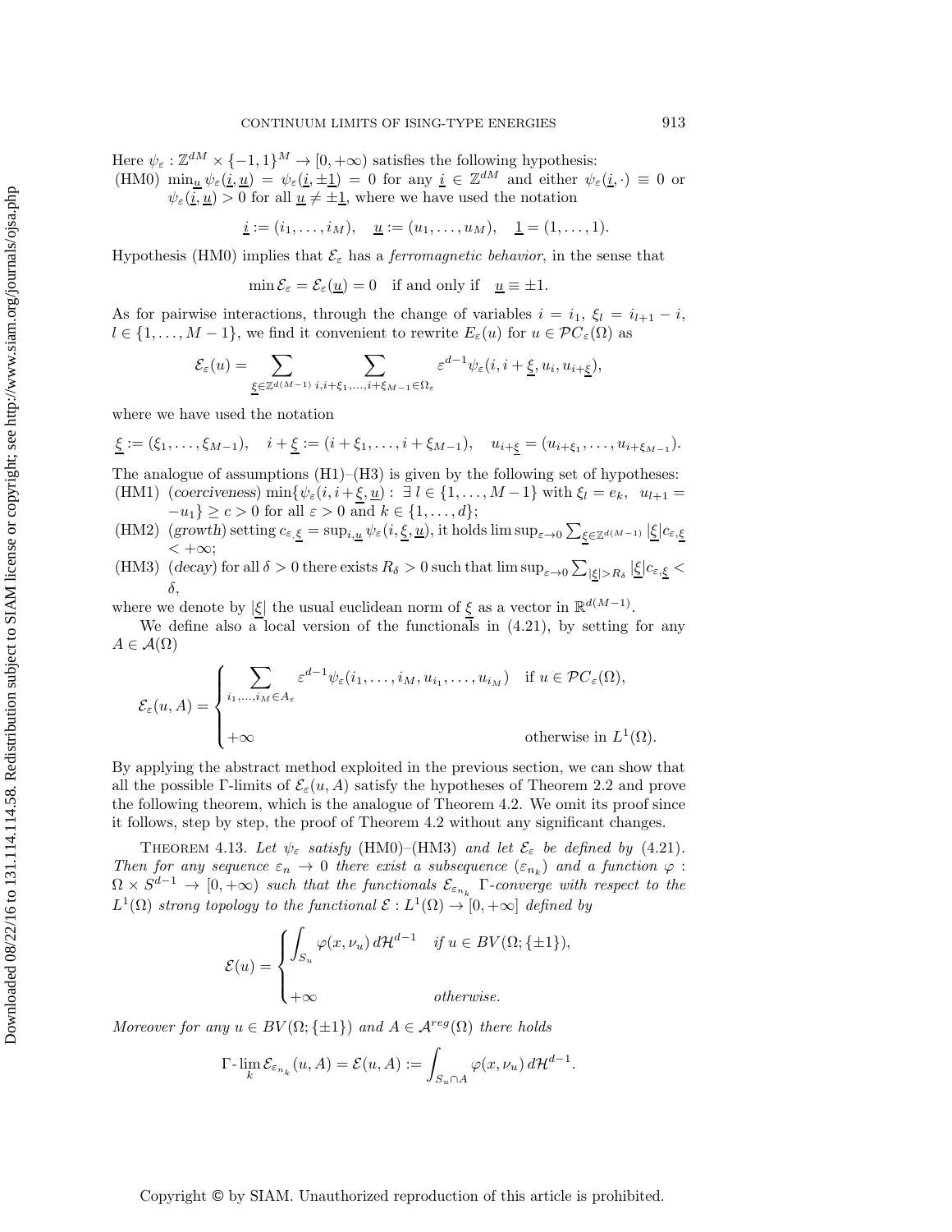Here $\psi_\varepsilon : \mathbb{Z}^{dM} \times \{-1,1\}^M \to [0,+\infty)$ satisfies the following hypothesis:

(HM0) $\min_{\underline{u}} \psi_\varepsilon(\underline{i},\underline{u}) = \psi_\varepsilon(\underline{i},\pm\underline{1}) = 0$ for any $\underline{i} \in \mathbb{Z}^{dM}$ and either $\psi_\varepsilon(\underline{i},\cdot) \equiv 0$ or $\psi_\varepsilon(\underline{i},\underline{u}) > 0$ for all $\underline{u} \neq \pm\underline{1}$, where we have used the notation

$$\underline{i} := (i_1,\ldots,i_M), \quad \underline{u} := (u_1,\ldots,u_M), \quad \underline{1} = (1,\ldots,1).$$

Hypothesis (HM0) implies that $\mathcal{E}_\varepsilon$ has a *ferromagnetic behavior*, in the sense that

$$\min \mathcal{E}_\varepsilon = \mathcal{E}_\varepsilon(\underline{u}) = 0 \quad \text{if and only if} \quad \underline{u} \equiv \pm 1.$$

As for pairwise interactions, through the change of variables $i = i_1$, $\xi_l = i_{l+1} - i$, $l \in \{1,\ldots,M-1\}$, we find it convenient to rewrite $E_\varepsilon(u)$ for $u \in \mathcal{PC}_\varepsilon(\Omega)$ as

$$\mathcal{E}_\varepsilon(u) = \sum_{\underline{\xi}\in\mathbb{Z}^{d(M-1)}} \sum_{i,i+\xi_1,\ldots,i+\xi_{M-1}\in\Omega_\varepsilon} \varepsilon^{d-1}\psi_\varepsilon(i,i+\underline{\xi},u_i,u_{i+\underline{\xi}}),$$

where we have used the notation

$$\underline{\xi} := (\xi_1,\ldots,\xi_{M-1}), \quad i+\underline{\xi} := (i+\xi_1,\ldots,i+\xi_{M-1}), \quad u_{i+\underline{\xi}} = (u_{i+\xi_1},\ldots,u_{i+\xi_{M-1}}).$$

The analogue of assumptions (H1)–(H3) is given by the following set of hypotheses:

(HM1) (*coerciveness*) $\min\{\psi_\varepsilon(i,i+\underline{\xi},\underline{u}) : \exists\, l \in \{1,\ldots,M-1\}$ with $\xi_l = e_k$, $u_{l+1} = -u_1\} \geq c > 0$ for all $\varepsilon > 0$ and $k \in \{1,\ldots,d\}$;

(HM2) (*growth*) setting $c_{\varepsilon,\underline{\xi}} = \sup_{i,\underline{u}} \psi_\varepsilon(i,\underline{\xi},\underline{u})$, it holds $\limsup_{\varepsilon\to 0}\sum_{\underline{\xi}\in\mathbb{Z}^{d(M-1)}} |\underline{\xi}| c_{\varepsilon,\underline{\xi}} < +\infty$;

(HM3) (*decay*) for all $\delta > 0$ there exists $R_\delta > 0$ such that $\limsup_{\varepsilon\to 0}\sum_{|\underline{\xi}|>R_\delta} |\underline{\xi}| c_{\varepsilon,\underline{\xi}} < \delta$,

where we denote by $|\underline{\xi}|$ the usual euclidean norm of $\underline{\xi}$ as a vector in $\mathbb{R}^{d(M-1)}$.

We define also a local version of the functionals in (4.21), by setting for any $A \in \mathcal{A}(\Omega)$

$$\mathcal{E}_\varepsilon(u,A) = \begin{cases} \displaystyle\sum_{i_1,\ldots,i_M\in A_\varepsilon} \varepsilon^{d-1}\psi_\varepsilon(i_1,\ldots,i_M,u_{i_1},\ldots,u_{i_M}) & \text{if } u \in \mathcal{PC}_\varepsilon(\Omega), \\ +\infty & \text{otherwise in } L^1(\Omega). \end{cases}$$

By applying the abstract method exploited in the previous section, we can show that all the possible $\Gamma$-limits of $\mathcal{E}_\varepsilon(u,A)$ satisfy the hypotheses of Theorem 2.2 and prove the following theorem, which is the analogue of Theorem 4.2. We omit its proof since it follows, step by step, the proof of Theorem 4.2 without any significant changes.

Theorem 4.13. *Let $\psi_\varepsilon$ satisfy* (HM0)–(HM3) *and let $\mathcal{E}_\varepsilon$ be defined by* (4.21). *Then for any sequence $\varepsilon_n \to 0$ there exist a subsequence $(\varepsilon_{n_k})$ and a function $\varphi : \Omega \times S^{d-1} \to [0,+\infty)$ such that the functionals $\mathcal{E}_{\varepsilon_{n_k}}$ $\Gamma$-converge with respect to the $L^1(\Omega)$ strong topology to the functional $\mathcal{E} : L^1(\Omega) \to [0,+\infty]$ defined by*

$$\mathcal{E}(u) = \begin{cases} \displaystyle\int_{S_u} \varphi(x,\nu_u)\, d\mathcal{H}^{d-1} & \text{if } u \in BV(\Omega;\{\pm 1\}), \\ +\infty & \text{otherwise.} \end{cases}$$

*Moreover for any $u \in BV(\Omega;\{\pm1\})$ and $A \in \mathcal{A}^{reg}(\Omega)$ there holds*

$$\Gamma\text{-}\lim_k \mathcal{E}_{\varepsilon_{n_k}}(u,A) = \mathcal{E}(u,A) := \int_{S_u\cap A} \varphi(x,\nu_u)\, d\mathcal{H}^{d-1}.$$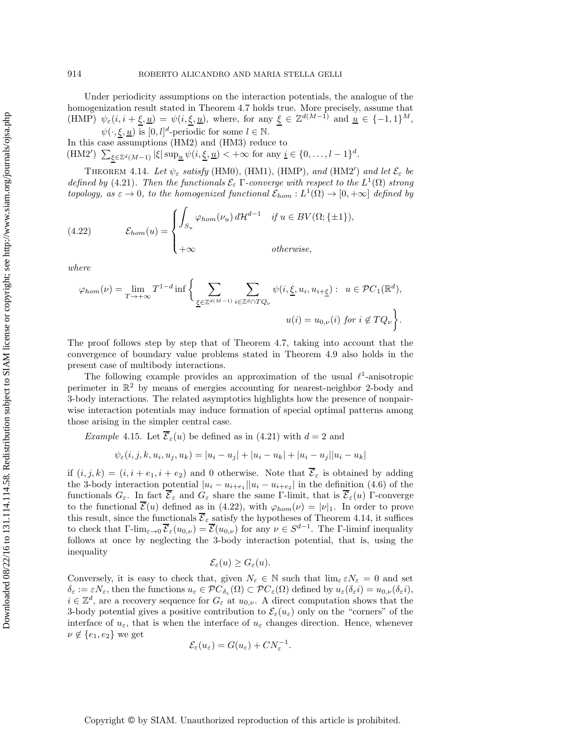Under periodicity assumptions on the interaction potentials, the analogue of the homogenization result stated in Theorem 4.7 holds true. More precisely, assume that

(HMP) $\psi_\varepsilon(i, i+\underline{\xi}, \underline{u}) = \psi(i, \underline{\xi}, \underline{u})$, where, for any $\underline{\xi} \in \mathbb{Z}^{d(M-1)}$ and $\underline{u} \in \{-1,1\}^M$, $\psi(\cdot, \underline{\xi}, \underline{u})$ is $[0,l]^d$-periodic for some $l \in \mathbb{N}$.

In this case assumptions (HM2) and (HM3) reduce to

(HM2′) $\sum_{\underline{\xi}\in\mathbb{Z}^{d(M-1)}} |\xi| \sup_{\underline{u}} \psi(i, \underline{\xi}, \underline{u}) < +\infty$ for any $\underline{i} \in \{0, \ldots, l-1\}^d$.

Theorem 4.14. *Let $\psi_\varepsilon$ satisfy* (HM0), (HM1), (HMP), *and* (HM2′) *and let $\mathcal{E}_\varepsilon$ be defined by* (4.21). *Then the functionals $\mathcal{E}_\varepsilon$ $\Gamma$-converge with respect to the $L^1(\Omega)$ strong topology, as $\varepsilon \to 0$, to the homogenized functional $\mathcal{E}_{hom} : L^1(\Omega) \to [0, +\infty]$ defined by*

$$\mathcal{E}_{hom}(u) = \begin{cases} \displaystyle\int_{S_u} \varphi_{hom}(\nu_u)\, d\mathcal{H}^{d-1} & \text{if } u \in BV(\Omega; \{\pm 1\}), \\ +\infty & \text{otherwise,} \end{cases} \tag{4.22}$$

*where*

$$\varphi_{hom}(\nu) = \lim_{T\to+\infty} T^{1-d} \inf\Bigg\{ \sum_{\underline{\xi}\in\mathbb{Z}^{d(M-1)}} \sum_{i\in\mathbb{Z}^d\cap TQ_\nu} \psi(i, \underline{\xi}, u_i, u_{i+\underline{\xi}}) : \; u \in \mathcal{PC}_1(\mathbb{R}^d), \; u(i) = u_{0,\nu}(i) \text{ for } i \notin TQ_\nu \Bigg\}.$$

The proof follows step by step that of Theorem 4.7, taking into account that the convergence of boundary value problems stated in Theorem 4.9 also holds in the present case of multibody interactions.

The following example provides an approximation of the usual $\ell^1$-anisotropic perimeter in $\mathbb{R}^2$ by means of energies accounting for nearest-neighbor 2-body and 3-body interactions. The related asymptotics highlights how the presence of nonpairwise interaction potentials may induce formation of special optimal patterns among those arising in the simpler central case.

*Example* 4.15. Let $\overline{\mathcal{E}}_\varepsilon(u)$ be defined as in (4.21) with $d = 2$ and

$$\psi_\varepsilon(i, j, k, u_i, u_j, u_k) = |u_i - u_j| + |u_i - u_k| + |u_i - u_j||u_i - u_k|$$

if $(i, j, k) = (i, i+e_1, i+e_2)$ and 0 otherwise. Note that $\overline{\mathcal{E}}_\varepsilon$ is obtained by adding the 3-body interaction potential $|u_i - u_{i+e_1}||u_i - u_{i+e_2}|$ in the definition (4.6) of the functionals $G_\varepsilon$. In fact $\overline{\mathcal{E}}_\varepsilon$ and $G_\varepsilon$ share the same $\Gamma$-limit, that is $\overline{\mathcal{E}}_\varepsilon(u)$ $\Gamma$-converge to the functional $\overline{\mathcal{E}}(u)$ defined as in (4.22), with $\varphi_{hom}(\nu) = |\nu|_1$. In order to prove this result, since the functionals $\overline{\mathcal{E}}_\varepsilon$ satisfy the hypotheses of Theorem 4.14, it suffices to check that $\Gamma\text{-}\lim_{\varepsilon\to 0} \overline{\mathcal{E}}_\varepsilon(u_{0,\nu}) = \overline{\mathcal{E}}(u_{0,\nu})$ for any $\nu \in S^{d-1}$. The $\Gamma$-liminf inequality follows at once by neglecting the 3-body interaction potential, that is, using the inequality

$$\mathcal{E}_\varepsilon(u) \geq G_\varepsilon(u).$$

Conversely, it is easy to check that, given $N_\varepsilon \in \mathbb{N}$ such that $\lim_\varepsilon \varepsilon N_\varepsilon = 0$ and set $\delta_\varepsilon := \varepsilon N_\varepsilon$, then the functions $u_\varepsilon \in \mathcal{PC}_{\delta_\varepsilon}(\Omega) \subset \mathcal{PC}_\varepsilon(\Omega)$ defined by $u_\varepsilon(\delta_\varepsilon i) = u_{0,\nu}(\delta_\varepsilon i)$, $i \in \mathbb{Z}^d$, are a recovery sequence for $G_\varepsilon$ at $u_{0,\nu}$. A direct computation shows that the 3-body potential gives a positive contribution to $\mathcal{E}_\varepsilon(u_\varepsilon)$ only on the "corners" of the interface of $u_\varepsilon$, that is when the interface of $u_\varepsilon$ changes direction. Hence, whenever $\nu \notin \{e_1, e_2\}$ we get

$$\mathcal{E}_\varepsilon(u_\varepsilon) = G(u_\varepsilon) + CN_\varepsilon^{-1}.$$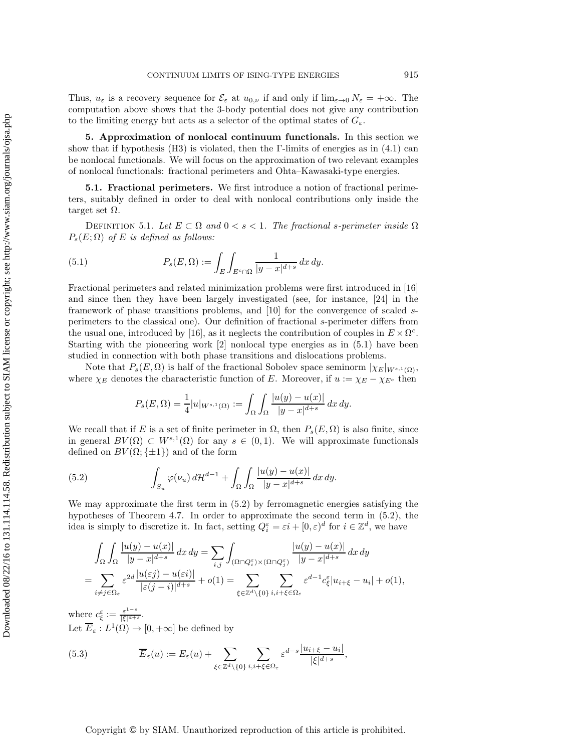Thus, $u_\varepsilon$ is a recovery sequence for $\mathcal{E}_\varepsilon$ at $u_{0,\nu}$ if and only if $\lim_{\varepsilon\to 0} N_\varepsilon = +\infty$. The computation above shows that the 3-body potential does not give any contribution to the limiting energy but acts as a selector of the optimal states of $G_\varepsilon$.

## 5. Approximation of nonlocal continuum functionals.

In this section we show that if hypothesis (H3) is violated, then the Γ-limits of energies as in (4.1) can be nonlocal functionals. We will focus on the approximation of two relevant examples of nonlocal functionals: fractional perimeters and Ohta–Kawasaki-type energies.

### 5.1. Fractional perimeters.

We first introduce a notion of fractional perimeters, suitably defined in order to deal with nonlocal contributions only inside the target set $\Omega$.

DEFINITION 5.1. *Let $E \subset \Omega$ and $0 < s < 1$. The fractional $s$-perimeter inside $\Omega$ $P_s(E;\Omega)$ of $E$ is defined as follows:*

$$P_s(E,\Omega) := \int_E \int_{E^c\cap\Omega} \frac{1}{|y-x|^{d+s}}\,dx\,dy. \tag{5.1}$$

Fractional perimeters and related minimization problems were first introduced in [16] and since then they have been largely investigated (see, for instance, [24] in the framework of phase transitions problems, and [10] for the convergence of scaled $s$-perimeters to the classical one). Our definition of fractional $s$-perimeter differs from the usual one, introduced by [16], as it neglects the contribution of couples in $E \times \Omega^c$. Starting with the pioneering work [2] nonlocal type energies as in (5.1) have been studied in connection with both phase transitions and dislocations problems.

Note that $P_s(E,\Omega)$ is half of the fractional Sobolev space seminorm $|\chi_E|_{W^{s,1}(\Omega)}$, where $\chi_E$ denotes the characteristic function of $E$. Moreover, if $u := \chi_E - \chi_{E^c}$ then

$$P_s(E,\Omega) = \frac{1}{4}|u|_{W^{s,1}(\Omega)} := \int_\Omega\int_\Omega \frac{|u(y)-u(x)|}{|y-x|^{d+s}}\,dx\,dy.$$

We recall that if $E$ is a set of finite perimeter in $\Omega$, then $P_s(E,\Omega)$ is also finite, since in general $BV(\Omega) \subset W^{s,1}(\Omega)$ for any $s \in (0,1)$. We will approximate functionals defined on $BV(\Omega;\{\pm 1\})$ and of the form

$$\int_{S_u} \varphi(\nu_u)\,d\mathcal{H}^{d-1} + \int_\Omega\int_\Omega \frac{|u(y)-u(x)|}{|y-x|^{d+s}}\,dx\,dy. \tag{5.2}$$

We may approximate the first term in (5.2) by ferromagnetic energies satisfying the hypotheses of Theorem 4.7. In order to approximate the second term in (5.2), the idea is simply to discretize it. In fact, setting $Q_i^\varepsilon = \varepsilon i + [0,\varepsilon)^d$ for $i \in \mathbb{Z}^d$, we have

$$\begin{aligned}
\int_\Omega\int_\Omega \frac{|u(y)-u(x)|}{|y-x|^{d+s}}\,dx\,dy &= \sum_{i,j}\int_{(\Omega\cap Q_i^\varepsilon)\times(\Omega\cap Q_j^\varepsilon)} \frac{|u(y)-u(x)|}{|y-x|^{d+s}}\,dx\,dy \\
= \sum_{i\neq j\in\Omega_\varepsilon} \varepsilon^{2d}\frac{|u(\varepsilon j)-u(\varepsilon i)|}{|\varepsilon(j-i)|^{d+s}} + o(1) &= \sum_{\xi\in\mathbb{Z}^d\setminus\{0\}}\sum_{i,i+\xi\in\Omega_\varepsilon} \varepsilon^{d-1}c_\xi^\varepsilon|u_{i+\xi}-u_i| + o(1),
\end{aligned}$$

where $c_\xi^\varepsilon := \frac{\varepsilon^{1-s}}{|\xi|^{d+s}}$.
Let $\overline{E}_\varepsilon : L^1(\Omega) \to [0,+\infty]$ be defined by

$$\overline{E}_\varepsilon(u) := E_\varepsilon(u) + \sum_{\xi\in\mathbb{Z}^d\setminus\{0\}}\sum_{i,i+\xi\in\Omega_\varepsilon} \varepsilon^{d-s}\frac{|u_{i+\xi}-u_i|}{|\xi|^{d+s}}, \tag{5.3}$$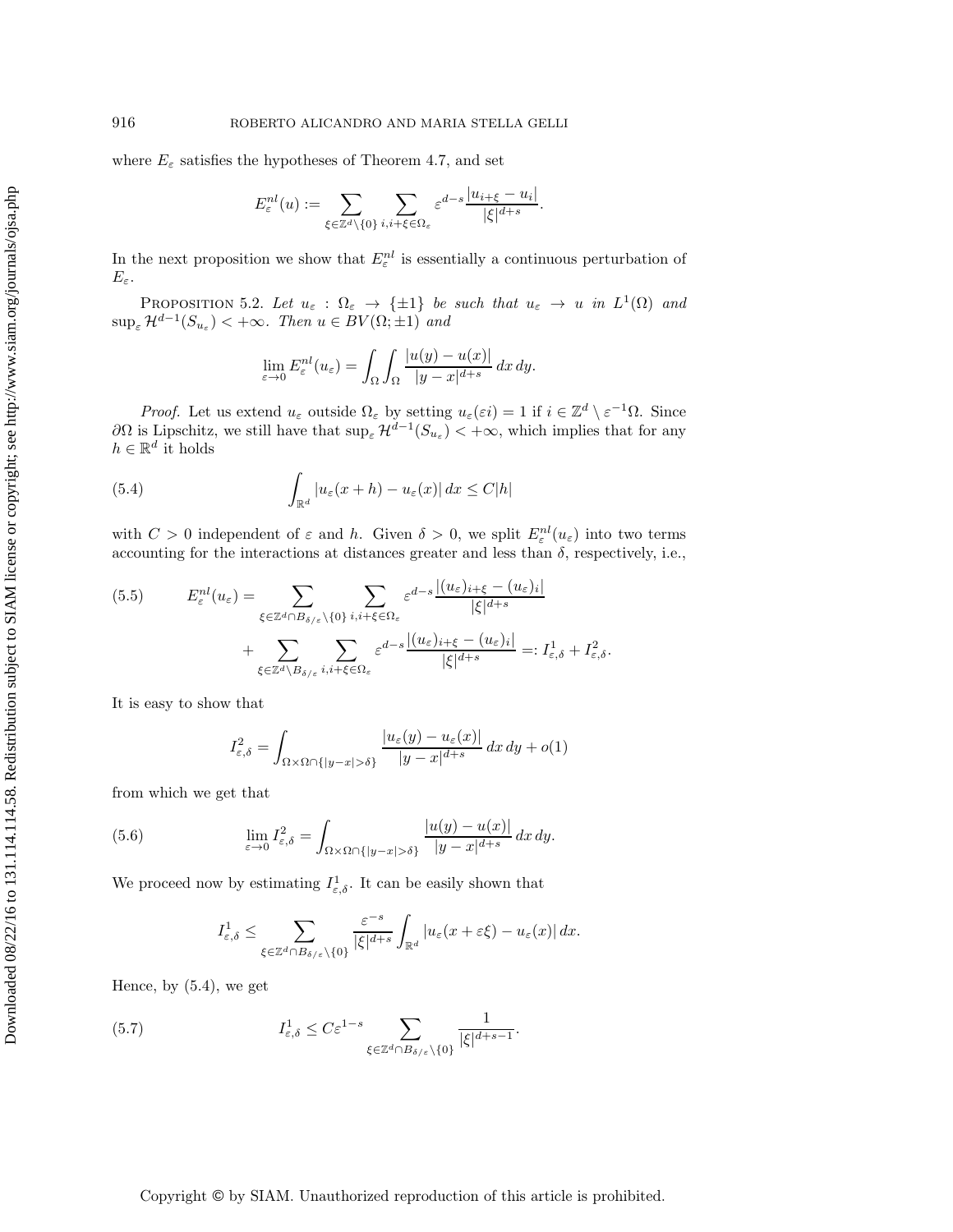where $E_\varepsilon$ satisfies the hypotheses of Theorem 4.7, and set

$$E^{nl}_\varepsilon(u) := \sum_{\xi\in\mathbb{Z}^d\setminus\{0\}} \sum_{i,i+\xi\in\Omega_\varepsilon} \varepsilon^{d-s}\frac{|u_{i+\xi}-u_i|}{|\xi|^{d+s}}.$$

In the next proposition we show that $E^{nl}_\varepsilon$ is essentially a continuous perturbation of $E_\varepsilon$.

Proposition 5.2. *Let $u_\varepsilon : \Omega_\varepsilon \to \{\pm 1\}$ be such that $u_\varepsilon \to u$ in $L^1(\Omega)$ and $\sup_\varepsilon \mathcal{H}^{d-1}(S_{u_\varepsilon}) < +\infty$. Then $u \in BV(\Omega;\pm 1)$ and*

$$\lim_{\varepsilon\to 0} E^{nl}_\varepsilon(u_\varepsilon) = \int_\Omega\int_\Omega \frac{|u(y)-u(x)|}{|y-x|^{d+s}}\,dx\,dy.$$

*Proof.* Let us extend $u_\varepsilon$ outside $\Omega_\varepsilon$ by setting $u_\varepsilon(\varepsilon i) = 1$ if $i \in \mathbb{Z}^d \setminus \varepsilon^{-1}\Omega$. Since $\partial\Omega$ is Lipschitz, we still have that $\sup_\varepsilon \mathcal{H}^{d-1}(S_{u_\varepsilon}) < +\infty$, which implies that for any $h \in \mathbb{R}^d$ it holds

$$\int_{\mathbb{R}^d} |u_\varepsilon(x+h) - u_\varepsilon(x)|\,dx \le C|h| \tag{5.4}$$

with $C > 0$ independent of $\varepsilon$ and $h$. Given $\delta > 0$, we split $E^{nl}_\varepsilon(u_\varepsilon)$ into two terms accounting for the interactions at distances greater and less than $\delta$, respectively, i.e.,

$$\begin{aligned} E^{nl}_\varepsilon(u_\varepsilon) &= \sum_{\xi\in\mathbb{Z}^d\cap B_{\delta/\varepsilon}\setminus\{0\}} \sum_{i,i+\xi\in\Omega_\varepsilon} \varepsilon^{d-s}\frac{|(u_\varepsilon)_{i+\xi}-(u_\varepsilon)_i|}{|\xi|^{d+s}} \\ &\quad + \sum_{\xi\in\mathbb{Z}^d\setminus B_{\delta/\varepsilon}} \sum_{i,i+\xi\in\Omega_\varepsilon} \varepsilon^{d-s}\frac{|(u_\varepsilon)_{i+\xi}-(u_\varepsilon)_i|}{|\xi|^{d+s}} =: I^1_{\varepsilon,\delta} + I^2_{\varepsilon,\delta}. \end{aligned} \tag{5.5}$$

It is easy to show that

$$I^2_{\varepsilon,\delta} = \int_{\Omega\times\Omega\cap\{|y-x|>\delta\}} \frac{|u_\varepsilon(y)-u_\varepsilon(x)|}{|y-x|^{d+s}}\,dx\,dy + o(1)$$

from which we get that

$$\lim_{\varepsilon\to 0} I^2_{\varepsilon,\delta} = \int_{\Omega\times\Omega\cap\{|y-x|>\delta\}} \frac{|u(y)-u(x)|}{|y-x|^{d+s}}\,dx\,dy. \tag{5.6}$$

We proceed now by estimating $I^1_{\varepsilon,\delta}$. It can be easily shown that

$$I^1_{\varepsilon,\delta} \le \sum_{\xi\in\mathbb{Z}^d\cap B_{\delta/\varepsilon}\setminus\{0\}} \frac{\varepsilon^{-s}}{|\xi|^{d+s}} \int_{\mathbb{R}^d} |u_\varepsilon(x+\varepsilon\xi) - u_\varepsilon(x)|\,dx.$$

Hence, by (5.4), we get

$$I^1_{\varepsilon,\delta} \le C\varepsilon^{1-s} \sum_{\xi\in\mathbb{Z}^d\cap B_{\delta/\varepsilon}\setminus\{0\}} \frac{1}{|\xi|^{d+s-1}}. \tag{5.7}$$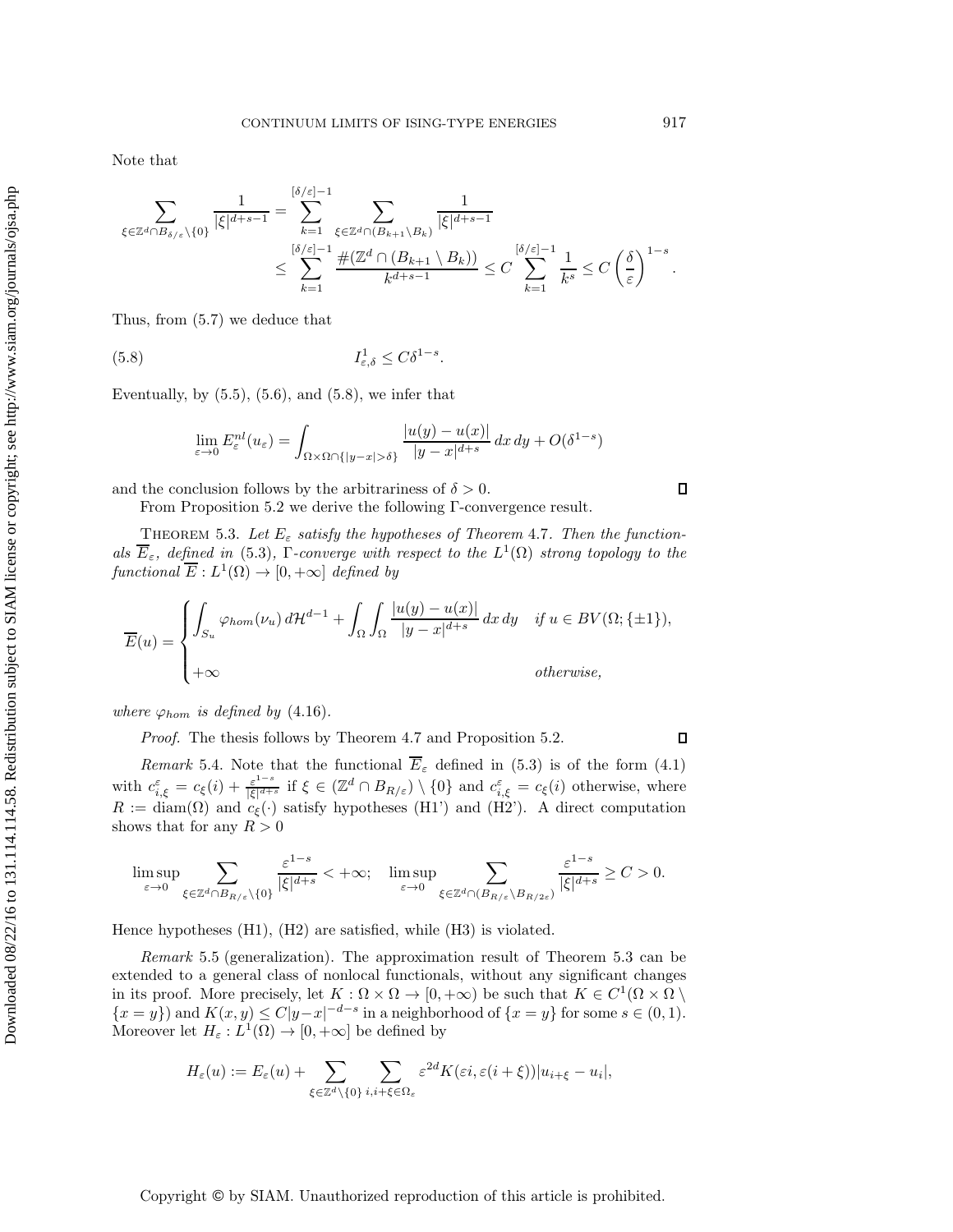Note that

$$\sum_{\xi\in\mathbb{Z}^d\cap B_{\delta/\varepsilon}\setminus\{0\}}\frac{1}{|\xi|^{d+s-1}}=\sum_{k=1}^{[\delta/\varepsilon]-1}\sum_{\xi\in\mathbb{Z}^d\cap(B_{k+1}\setminus B_k)}\frac{1}{|\xi|^{d+s-1}}$$
$$\leq\sum_{k=1}^{[\delta/\varepsilon]-1}\frac{\#(\mathbb{Z}^d\cap(B_{k+1}\setminus B_k))}{k^{d+s-1}}\leq C\sum_{k=1}^{[\delta/\varepsilon]-1}\frac{1}{k^s}\leq C\left(\frac{\delta}{\varepsilon}\right)^{1-s}.$$

Thus, from (5.7) we deduce that

$$I^1_{\varepsilon,\delta}\leq C\delta^{1-s}. \tag{5.8}$$

Eventually, by (5.5), (5.6), and (5.8), we infer that

$$\lim_{\varepsilon\to 0}E^{nl}_\varepsilon(u_\varepsilon)=\int_{\Omega\times\Omega\cap\{|y-x|>\delta\}}\frac{|u(y)-u(x)|}{|y-x|^{d+s}}\,dx\,dy+O(\delta^{1-s})$$

and the conclusion follows by the arbitrariness of $\delta>0$. $\square$

From Proposition 5.2 we derive the following Γ-convergence result.

THEOREM 5.3. *Let $E_\varepsilon$ satisfy the hypotheses of Theorem 4.7. Then the functionals $\overline{E}_\varepsilon$, defined in (5.3), Γ-converge with respect to the $L^1(\Omega)$ strong topology to the functional $\overline{E}:L^1(\Omega)\to[0,+\infty]$ defined by*

$$\overline{E}(u)=\begin{cases}\displaystyle\int_{S_u}\varphi_{hom}(\nu_u)\,d\mathcal{H}^{d-1}+\int_\Omega\int_\Omega\frac{|u(y)-u(x)|}{|y-x|^{d+s}}\,dx\,dy & \text{if } u\in BV(\Omega;\{\pm1\}),\\[2mm] +\infty & \text{otherwise,}\end{cases}$$

*where $\varphi_{hom}$ is defined by (4.16).*

*Proof.* The thesis follows by Theorem 4.7 and Proposition 5.2. $\square$

*Remark* 5.4. Note that the functional $\overline{E}_\varepsilon$ defined in (5.3) is of the form (4.1) with $c^\varepsilon_{i,\xi}=c_\xi(i)+\frac{\varepsilon^{1-s}}{|\xi|^{d+s}}$ if $\xi\in(\mathbb{Z}^d\cap B_{R/\varepsilon})\setminus\{0\}$ and $c^\varepsilon_{i,\xi}=c_\xi(i)$ otherwise, where $R:=\operatorname{diam}(\Omega)$ and $c_\xi(\cdot)$ satisfy hypotheses (H1') and (H2'). A direct computation shows that for any $R>0$

$$\limsup_{\varepsilon\to0}\sum_{\xi\in\mathbb{Z}^d\cap B_{R/\varepsilon}\setminus\{0\}}\frac{\varepsilon^{1-s}}{|\xi|^{d+s}}<+\infty;\quad \limsup_{\varepsilon\to0}\sum_{\xi\in\mathbb{Z}^d\cap(B_{R/\varepsilon}\setminus B_{R/2\varepsilon})}\frac{\varepsilon^{1-s}}{|\xi|^{d+s}}\geq C>0.$$

Hence hypotheses (H1), (H2) are satisfied, while (H3) is violated.

*Remark* 5.5 (generalization). The approximation result of Theorem 5.3 can be extended to a general class of nonlocal functionals, without any significant changes in its proof. More precisely, let $K:\Omega\times\Omega\to[0,+\infty)$ be such that $K\in C^1(\Omega\times\Omega\setminus\{x=y\})$ and $K(x,y)\leq C|y-x|^{-d-s}$ in a neighborhood of $\{x=y\}$ for some $s\in(0,1)$. Moreover let $H_\varepsilon:L^1(\Omega)\to[0,+\infty]$ be defined by

$$H_\varepsilon(u):=E_\varepsilon(u)+\sum_{\xi\in\mathbb{Z}^d\setminus\{0\}}\sum_{i,i+\xi\in\Omega_\varepsilon}\varepsilon^{2d}K(\varepsilon i,\varepsilon(i+\xi))|u_{i+\xi}-u_i|,$$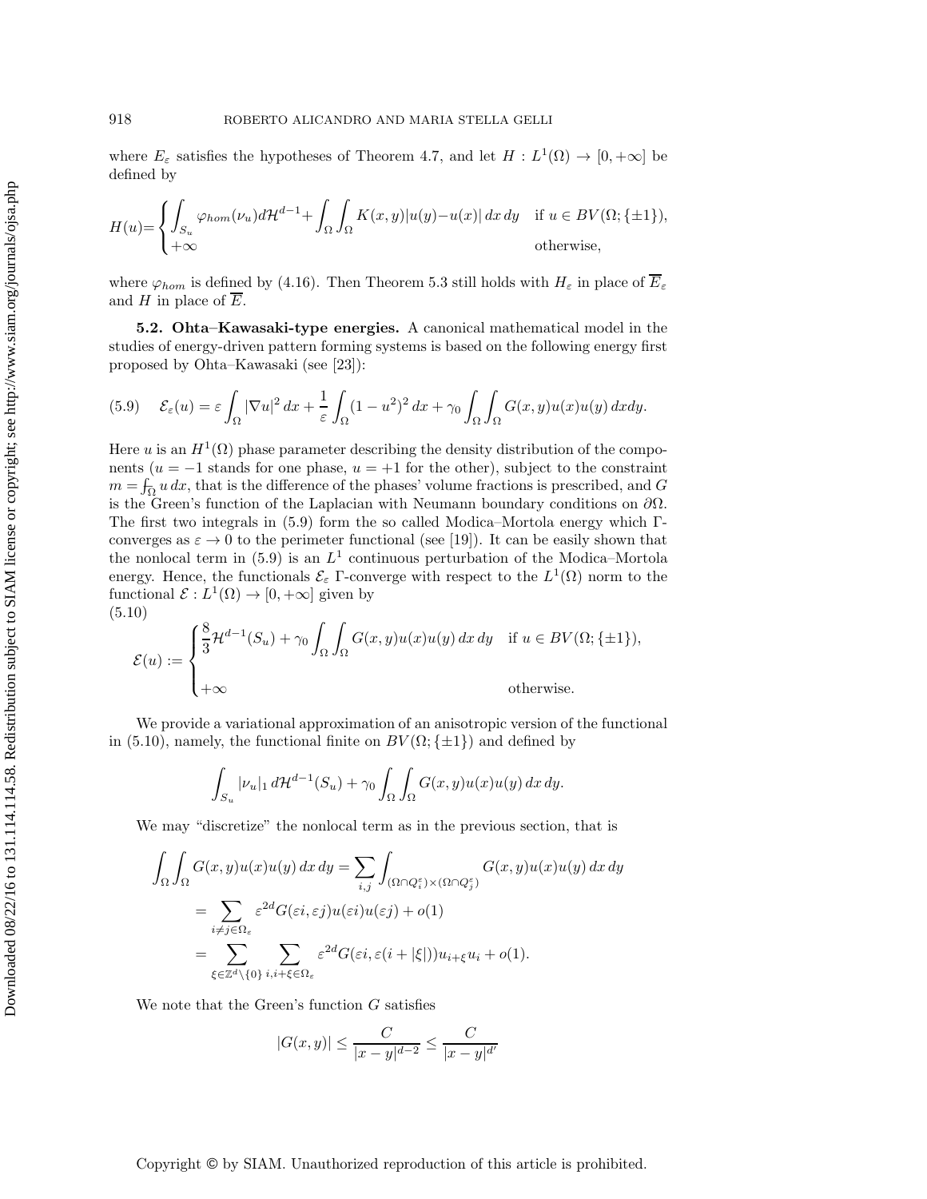where $E_\varepsilon$ satisfies the hypotheses of Theorem 4.7, and let $H : L^1(\Omega) \to [0, +\infty]$ be defined by

$$H(u)=\begin{cases} \displaystyle\int_{S_u} \varphi_{hom}(\nu_u) d\mathcal{H}^{d-1} + \int_\Omega \int_\Omega K(x,y)|u(y)-u(x)|\, dx\, dy & \text{if } u \in BV(\Omega; \{\pm 1\}), \\ +\infty & \text{otherwise,} \end{cases}$$

where $\varphi_{hom}$ is defined by (4.16). Then Theorem 5.3 still holds with $H_\varepsilon$ in place of $\overline{E}_\varepsilon$ and $H$ in place of $\overline{E}$.

**5.2. Ohta–Kawasaki-type energies.** A canonical mathematical model in the studies of energy-driven pattern forming systems is based on the following energy first proposed by Ohta–Kawasaki (see [23]):

$$\mathcal{E}_\varepsilon(u) = \varepsilon \int_\Omega |\nabla u|^2 \, dx + \frac{1}{\varepsilon} \int_\Omega (1 - u^2)^2 \, dx + \gamma_0 \int_\Omega \int_\Omega G(x, y) u(x) u(y) \, dx dy. \tag{5.9}$$

Here $u$ is an $H^1(\Omega)$ phase parameter describing the density distribution of the components ($u = -1$ stands for one phase, $u = +1$ for the other), subject to the constraint $m = \fint_\Omega u \, dx$, that is the difference of the phases' volume fractions is prescribed, and $G$ is the Green's function of the Laplacian with Neumann boundary conditions on $\partial\Omega$. The first two integrals in (5.9) form the so called Modica–Mortola energy which $\Gamma$-converges as $\varepsilon \to 0$ to the perimeter functional (see [19]). It can be easily shown that the nonlocal term in (5.9) is an $L^1$ continuous perturbation of the Modica–Mortola energy. Hence, the functionals $\mathcal{E}_\varepsilon$ $\Gamma$-converge with respect to the $L^1(\Omega)$ norm to the functional $\mathcal{E} : L^1(\Omega) \to [0, +\infty]$ given by

$$\mathcal{E}(u) := \begin{cases} \displaystyle\frac{8}{3}\mathcal{H}^{d-1}(S_u) + \gamma_0 \int_\Omega \int_\Omega G(x, y) u(x) u(y) \, dx \, dy & \text{if } u \in BV(\Omega; \{\pm 1\}), \\ +\infty & \text{otherwise.} \end{cases} \tag{5.10}$$

We provide a variational approximation of an anisotropic version of the functional in (5.10), namely, the functional finite on $BV(\Omega; \{\pm 1\})$ and defined by

$$\int_{S_u} |\nu_u|_1 \, d\mathcal{H}^{d-1}(S_u) + \gamma_0 \int_\Omega \int_\Omega G(x, y) u(x) u(y) \, dx \, dy.$$

We may "discretize" the nonlocal term as in the previous section, that is

$$\begin{aligned} \int_\Omega \int_\Omega G(x, y) u(x) u(y) \, dx \, dy &= \sum_{i,j} \int_{(\Omega \cap Q_i^\varepsilon) \times (\Omega \cap Q_j^\varepsilon)} G(x, y) u(x) u(y) \, dx \, dy \\ &= \sum_{i \neq j \in \Omega_\varepsilon} \varepsilon^{2d} G(\varepsilon i, \varepsilon j) u(\varepsilon i) u(\varepsilon j) + o(1) \\ &= \sum_{\xi \in \mathbb{Z}^d \setminus \{0\}} \sum_{i, i+\xi \in \Omega_\varepsilon} \varepsilon^{2d} G(\varepsilon i, \varepsilon(i + |\xi|)) u_{i+\xi} u_i + o(1). \end{aligned}$$

We note that the Green's function $G$ satisfies

$$|G(x, y)| \leq \frac{C}{|x - y|^{d-2}} \leq \frac{C}{|x - y|^{d'}}$$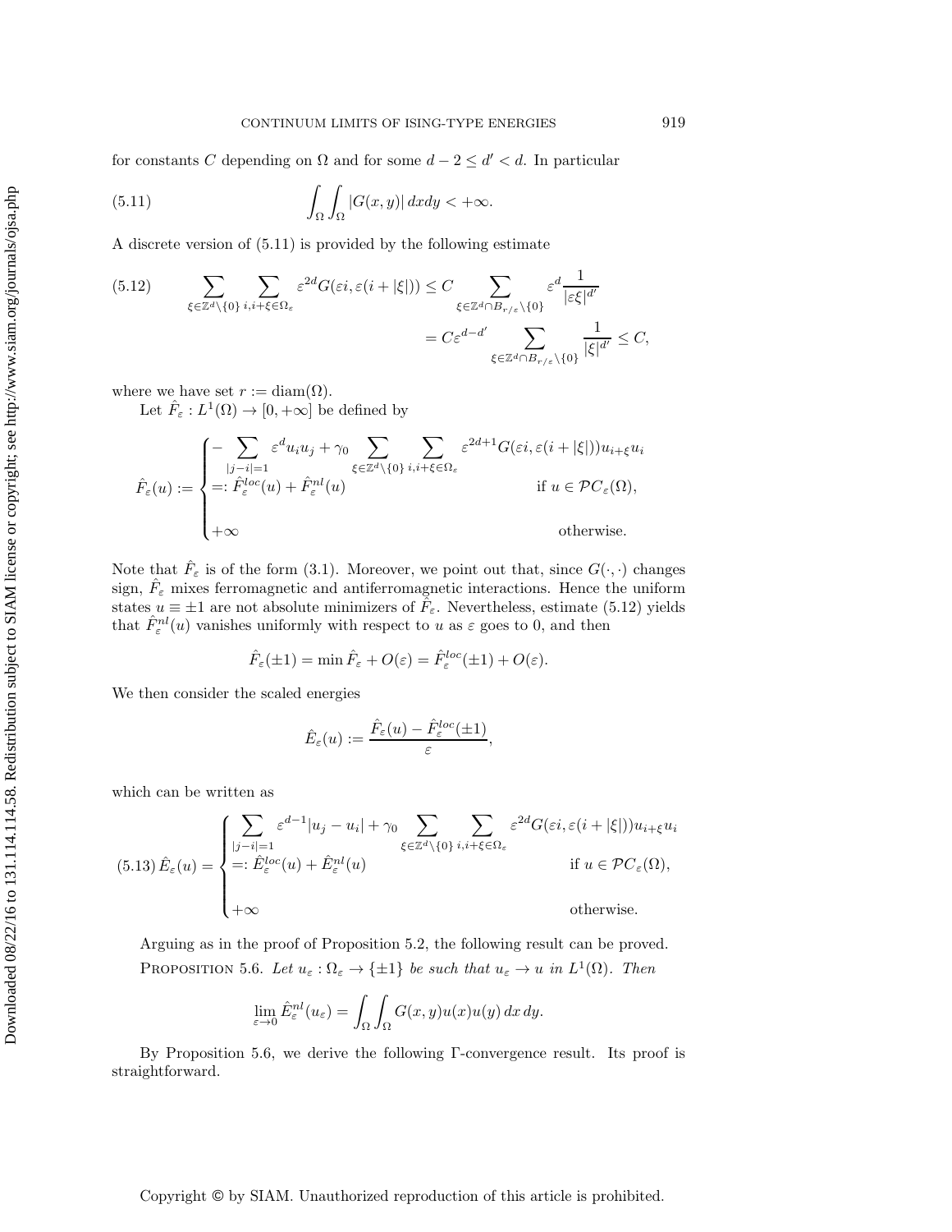for constants $C$ depending on $\Omega$ and for some $d-2 \leq d' < d$. In particular

$$\int_\Omega \int_\Omega |G(x,y)|\, dxdy < +\infty. \tag{5.11}$$

A discrete version of (5.11) is provided by the following estimate

$$\begin{aligned} \sum_{\xi \in \mathbb{Z}^d \setminus \{0\}} \sum_{i, i+\xi \in \Omega_\varepsilon} \varepsilon^{2d} G(\varepsilon i, \varepsilon(i+|\xi|)) &\leq C \sum_{\xi \in \mathbb{Z}^d \cap B_{r/\varepsilon} \setminus \{0\}} \varepsilon^d \frac{1}{|\varepsilon \xi|^{d'}} \\ &= C \varepsilon^{d-d'} \sum_{\xi \in \mathbb{Z}^d \cap B_{r/\varepsilon} \setminus \{0\}} \frac{1}{|\xi|^{d'}} \leq C, \end{aligned} \tag{5.12}$$

where we have set $r := \mathrm{diam}(\Omega)$.

Let $\hat{F}_\varepsilon : L^1(\Omega) \to [0, +\infty]$ be defined by

$$\hat{F}_\varepsilon(u) := \begin{cases} -\displaystyle\sum_{|j-i|=1} \varepsilon^d u_i u_j + \gamma_0 \sum_{\xi \in \mathbb{Z}^d \setminus \{0\}} \sum_{i, i+\xi \in \Omega_\varepsilon} \varepsilon^{2d+1} G(\varepsilon i, \varepsilon(i+|\xi|)) u_{i+\xi} u_i & \\ =: \hat{F}_\varepsilon^{loc}(u) + \hat{F}_\varepsilon^{nl}(u) & \text{if } u \in \mathcal{PC}_\varepsilon(\Omega), \\ +\infty & \text{otherwise.} \end{cases}$$

Note that $\hat{F}_\varepsilon$ is of the form (3.1). Moreover, we point out that, since $G(\cdot,\cdot)$ changes sign, $\hat{F}_\varepsilon$ mixes ferromagnetic and antiferromagnetic interactions. Hence the uniform states $u \equiv \pm 1$ are not absolute minimizers of $\hat{F}_\varepsilon$. Nevertheless, estimate (5.12) yields that $\hat{F}_\varepsilon^{nl}(u)$ vanishes uniformly with respect to $u$ as $\varepsilon$ goes to 0, and then

$$\hat{F}_\varepsilon(\pm 1) = \min \hat{F}_\varepsilon + O(\varepsilon) = \hat{F}_\varepsilon^{loc}(\pm 1) + O(\varepsilon).$$

We then consider the scaled energies

$$\hat{E}_\varepsilon(u) := \frac{\hat{F}_\varepsilon(u) - \hat{F}_\varepsilon^{loc}(\pm 1)}{\varepsilon},$$

which can be written as

$$\hat{E}_\varepsilon(u) = \begin{cases} \displaystyle\sum_{|j-i|=1} \varepsilon^{d-1} |u_j - u_i| + \gamma_0 \sum_{\xi \in \mathbb{Z}^d \setminus \{0\}} \sum_{i, i+\xi \in \Omega_\varepsilon} \varepsilon^{2d} G(\varepsilon i, \varepsilon(i+|\xi|)) u_{i+\xi} u_i & \\ =: \hat{E}_\varepsilon^{loc}(u) + \hat{E}_\varepsilon^{nl}(u) & \text{if } u \in \mathcal{PC}_\varepsilon(\Omega), \\ +\infty & \text{otherwise.} \end{cases} \tag{5.13}$$

Arguing as in the proof of Proposition 5.2, the following result can be proved.

PROPOSITION 5.6. *Let $u_\varepsilon : \Omega_\varepsilon \to \{\pm 1\}$ be such that $u_\varepsilon \to u$ in $L^1(\Omega)$. Then*

$$\lim_{\varepsilon \to 0} \hat{E}_\varepsilon^{nl}(u_\varepsilon) = \int_\Omega \int_\Omega G(x,y) u(x) u(y)\, dx\, dy.$$

By Proposition 5.6, we derive the following Γ-convergence result. Its proof is straightforward.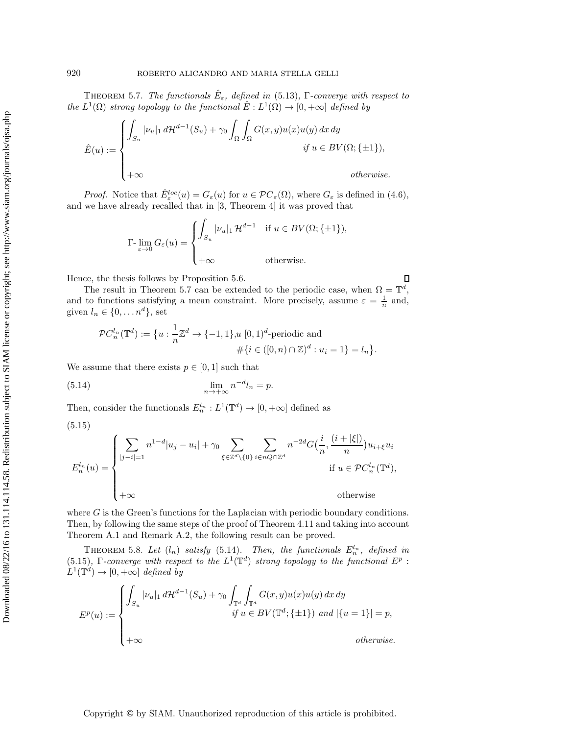**Theorem 5.7.** *The functionals $\hat{E}_\varepsilon$, defined in* (5.13), *Γ-converge with respect to the $L^1(\Omega)$ strong topology to the functional $\hat{E} : L^1(\Omega) \to [0, +\infty]$ defined by*

$$
\hat{E}(u) := \begin{cases} \displaystyle\int_{S_u} |\nu_u|_1 \, d\mathcal{H}^{d-1}(S_u) + \gamma_0 \int_\Omega \int_\Omega G(x,y) u(x) u(y)\, dx\, dy \\ \qquad\qquad\qquad\qquad\qquad\qquad\qquad\qquad \text{if } u \in BV(\Omega; \{\pm 1\}), \\ +\infty \qquad\qquad\qquad\qquad\qquad\qquad\qquad\qquad \text{otherwise.} \end{cases}
$$

*Proof.* Notice that $\hat{E}^{loc}_\varepsilon(u) = G_\varepsilon(u)$ for $u \in \mathcal{PC}_\varepsilon(\Omega)$, where $G_\varepsilon$ is defined in (4.6), and we have already recalled that in [3, Theorem 4] it was proved that

$$
\Gamma\text{-}\lim_{\varepsilon \to 0} G_\varepsilon(u) = \begin{cases} \displaystyle\int_{S_u} |\nu_u|_1 \, \mathcal{H}^{d-1} & \text{if } u \in BV(\Omega; \{\pm 1\}), \\ +\infty & \text{otherwise.} \end{cases}
$$

Hence, the thesis follows by Proposition 5.6. □

The result in Theorem 5.7 can be extended to the periodic case, when $\Omega = \mathbb{T}^d$, and to functions satisfying a mean constraint. More precisely, assume $\varepsilon = \frac{1}{n}$ and, given $l_n \in \{0, \dots n^d\}$, set

$$
\mathcal{PC}^{l_n}_n(\mathbb{T}^d) := \big\{ u : \frac{1}{n}\mathbb{Z}^d \to \{-1, 1\}, u \ [0,1)^d\text{-periodic and} \\ \#\{ i \in ([0,n) \cap \mathbb{Z})^d : u_i = 1 \} = l_n \big\}.
$$

We assume that there exists $p \in [0,1]$ such that

$$
\lim_{n \to +\infty} n^{-d} l_n = p. \tag{5.14}
$$

Then, consider the functionals $E^{l_n}_n : L^1(\mathbb{T}^d) \to [0, +\infty]$ defined as

$$
E^{l_n}_n(u) = \begin{cases} \displaystyle\sum_{|j-i|=1} n^{1-d} |u_j - u_i| + \gamma_0 \sum_{\xi \in \mathbb{Z}^d \setminus \{0\}} \sum_{i \in nQ \cap \mathbb{Z}^d} n^{-2d} G\Big(\frac{i}{n}, \frac{(i + |\xi|)}{n}\Big) u_{i+\xi} u_i \\ \qquad\qquad\qquad\qquad\qquad\qquad\qquad\qquad \text{if } u \in \mathcal{PC}^{l_n}_n(\mathbb{T}^d), \\ +\infty \qquad\qquad\qquad\qquad\qquad\qquad\qquad\qquad \text{otherwise} \end{cases} \tag{5.15}
$$

where $G$ is the Green's functions for the Laplacian with periodic boundary conditions. Then, by following the same steps of the proof of Theorem 4.11 and taking into account Theorem A.1 and Remark A.2, the following result can be proved.

**Theorem 5.8.** *Let $(l_n)$ satisfy* (5.14). *Then, the functionals $E^{l_n}_n$, defined in* (5.15), *Γ-converge with respect to the $L^1(\mathbb{T}^d)$ strong topology to the functional $E^p : L^1(\mathbb{T}^d) \to [0, +\infty]$ defined by*

$$
E^p(u) := \begin{cases} \displaystyle\int_{S_u} |\nu_u|_1 \, d\mathcal{H}^{d-1}(S_u) + \gamma_0 \int_{\mathbb{T}^d} \int_{\mathbb{T}^d} G(x,y) u(x) u(y)\, dx\, dy \\ \qquad\qquad\qquad\qquad\qquad \text{if } u \in BV(\mathbb{T}^d; \{\pm 1\}) \text{ and } |\{u = 1\}| = p, \\ +\infty \qquad\qquad\qquad\qquad\qquad\qquad\qquad\qquad \text{otherwise.} \end{cases}
$$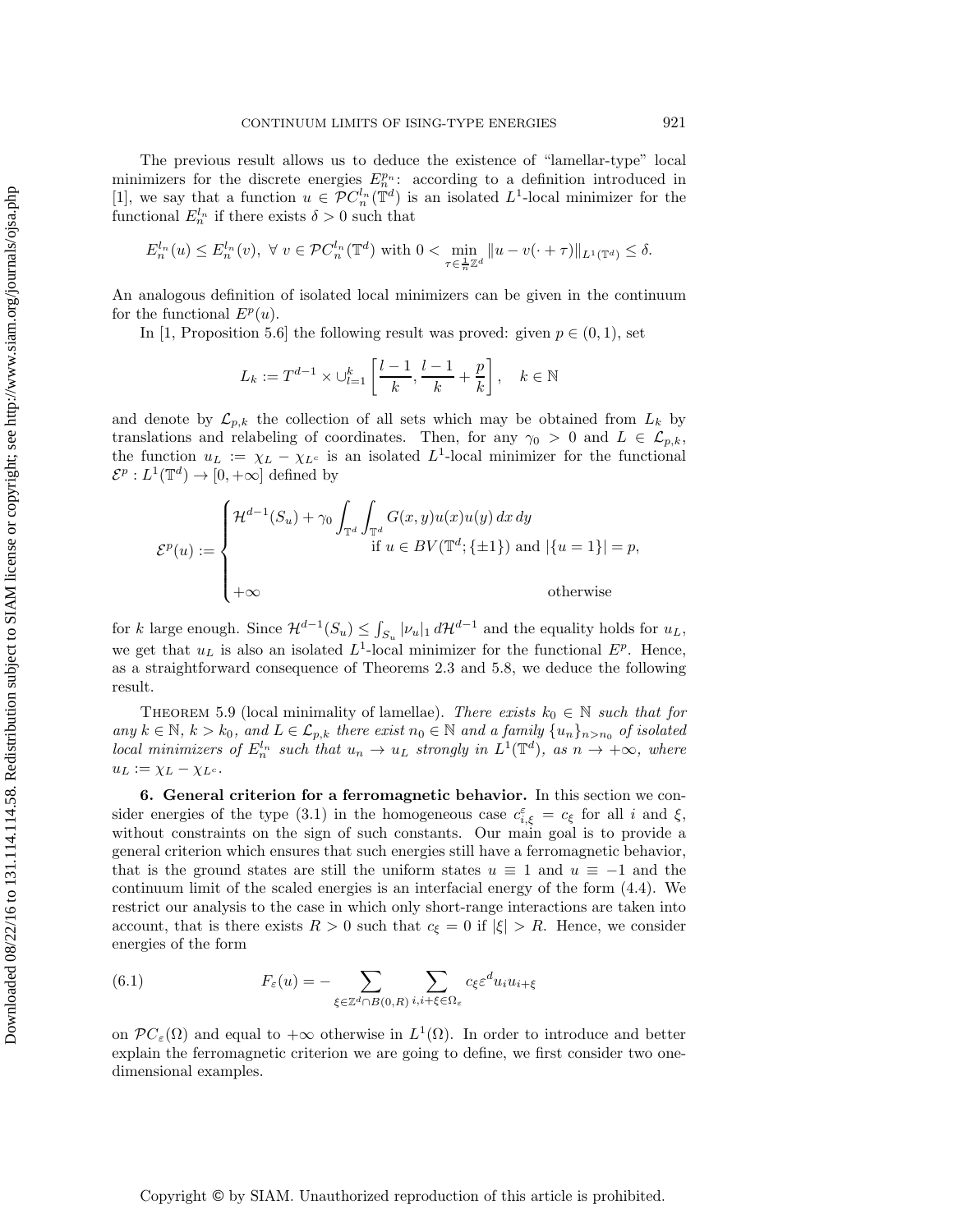The previous result allows us to deduce the existence of "lamellar-type" local minimizers for the discrete energies $E_n^{p_n}$: according to a definition introduced in [1], we say that a function $u \in \mathcal{PC}_n^{l_n}(\mathbb{T}^d)$ is an isolated $L^1$-local minimizer for the functional $E_n^{l_n}$ if there exists $\delta > 0$ such that

$$E_n^{l_n}(u) \leq E_n^{l_n}(v),\ \forall\ v \in \mathcal{PC}_n^{l_n}(\mathbb{T}^d) \text{ with } 0 < \min_{\tau \in \frac{1}{n}\mathbb{Z}^d} \|u - v(\cdot + \tau)\|_{L^1(\mathbb{T}^d)} \leq \delta.$$

An analogous definition of isolated local minimizers can be given in the continuum for the functional $E^p(u)$.

In [1, Proposition 5.6] the following result was proved: given $p \in (0, 1)$, set

$$L_k := T^{d-1} \times \cup_{l=1}^{k} \left[\frac{l-1}{k}, \frac{l-1}{k} + \frac{p}{k}\right], \quad k \in \mathbb{N}$$

and denote by $\mathcal{L}_{p,k}$ the collection of all sets which may be obtained from $L_k$ by translations and relabeling of coordinates. Then, for any $\gamma_0 > 0$ and $L \in \mathcal{L}_{p,k}$, the function $u_L := \chi_L - \chi_{L^c}$ is an isolated $L^1$-local minimizer for the functional $\mathcal{E}^p : L^1(\mathbb{T}^d) \to [0, +\infty]$ defined by

$$\mathcal{E}^p(u) := \begin{cases} \mathcal{H}^{d-1}(S_u) + \gamma_0 \displaystyle\int_{\mathbb{T}^d}\int_{\mathbb{T}^d} G(x,y)u(x)u(y)\,dx\,dy \\ \qquad\qquad\qquad\qquad \text{if } u \in BV(\mathbb{T}^d; \{\pm 1\}) \text{ and } |\{u = 1\}| = p, \\ \\ +\infty \qquad\qquad\qquad\qquad\qquad\qquad \text{otherwise} \end{cases}$$

for $k$ large enough. Since $\mathcal{H}^{d-1}(S_u) \leq \int_{S_u} |\nu_u|_1 \, d\mathcal{H}^{d-1}$ and the equality holds for $u_L$, we get that $u_L$ is also an isolated $L^1$-local minimizer for the functional $E^p$. Hence, as a straightforward consequence of Theorems 2.3 and 5.8, we deduce the following result.

Theorem 5.9 (local minimality of lamellae). *There exists $k_0 \in \mathbb{N}$ such that for any $k \in \mathbb{N}$, $k > k_0$, and $L \in \mathcal{L}_{p,k}$ there exist $n_0 \in \mathbb{N}$ and a family $\{u_n\}_{n > n_0}$ of isolated local minimizers of $E_n^{l_n}$ such that $u_n \to u_L$ strongly in $L^1(\mathbb{T}^d)$, as $n \to +\infty$, where $u_L := \chi_L - \chi_{L^c}$.*

## 6. General criterion for a ferromagnetic behavior.

In this section we consider energies of the type (3.1) in the homogeneous case $c_{i,\xi}^{\varepsilon} = c_\xi$ for all $i$ and $\xi$, without constraints on the sign of such constants. Our main goal is to provide a general criterion which ensures that such energies still have a ferromagnetic behavior, that is the ground states are still the uniform states $u \equiv 1$ and $u \equiv -1$ and the continuum limit of the scaled energies is an interfacial energy of the form (4.4). We restrict our analysis to the case in which only short-range interactions are taken into account, that is there exists $R > 0$ such that $c_\xi = 0$ if $|\xi| > R$. Hence, we consider energies of the form

$$F_\varepsilon(u) = -\sum_{\xi \in \mathbb{Z}^d \cap B(0,R)} \sum_{i, i+\xi \in \Omega_\varepsilon} c_\xi \varepsilon^d u_i u_{i+\xi} \tag{6.1}$$

on $\mathcal{PC}_\varepsilon(\Omega)$ and equal to $+\infty$ otherwise in $L^1(\Omega)$. In order to introduce and better explain the ferromagnetic criterion we are going to define, we first consider two one-dimensional examples.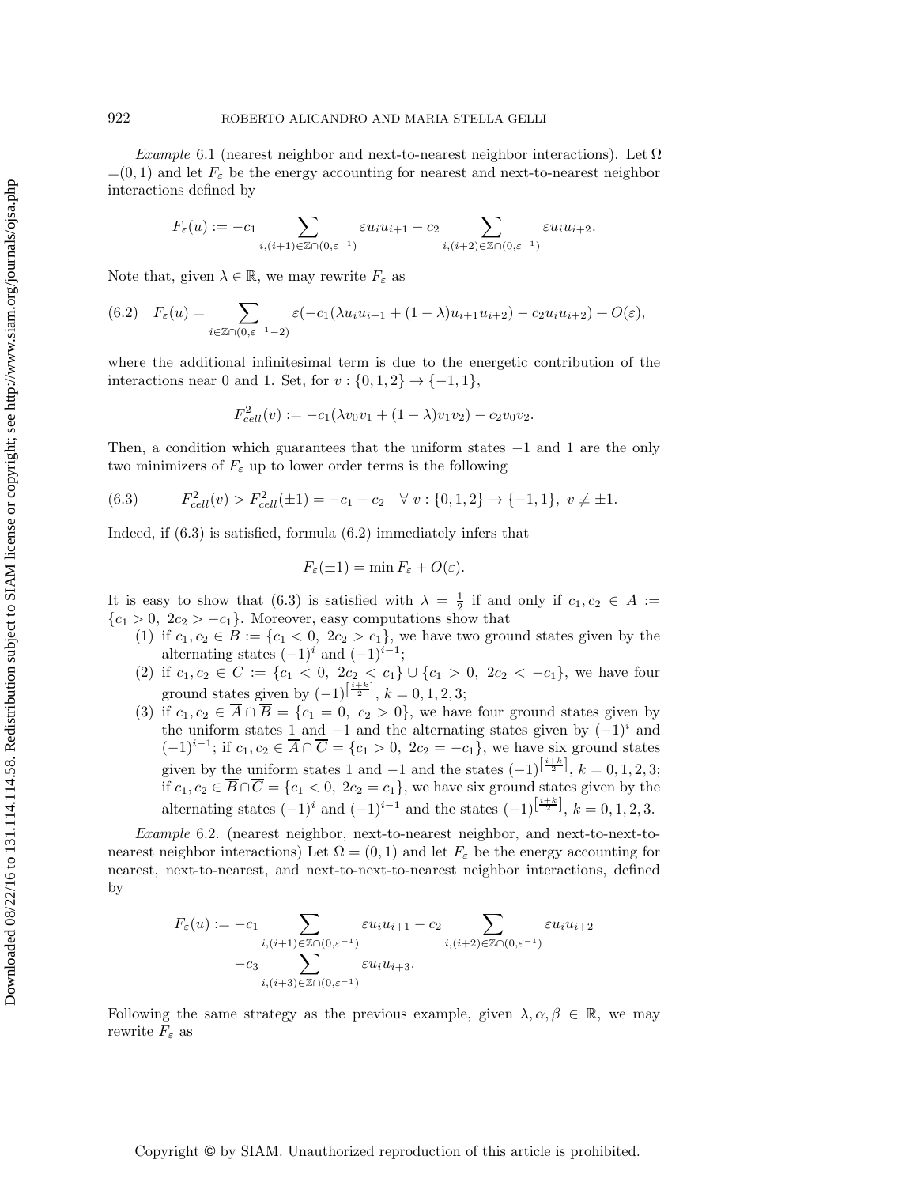*Example* 6.1 (nearest neighbor and next-to-nearest neighbor interactions). Let $\Omega = (0,1)$ and let $F_\varepsilon$ be the energy accounting for nearest and next-to-nearest neighbor interactions defined by

$$F_\varepsilon(u) := -c_1 \sum_{i,(i+1)\in\mathbb{Z}\cap(0,\varepsilon^{-1})} \varepsilon u_i u_{i+1} - c_2 \sum_{i,(i+2)\in\mathbb{Z}\cap(0,\varepsilon^{-1})} \varepsilon u_i u_{i+2}.$$

Note that, given $\lambda \in \mathbb{R}$, we may rewrite $F_\varepsilon$ as

$$(6.2)\quad F_\varepsilon(u) = \sum_{i\in\mathbb{Z}\cap(0,\varepsilon^{-1}-2)} \varepsilon(-c_1(\lambda u_i u_{i+1} + (1-\lambda)u_{i+1}u_{i+2}) - c_2 u_i u_{i+2}) + O(\varepsilon),$$

where the additional infinitesimal term is due to the energetic contribution of the interactions near 0 and 1. Set, for $v : \{0,1,2\} \to \{-1,1\}$,

$$F^2_{cell}(v) := -c_1(\lambda v_0 v_1 + (1-\lambda)v_1 v_2) - c_2 v_0 v_2.$$

Then, a condition which guarantees that the uniform states $-1$ and $1$ are the only two minimizers of $F_\varepsilon$ up to lower order terms is the following

$$(6.3)\qquad F^2_{cell}(v) > F^2_{cell}(\pm 1) = -c_1 - c_2 \quad \forall\ v : \{0,1,2\} \to \{-1,1\},\ v \not\equiv \pm 1.$$

Indeed, if (6.3) is satisfied, formula (6.2) immediately infers that

$$F_\varepsilon(\pm 1) = \min F_\varepsilon + O(\varepsilon).$$

It is easy to show that (6.3) is satisfied with $\lambda = \frac{1}{2}$ if and only if $c_1, c_2 \in A := \{c_1 > 0,\ 2c_2 > -c_1\}$. Moreover, easy computations show that

1. if $c_1, c_2 \in B := \{c_1 < 0,\ 2c_2 > c_1\}$, we have two ground states given by the alternating states $(-1)^i$ and $(-1)^{i-1}$;
2. if $c_1, c_2 \in C := \{c_1 < 0,\ 2c_2 < c_1\} \cup \{c_1 > 0,\ 2c_2 < -c_1\}$, we have four ground states given by $(-1)^{\left[\frac{i+k}{2}\right]}$, $k = 0,1,2,3$;
3. if $c_1, c_2 \in \overline{A} \cap \overline{B} = \{c_1 = 0,\ c_2 > 0\}$, we have four ground states given by the uniform states 1 and $-1$ and the alternating states given by $(-1)^i$ and $(-1)^{i-1}$; if $c_1, c_2 \in \overline{A} \cap \overline{C} = \{c_1 > 0,\ 2c_2 = -c_1\}$, we have six ground states given by the uniform states 1 and $-1$ and the states $(-1)^{\left[\frac{i+k}{2}\right]}$, $k = 0,1,2,3$; if $c_1, c_2 \in \overline{B} \cap \overline{C} = \{c_1 < 0,\ 2c_2 = c_1\}$, we have six ground states given by the alternating states $(-1)^i$ and $(-1)^{i-1}$ and the states $(-1)^{\left[\frac{i+k}{2}\right]}$, $k = 0,1,2,3$.

*Example* 6.2. (nearest neighbor, next-to-nearest neighbor, and next-to-next-to-nearest neighbor interactions) Let $\Omega = (0,1)$ and let $F_\varepsilon$ be the energy accounting for nearest, next-to-nearest, and next-to-next-to-nearest neighbor interactions, defined by

$$F_\varepsilon(u) := -c_1 \sum_{i,(i+1)\in\mathbb{Z}\cap(0,\varepsilon^{-1})} \varepsilon u_i u_{i+1} - c_2 \sum_{i,(i+2)\in\mathbb{Z}\cap(0,\varepsilon^{-1})} \varepsilon u_i u_{i+2}$$
$$-c_3 \sum_{i,(i+3)\in\mathbb{Z}\cap(0,\varepsilon^{-1})} \varepsilon u_i u_{i+3}.$$

Following the same strategy as the previous example, given $\lambda, \alpha, \beta \in \mathbb{R}$, we may rewrite $F_\varepsilon$ as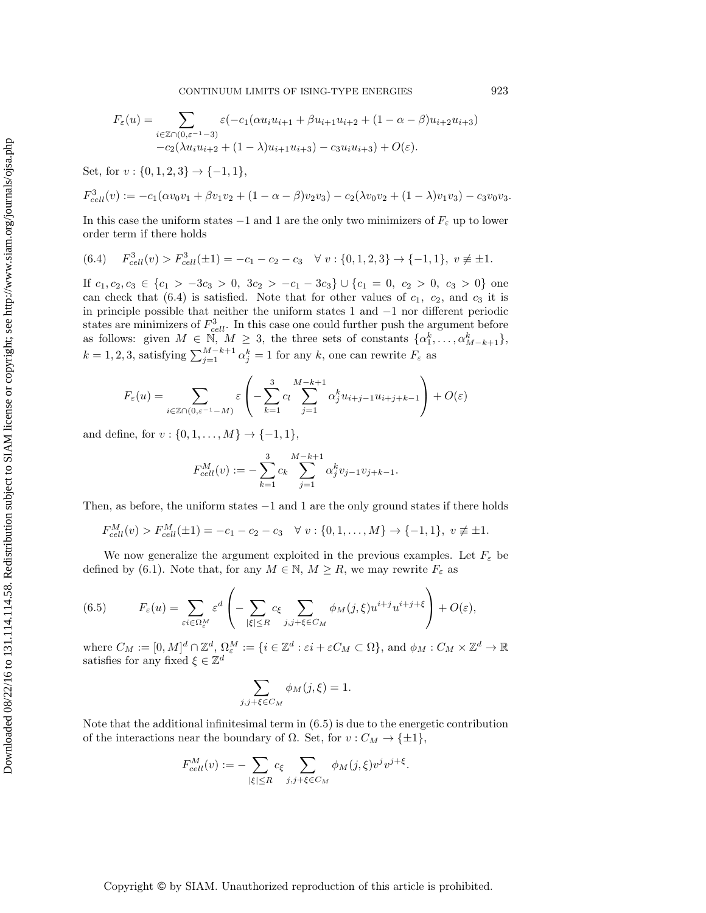$$F_\varepsilon(u) = \sum_{i\in\mathbb{Z}\cap(0,\varepsilon^{-1}-3)} \varepsilon(-c_1(\alpha u_i u_{i+1} + \beta u_{i+1}u_{i+2} + (1-\alpha-\beta)u_{i+2}u_{i+3})$$
$$-c_2(\lambda u_i u_{i+2} + (1-\lambda)u_{i+1}u_{i+3}) - c_3 u_i u_{i+3}) + O(\varepsilon).$$

Set, for $v : \{0,1,2,3\} \to \{-1,1\}$,

$$F^3_{cell}(v) := -c_1(\alpha v_0 v_1 + \beta v_1 v_2 + (1-\alpha-\beta)v_2 v_3) - c_2(\lambda v_0 v_2 + (1-\lambda)v_1 v_3) - c_3 v_0 v_3.$$

In this case the uniform states $-1$ and $1$ are the only two minimizers of $F_\varepsilon$ up to lower order term if there holds

$$F^3_{cell}(v) > F^3_{cell}(\pm 1) = -c_1 - c_2 - c_3 \quad \forall\ v : \{0,1,2,3\} \to \{-1,1\},\ v \not\equiv \pm 1. \tag{6.4}$$

If $c_1, c_2, c_3 \in \{c_1 > -3c_3 > 0,\ 3c_2 > -c_1 - 3c_3\} \cup \{c_1 = 0,\ c_2 > 0,\ c_3 > 0\}$ one can check that (6.4) is satisfied. Note that for other values of $c_1$, $c_2$, and $c_3$ it is in principle possible that neither the uniform states $1$ and $-1$ nor different periodic states are minimizers of $F^3_{cell}$. In this case one could further push the argument before as follows: given $M \in \mathbb{N}$, $M \geq 3$, the three sets of constants $\{\alpha^k_1, \ldots, \alpha^k_{M-k+1}\}$, $k = 1,2,3$, satisfying $\sum_{j=1}^{M-k+1} \alpha^k_j = 1$ for any $k$, one can rewrite $F_\varepsilon$ as

$$F_\varepsilon(u) = \sum_{i\in\mathbb{Z}\cap(0,\varepsilon^{-1}-M)} \varepsilon\left(-\sum_{k=1}^{3} c_l \sum_{j=1}^{M-k+1} \alpha^k_j u_{i+j-1}u_{i+j+k-1}\right) + O(\varepsilon)$$

and define, for $v : \{0,1,\ldots,M\} \to \{-1,1\}$,

$$F^M_{cell}(v) := -\sum_{k=1}^{3} c_k \sum_{j=1}^{M-k+1} \alpha^k_j v_{j-1}v_{j+k-1}.$$

Then, as before, the uniform states $-1$ and $1$ are the only ground states if there holds

$$F^M_{cell}(v) > F^M_{cell}(\pm 1) = -c_1 - c_2 - c_3 \quad \forall\ v : \{0,1,\ldots,M\} \to \{-1,1\},\ v \not\equiv \pm 1.$$

We now generalize the argument exploited in the previous examples. Let $F_\varepsilon$ be defined by (6.1). Note that, for any $M \in \mathbb{N}$, $M \geq R$, we may rewrite $F_\varepsilon$ as

$$F_\varepsilon(u) = \sum_{\varepsilon i\in\Omega^M_\varepsilon} \varepsilon^d\left(-\sum_{|\xi|\leq R} c_\xi \sum_{j,j+\xi\in C_M} \phi_M(j,\xi)u^{i+j}u^{i+j+\xi}\right) + O(\varepsilon), \tag{6.5}$$

where $C_M := [0,M]^d \cap \mathbb{Z}^d$, $\Omega^M_\varepsilon := \{i \in \mathbb{Z}^d : \varepsilon i + \varepsilon C_M \subset \Omega\}$, and $\phi_M : C_M \times \mathbb{Z}^d \to \mathbb{R}$ satisfies for any fixed $\xi \in \mathbb{Z}^d$

$$\sum_{j,j+\xi\in C_M} \phi_M(j,\xi) = 1.$$

Note that the additional infinitesimal term in (6.5) is due to the energetic contribution of the interactions near the boundary of $\Omega$. Set, for $v : C_M \to \{\pm 1\}$,

$$F^M_{cell}(v) := -\sum_{|\xi|\leq R} c_\xi \sum_{j,j+\xi\in C_M} \phi_M(j,\xi)v^j v^{j+\xi}.$$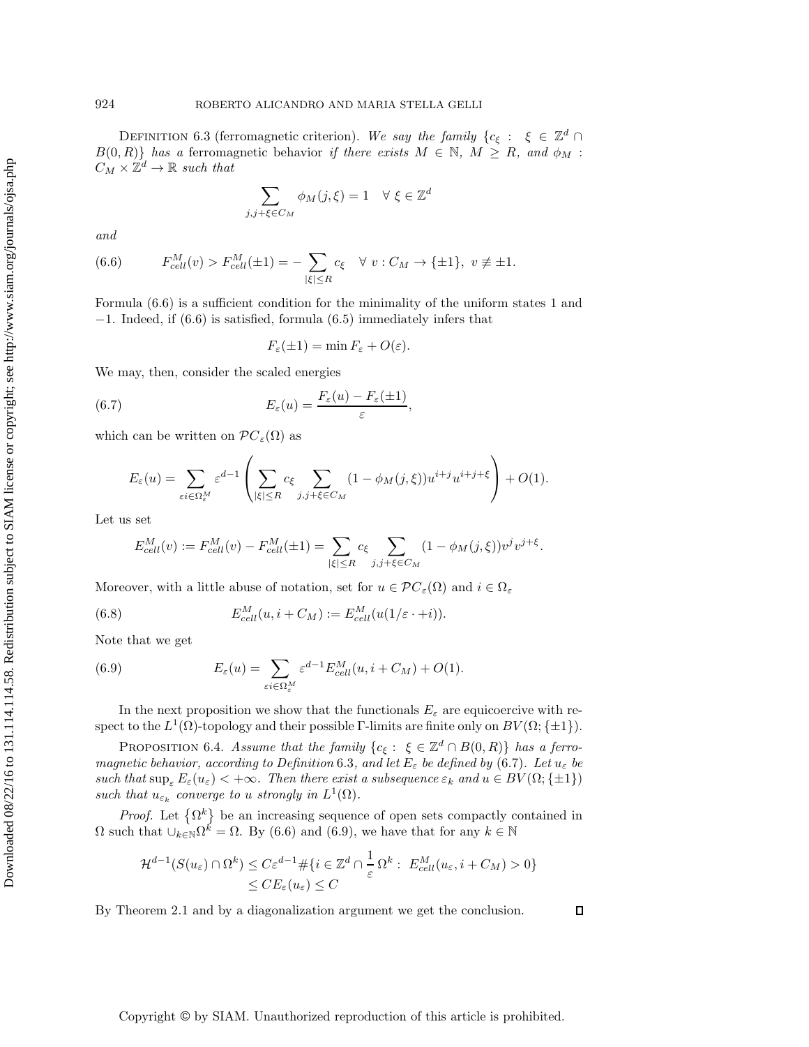Definition 6.3 (ferromagnetic criterion). *We say the family* $\{c_\xi : \xi \in \mathbb{Z}^d \cap B(0,R)\}$ *has a* ferromagnetic behavior *if there exists* $M \in \mathbb{N}$, $M \geq R$, *and* $\phi_M : C_M \times \mathbb{Z}^d \to \mathbb{R}$ *such that*

$$\sum_{j,j+\xi \in C_M} \phi_M(j,\xi) = 1 \quad \forall\, \xi \in \mathbb{Z}^d$$

*and*

$$F^M_{cell}(v) > F^M_{cell}(\pm 1) = -\sum_{|\xi|\leq R} c_\xi \quad \forall\, v : C_M \to \{\pm 1\},\ v \not\equiv \pm 1. \tag{6.6}$$

Formula (6.6) is a sufficient condition for the minimality of the uniform states 1 and $-1$. Indeed, if (6.6) is satisfied, formula (6.5) immediately infers that

$$F_\varepsilon(\pm 1) = \min F_\varepsilon + O(\varepsilon).$$

We may, then, consider the scaled energies

$$E_\varepsilon(u) = \frac{F_\varepsilon(u) - F_\varepsilon(\pm 1)}{\varepsilon}, \tag{6.7}$$

which can be written on $\mathcal{PC}_\varepsilon(\Omega)$ as

$$E_\varepsilon(u) = \sum_{\varepsilon i \in \Omega^M_\varepsilon} \varepsilon^{d-1} \left( \sum_{|\xi|\leq R} c_\xi \sum_{j,j+\xi \in C_M} (1-\phi_M(j,\xi)) u^{i+j} u^{i+j+\xi} \right) + O(1).$$

Let us set

$$E^M_{cell}(v) := F^M_{cell}(v) - F^M_{cell}(\pm 1) = \sum_{|\xi|\leq R} c_\xi \sum_{j,j+\xi\in C_M} (1-\phi_M(j,\xi)) v^j v^{j+\xi}.$$

Moreover, with a little abuse of notation, set for $u \in \mathcal{PC}_\varepsilon(\Omega)$ and $i \in \Omega_\varepsilon$

$$E^M_{cell}(u, i + C_M) := E^M_{cell}(u(1/\varepsilon \cdot + i)). \tag{6.8}$$

Note that we get

$$E_\varepsilon(u) = \sum_{\varepsilon i \in \Omega^M_\varepsilon} \varepsilon^{d-1} E^M_{cell}(u, i + C_M) + O(1). \tag{6.9}$$

In the next proposition we show that the functionals $E_\varepsilon$ are equicoercive with respect to the $L^1(\Omega)$-topology and their possible $\Gamma$-limits are finite only on $BV(\Omega;\{\pm 1\})$.

Proposition 6.4. *Assume that the family* $\{c_\xi : \xi \in \mathbb{Z}^d \cap B(0,R)\}$ *has a ferromagnetic behavior, according to Definition* 6.3, *and let* $E_\varepsilon$ *be defined by* (6.7). *Let* $u_\varepsilon$ *be such that* $\sup_\varepsilon E_\varepsilon(u_\varepsilon) < +\infty$. *Then there exist a subsequence* $\varepsilon_k$ *and* $u \in BV(\Omega;\{\pm 1\})$ *such that* $u_{\varepsilon_k}$ *converge to* $u$ *strongly in* $L^1(\Omega)$.

*Proof.* Let $\{\Omega^k\}$ be an increasing sequence of open sets compactly contained in $\Omega$ such that $\cup_{k\in\mathbb{N}} \Omega^k = \Omega$. By (6.6) and (6.9), we have that for any $k \in \mathbb{N}$

$$\begin{aligned} \mathcal{H}^{d-1}(S(u_\varepsilon) \cap \Omega^k) &\leq C\varepsilon^{d-1} \#\{i \in \mathbb{Z}^d \cap \frac{1}{\varepsilon}\Omega^k : \ E^M_{cell}(u_\varepsilon, i + C_M) > 0\} \\ &\leq C E_\varepsilon(u_\varepsilon) \leq C \end{aligned}$$

By Theorem 2.1 and by a diagonalization argument we get the conclusion. ◻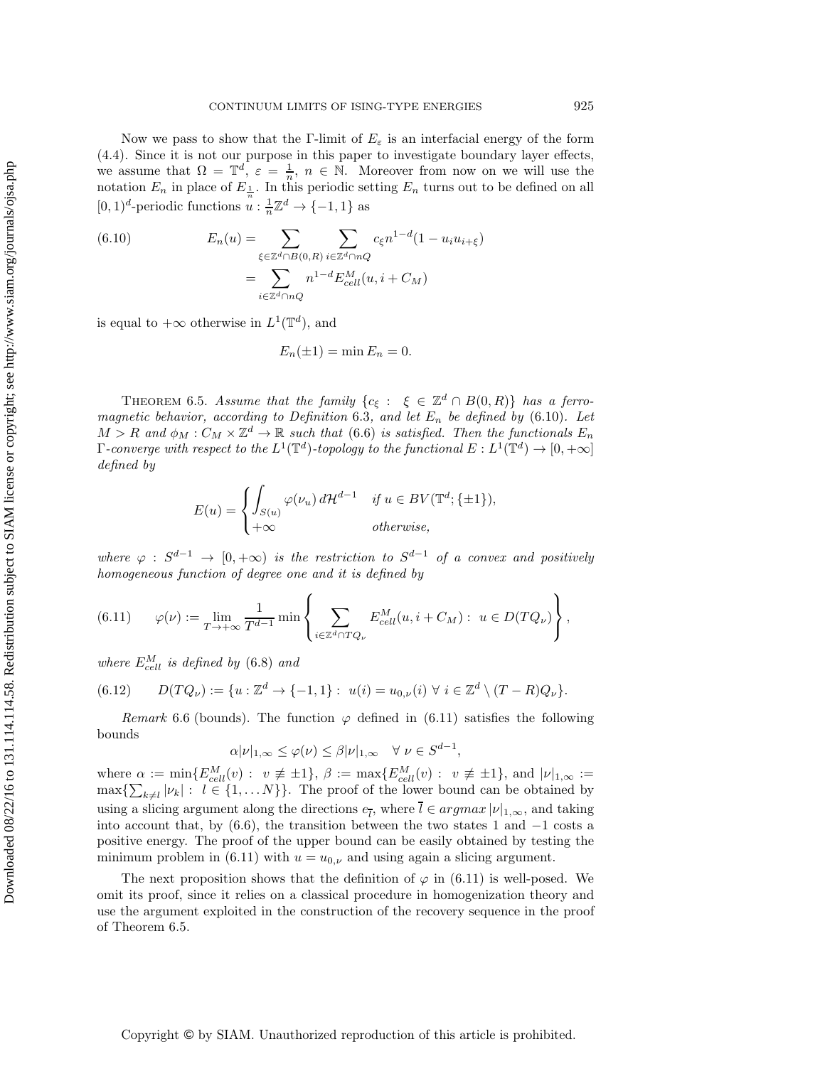Now we pass to show that the Γ-limit of $E_\varepsilon$ is an interfacial energy of the form (4.4). Since it is not our purpose in this paper to investigate boundary layer effects, we assume that $\Omega = \mathbb{T}^d$, $\varepsilon = \frac{1}{n}$, $n \in \mathbb{N}$. Moreover from now on we will use the notation $E_n$ in place of $E_{\frac{1}{n}}$. In this periodic setting $E_n$ turns out to be defined on all $[0,1)^d$-periodic functions $u : \frac{1}{n}\mathbb{Z}^d \to \{-1, 1\}$ as

$$
\begin{aligned}
E_n(u) &= \sum_{\xi \in \mathbb{Z}^d \cap B(0,R)} \sum_{i \in \mathbb{Z}^d \cap nQ} c_\xi n^{1-d}(1 - u_i u_{i+\xi}) \\
&= \sum_{i \in \mathbb{Z}^d \cap nQ} n^{1-d} E^M_{cell}(u, i + C_M)
\end{aligned}
\tag{6.10}
$$

is equal to $+\infty$ otherwise in $L^1(\mathbb{T}^d)$, and

$$
E_n(\pm 1) = \min E_n = 0.
$$

Theorem 6.5. *Assume that the family $\{c_\xi : \ \xi \in \mathbb{Z}^d \cap B(0,R)\}$ has a ferromagnetic behavior, according to Definition* 6.3*, and let $E_n$ be defined by* (6.10)*. Let $M > R$ and $\phi_M : C_M \times \mathbb{Z}^d \to \mathbb{R}$ such that* (6.6) *is satisfied. Then the functionals $E_n$ Γ-converge with respect to the $L^1(\mathbb{T}^d)$-topology to the functional $E : L^1(\mathbb{T}^d) \to [0, +\infty]$ defined by*

$$
E(u) = \begin{cases} \displaystyle\int_{S(u)} \varphi(\nu_u)\, d\mathcal{H}^{d-1} & \text{if } u \in BV(\mathbb{T}^d; \{\pm 1\}), \\ +\infty & \text{otherwise,} \end{cases}
$$

*where $\varphi : S^{d-1} \to [0, +\infty)$ is the restriction to $S^{d-1}$ of a convex and positively homogeneous function of degree one and it is defined by*

$$
\varphi(\nu) := \lim_{T \to +\infty} \frac{1}{T^{d-1}} \min \left\{ \sum_{i \in \mathbb{Z}^d \cap TQ_\nu} E^M_{cell}(u, i + C_M) : \ u \in D(TQ_\nu) \right\},
\tag{6.11}
$$

*where $E^M_{cell}$ is defined by* (6.8) *and*

$$
D(TQ_\nu) := \{u : \mathbb{Z}^d \to \{-1, 1\} : \ u(i) = u_{0,\nu}(i) \ \forall \ i \in \mathbb{Z}^d \setminus (T - R)Q_\nu\}.
\tag{6.12}
$$

*Remark* 6.6 (bounds). The function $\varphi$ defined in (6.11) satisfies the following bounds

$$
\alpha |\nu|_{1,\infty} \leq \varphi(\nu) \leq \beta |\nu|_{1,\infty} \quad \forall \ \nu \in S^{d-1},
$$

where $\alpha := \min\{E^M_{cell}(v) : \ v \not\equiv \pm 1\}$, $\beta := \max\{E^M_{cell}(v) : \ v \not\equiv \pm 1\}$, and $|\nu|_{1,\infty} := \max\{\sum_{k \neq l} |\nu_k| : \ l \in \{1, \ldots N\}\}$. The proof of the lower bound can be obtained by using a slicing argument along the directions $e_{\overline{l}}$, where $\overline{l} \in argmax\, |\nu|_{1,\infty}$, and taking into account that, by (6.6), the transition between the two states 1 and −1 costs a positive energy. The proof of the upper bound can be easily obtained by testing the minimum problem in (6.11) with $u = u_{0,\nu}$ and using again a slicing argument.

The next proposition shows that the definition of $\varphi$ in (6.11) is well-posed. We omit its proof, since it relies on a classical procedure in homogenization theory and use the argument exploited in the construction of the recovery sequence in the proof of Theorem 6.5.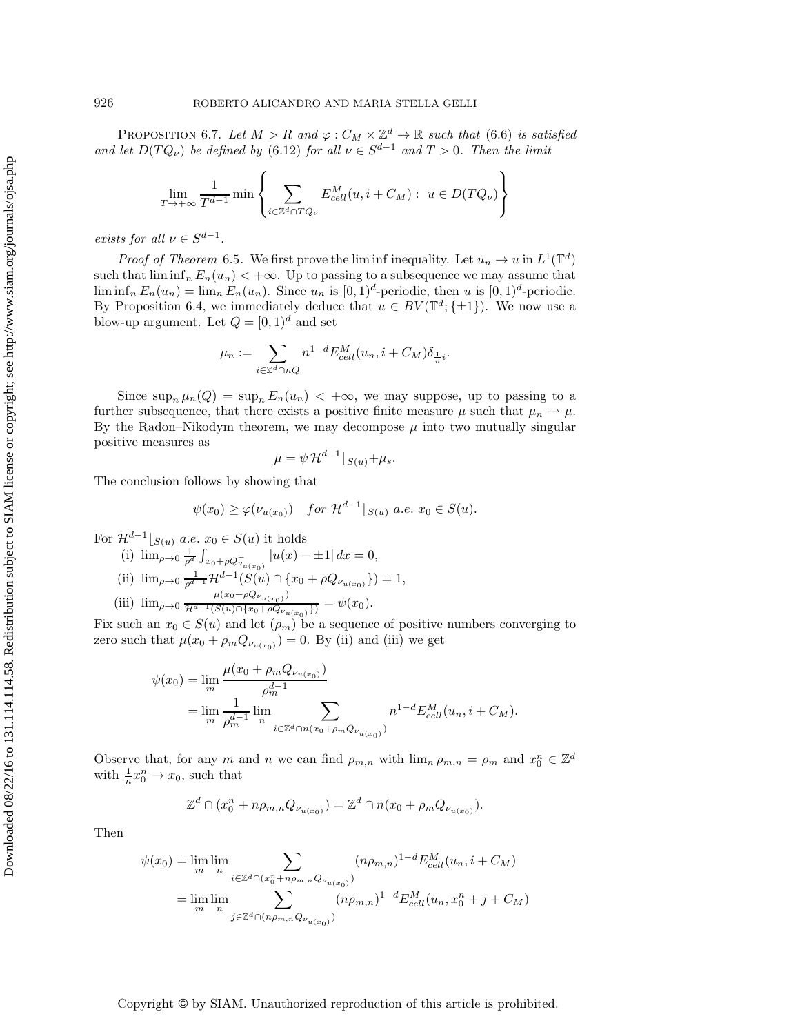PROPOSITION 6.7. *Let $M > R$ and $\varphi : C_M \times \mathbb{Z}^d \to \mathbb{R}$ such that (6.6) is satisfied and let $D(TQ_\nu)$ be defined by (6.12) for all $\nu \in S^{d-1}$ and $T > 0$. Then the limit*

$$\lim_{T\to+\infty} \frac{1}{T^{d-1}} \min\left\{ \sum_{i\in\mathbb{Z}^d\cap TQ_\nu} E^M_{cell}(u, i + C_M) : \ u \in D(TQ_\nu) \right\}$$

*exists for all $\nu \in S^{d-1}$.*

*Proof of Theorem* 6.5. We first prove the lim inf inequality. Let $u_n \to u$ in $L^1(\mathbb{T}^d)$ such that $\liminf_n E_n(u_n) < +\infty$. Up to passing to a subsequence we may assume that $\liminf_n E_n(u_n) = \lim_n E_n(u_n)$. Since $u_n$ is $[0,1)^d$-periodic, then $u$ is $[0,1)^d$-periodic. By Proposition 6.4, we immediately deduce that $u \in BV(\mathbb{T}^d; \{\pm 1\})$. We now use a blow-up argument. Let $Q = [0,1)^d$ and set

$$\mu_n := \sum_{i\in\mathbb{Z}^d\cap nQ} n^{1-d} E^M_{cell}(u_n, i + C_M)\delta_{\frac{1}{n}i}.$$

Since $\sup_n \mu_n(Q) = \sup_n E_n(u_n) < +\infty$, we may suppose, up to passing to a further subsequence, that there exists a positive finite measure $\mu$ such that $\mu_n \rightharpoonup \mu$. By the Radon–Nikodym theorem, we may decompose $\mu$ into two mutually singular positive measures as

$$\mu = \psi\, \mathcal{H}^{d-1}\lfloor_{S(u)} + \mu_s.$$

The conclusion follows by showing that

$$\psi(x_0) \geq \varphi(\nu_{u(x_0)}) \quad \textit{for } \mathcal{H}^{d-1}\lfloor_{S(u)} \textit{ a.e. } x_0 \in S(u).$$

For $\mathcal{H}^{d-1}\lfloor_{S(u)}$ *a.e.* $x_0 \in S(u)$ it holds

(i) $\lim_{\rho\to 0} \frac{1}{\rho^d}\int_{x_0+\rho Q^{\pm}_{\nu_{u(x_0)}}} |u(x) - \pm 1|\, dx = 0$,

(ii) $\lim_{\rho\to 0} \frac{1}{\rho^{d-1}} \mathcal{H}^{d-1}(S(u) \cap \{x_0 + \rho Q_{\nu_{u(x_0)}}\}) = 1$,

(iii) $\lim_{\rho\to 0} \frac{\mu(x_0+\rho Q_{\nu_{u(x_0)}})}{\mathcal{H}^{d-1}(S(u)\cap\{x_0+\rho Q_{\nu_{u(x_0)}}\})} = \psi(x_0)$.

Fix such an $x_0 \in S(u)$ and let $(\rho_m)$ be a sequence of positive numbers converging to zero such that $\mu(x_0 + \rho_m Q_{\nu_{u(x_0)}}) = 0$. By (ii) and (iii) we get

$$\begin{aligned}
\psi(x_0) &= \lim_m \frac{\mu(x_0 + \rho_m Q_{\nu_{u(x_0)}})}{\rho_m^{d-1}} \\
&= \lim_m \frac{1}{\rho_m^{d-1}} \lim_n \sum_{i\in\mathbb{Z}^d\cap n(x_0+\rho_m Q_{\nu_{u(x_0)}})} n^{1-d} E^M_{cell}(u_n, i + C_M).
\end{aligned}$$

Observe that, for any $m$ and $n$ we can find $\rho_{m,n}$ with $\lim_n \rho_{m,n} = \rho_m$ and $x_0^n \in \mathbb{Z}^d$ with $\frac{1}{n}x_0^n \to x_0$, such that

$$\mathbb{Z}^d \cap (x_0^n + n\rho_{m,n} Q_{\nu_{u(x_0)}}) = \mathbb{Z}^d \cap n(x_0 + \rho_m Q_{\nu_{u(x_0)}}).$$

Then

$$\begin{aligned}
\psi(x_0) &= \lim_m \lim_n \sum_{i\in\mathbb{Z}^d\cap(x_0^n+n\rho_{m,n}Q_{\nu_{u(x_0)}})} (n\rho_{m,n})^{1-d} E^M_{cell}(u_n, i + C_M) \\
&= \lim_m \lim_n \sum_{j\in\mathbb{Z}^d\cap(n\rho_{m,n}Q_{\nu_{u(x_0)}})} (n\rho_{m,n})^{1-d} E^M_{cell}(u_n, x_0^n + j + C_M)
\end{aligned}$$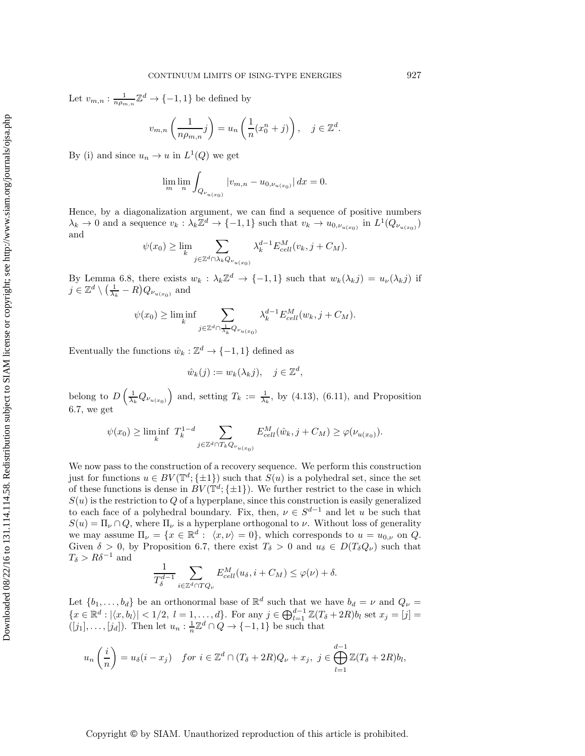Let $v_{m,n} : \frac{1}{n\rho_{m,n}}\mathbb{Z}^d \to \{-1,1\}$ be defined by

$$v_{m,n}\left(\frac{1}{n\rho_{m,n}}j\right) = u_n\left(\frac{1}{n}(x_0^n + j)\right), \quad j \in \mathbb{Z}^d.$$

By (i) and since $u_n \to u$ in $L^1(Q)$ we get

$$\lim_m \lim_n \int_{Q_{\nu_{u(x_0)}}} |v_{m,n} - u_{0,\nu_{u(x_0)}}|\, dx = 0.$$

Hence, by a diagonalization argument, we can find a sequence of positive numbers $\lambda_k \to 0$ and a sequence $v_k : \lambda_k\mathbb{Z}^d \to \{-1,1\}$ such that $v_k \to u_{0,\nu_{u(x_0)}}$ in $L^1(Q_{\nu_{u(x_0)}})$ and

$$\psi(x_0) \geq \lim_k \sum_{j \in \mathbb{Z}^d \cap \lambda_k Q_{\nu_{u(x_0)}}} \lambda_k^{d-1} E^M_{cell}(v_k, j + C_M).$$

By Lemma 6.8, there exists $w_k : \lambda_k\mathbb{Z}^d \to \{-1,1\}$ such that $w_k(\lambda_k j) = u_\nu(\lambda_k j)$ if $j \in \mathbb{Z}^d \setminus \left(\frac{1}{\lambda_k} - R\right)Q_{\nu_{u(x_0)}}$ and

$$\psi(x_0) \geq \liminf_k \sum_{j \in \mathbb{Z}^d \cap \frac{1}{\lambda_k} Q_{\nu_{u(x_0)}}} \lambda_k^{d-1} E^M_{cell}(w_k, j + C_M).$$

Eventually the functions $\hat{w}_k : \mathbb{Z}^d \to \{-1,1\}$ defined as

$$\hat{w}_k(j) := w_k(\lambda_k j), \quad j \in \mathbb{Z}^d,$$

belong to $D\left(\frac{1}{\lambda_k}Q_{\nu_{u(x_0)}}\right)$ and, setting $T_k := \frac{1}{\lambda_k}$, by (4.13), (6.11), and Proposition 6.7, we get

$$\psi(x_0) \geq \liminf_k \; T_k^{1-d} \sum_{j \in \mathbb{Z}^d \cap T_k Q_{\nu_{u(x_0)}}} E^M_{cell}(\hat{w}_k, j + C_M) \geq \varphi(\nu_{u(x_0)}).$$

We now pass to the construction of a recovery sequence. We perform this construction just for functions $u \in BV(\mathbb{T}^d; \{\pm 1\})$ such that $S(u)$ is a polyhedral set, since the set of these functions is dense in $BV(\mathbb{T}^d; \{\pm 1\})$. We further restrict to the case in which $S(u)$ is the restriction to $Q$ of a hyperplane, since this construction is easily generalized to each face of a polyhedral boundary. Fix, then, $\nu \in S^{d-1}$ and let $u$ be such that $S(u) = \Pi_\nu \cap Q$, where $\Pi_\nu$ is a hyperplane orthogonal to $\nu$. Without loss of generality we may assume $\Pi_\nu = \{x \in \mathbb{R}^d : \langle x, \nu\rangle = 0\}$, which corresponds to $u = u_{0,\nu}$ on $Q$. Given $\delta > 0$, by Proposition 6.7, there exist $T_\delta > 0$ and $u_\delta \in D(T_\delta Q_\nu)$ such that $T_\delta > R\delta^{-1}$ and

$$\frac{1}{T_\delta^{d-1}} \sum_{i \in \mathbb{Z}^d \cap TQ_\nu} E^M_{cell}(u_\delta, i + C_M) \leq \varphi(\nu) + \delta.$$

Let $\{b_1, \dots, b_d\}$ be an orthonormal base of $\mathbb{R}^d$ such that we have $b_d = \nu$ and $Q_\nu = \{x \in \mathbb{R}^d : |\langle x, b_l\rangle| < 1/2,\ l = 1, \dots, d\}$. For any $j \in \bigoplus_{l=1}^{d-1} \mathbb{Z}(T_\delta + 2R)b_l$ set $x_j = [j] = ([j_1], \dots, [j_d])$. Then let $u_n : \frac{1}{n}\mathbb{Z}^d \cap Q \to \{-1,1\}$ be such that

$$u_n\left(\frac{i}{n}\right) = u_\delta(i - x_j) \quad \textit{for } i \in \mathbb{Z}^d \cap (T_\delta + 2R)Q_\nu + x_j,\ j \in \bigoplus_{l=1}^{d-1} \mathbb{Z}(T_\delta + 2R)b_l,$$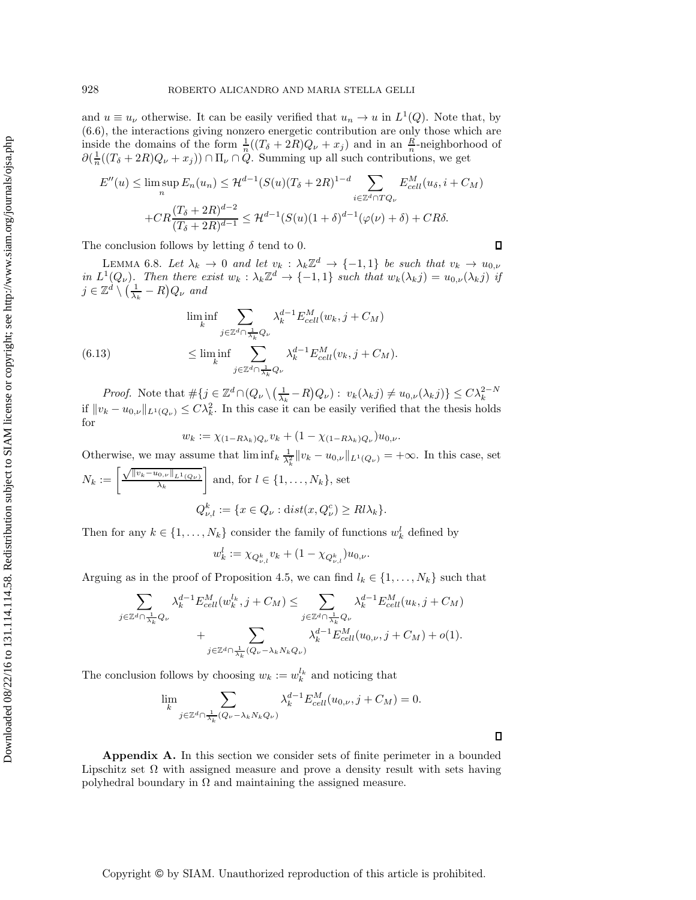and $u \equiv u_\nu$ otherwise. It can be easily verified that $u_n \to u$ in $L^1(Q)$. Note that, by (6.6), the interactions giving nonzero energetic contribution are only those which are inside the domains of the form $\frac{1}{n}((T_\delta + 2R)Q_\nu + x_j)$ and in an $\frac{R}{n}$-neighborhood of $\partial(\frac{1}{n}((T_\delta + 2R)Q_\nu + x_j)) \cap \Pi_\nu \cap Q$. Summing up all such contributions, we get

$$
\begin{aligned}
E''(u) \le \limsup_n E_n(u_n) &\le \mathcal{H}^{d-1}(S(u)(T_\delta + 2R)^{1-d} \sum_{i \in \mathbb{Z}^d \cap TQ_\nu} E^M_{cell}(u_\delta, i + C_M) \\
&+ CR\frac{(T_\delta + 2R)^{d-2}}{(T_\delta + 2R)^{d-1}} \le \mathcal{H}^{d-1}(S(u)(1+\delta)^{d-1}(\varphi(\nu) + \delta) + CR\delta.
\end{aligned}
$$

The conclusion follows by letting $\delta$ tend to 0. $\square$

LEMMA 6.8. *Let $\lambda_k \to 0$ and let $v_k : \lambda_k\mathbb{Z}^d \to \{-1, 1\}$ be such that $v_k \to u_{0,\nu}$ in $L^1(Q_\nu)$. Then there exist $w_k : \lambda_k\mathbb{Z}^d \to \{-1, 1\}$ such that $w_k(\lambda_k j) = u_{0,\nu}(\lambda_k j)$ if $j \in \mathbb{Z}^d \setminus \big(\frac{1}{\lambda_k} - R\big)Q_\nu$ and*

$$
\begin{aligned}
&\liminf_k \sum_{j \in \mathbb{Z}^d \cap \frac{1}{\lambda_k}Q_\nu} \lambda_k^{d-1} E^M_{cell}(w_k, j + C_M) \\
(6.13) \qquad &\le \liminf_k \sum_{j \in \mathbb{Z}^d \cap \frac{1}{\lambda_k}Q_\nu} \lambda_k^{d-1} E^M_{cell}(v_k, j + C_M).
\end{aligned}
$$

*Proof.* Note that $\#\{j \in \mathbb{Z}^d \cap (Q_\nu \setminus \big(\frac{1}{\lambda_k} - R\big)Q_\nu) : \ v_k(\lambda_k j) \neq u_{0,\nu}(\lambda_k j)\} \le C\lambda_k^{2-N}$ if $\|v_k - u_{0,\nu}\|_{L^1(Q_\nu)} \le C\lambda_k^2$. In this case it can be easily verified that the thesis holds for

$$
w_k := \chi_{(1-R\lambda_k)Q_\nu} v_k + (1 - \chi_{(1-R\lambda_k)Q_\nu})u_{0,\nu}.
$$

Otherwise, we may assume that $\liminf_k \frac{1}{\lambda_k^2}\|v_k - u_{0,\nu}\|_{L^1(Q_\nu)} = +\infty$. In this case, set $N_k := \left[\frac{\sqrt{\|v_k - u_{0,\nu}\|_{L^1(Q_\nu)}}}{\lambda_k}\right]$ and, for $l \in \{1, \dots, N_k\}$, set

$$
Q^k_{\nu,l} := \{x \in Q_\nu : dist(x, Q^c_\nu) \ge Rl\lambda_k\}.
$$

Then for any $k \in \{1, \dots, N_k\}$ consider the family of functions $w^l_k$ defined by

$$
w^l_k := \chi_{Q^k_{\nu,l}} v_k + (1 - \chi_{Q^k_{\nu,l}})u_{0,\nu}.
$$

Arguing as in the proof of Proposition 4.5, we can find $l_k \in \{1, \dots, N_k\}$ such that

$$
\begin{aligned}
\sum_{j \in \mathbb{Z}^d \cap \frac{1}{\lambda_k}Q_\nu} \lambda_k^{d-1} E^M_{cell}(w^{l_k}_k, j + C_M) &\le \sum_{j \in \mathbb{Z}^d \cap \frac{1}{\lambda_k}Q_\nu} \lambda_k^{d-1} E^M_{cell}(u_k, j + C_M) \\
&+ \sum_{j \in \mathbb{Z}^d \cap \frac{1}{\lambda_k}(Q_\nu - \lambda_k N_k Q_\nu)} \lambda_k^{d-1} E^M_{cell}(u_{0,\nu}, j + C_M) + o(1).
\end{aligned}
$$

The conclusion follows by choosing $w_k := w^{l_k}_k$ and noticing that

$$
\lim_k \sum_{j \in \mathbb{Z}^d \cap \frac{1}{\lambda_k}(Q_\nu - \lambda_k N_k Q_\nu)} \lambda_k^{d-1} E^M_{cell}(u_{0,\nu}, j + C_M) = 0.
$$

$\square$

**Appendix A.** In this section we consider sets of finite perimeter in a bounded Lipschitz set $\Omega$ with assigned measure and prove a density result with sets having polyhedral boundary in $\Omega$ and maintaining the assigned measure.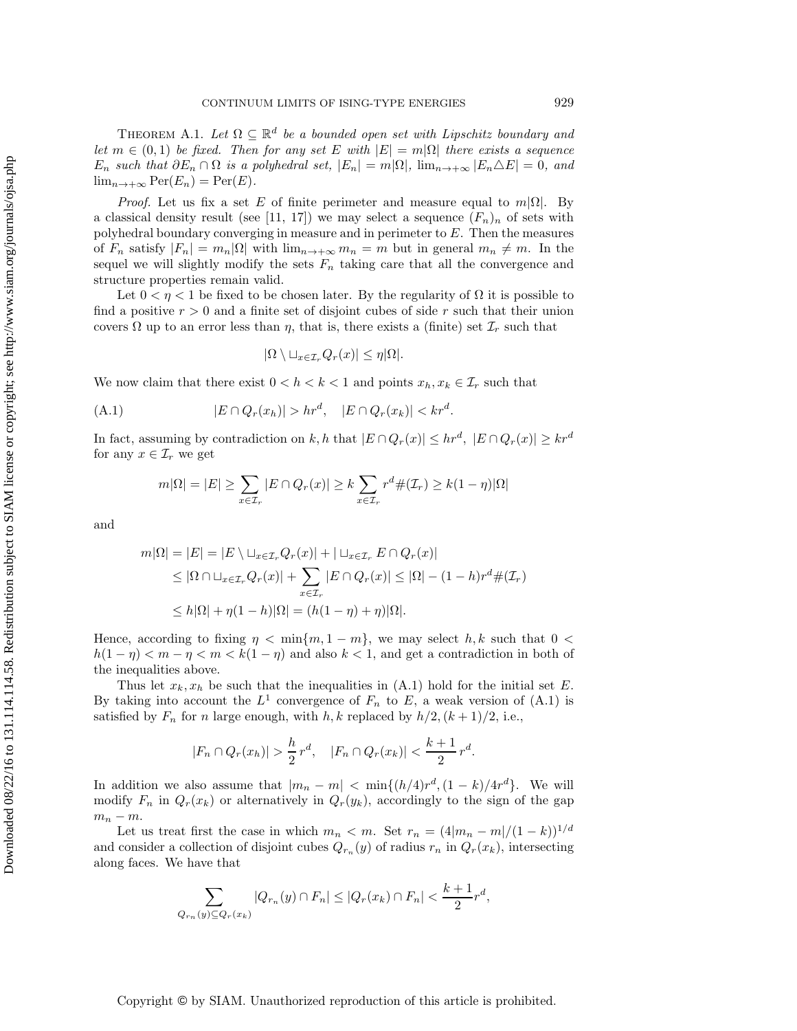**Theorem A.1.** *Let $\Omega \subseteq \mathbb{R}^d$ be a bounded open set with Lipschitz boundary and let $m \in (0,1)$ be fixed. Then for any set $E$ with $|E| = m|\Omega|$ there exists a sequence $E_n$ such that $\partial E_n \cap \Omega$ is a polyhedral set, $|E_n| = m|\Omega|$, $\lim_{n\to+\infty} |E_n \triangle E| = 0$, and $\lim_{n\to+\infty} \mathrm{Per}(E_n) = \mathrm{Per}(E)$.*

*Proof.* Let us fix a set $E$ of finite perimeter and measure equal to $m|\Omega|$. By a classical density result (see [11, 17]) we may select a sequence $(F_n)_n$ of sets with polyhedral boundary converging in measure and in perimeter to $E$. Then the measures of $F_n$ satisfy $|F_n| = m_n|\Omega|$ with $\lim_{n\to+\infty} m_n = m$ but in general $m_n \neq m$. In the sequel we will slightly modify the sets $F_n$ taking care that all the convergence and structure properties remain valid.

Let $0 < \eta < 1$ be fixed to be chosen later. By the regularity of $\Omega$ it is possible to find a positive $r > 0$ and a finite set of disjoint cubes of side $r$ such that their union covers $\Omega$ up to an error less than $\eta$, that is, there exists a (finite) set $\mathcal{I}_r$ such that

$$|\Omega \setminus \sqcup_{x\in\mathcal{I}_r} Q_r(x)| \leq \eta|\Omega|.$$

We now claim that there exist $0 < h < k < 1$ and points $x_h, x_k \in \mathcal{I}_r$ such that

$$|E \cap Q_r(x_h)| > hr^d, \quad |E \cap Q_r(x_k)| < kr^d. \tag{A.1}$$

In fact, assuming by contradiction on $k, h$ that $|E \cap Q_r(x)| \leq hr^d$, $|E \cap Q_r(x)| \geq kr^d$ for any $x \in \mathcal{I}_r$ we get

$$m|\Omega| = |E| \geq \sum_{x\in\mathcal{I}_r} |E \cap Q_r(x)| \geq k \sum_{x\in\mathcal{I}_r} r^d \#(\mathcal{I}_r) \geq k(1-\eta)|\Omega|$$

and

$$\begin{aligned}
m|\Omega| = |E| &= |E \setminus \sqcup_{x\in\mathcal{I}_r} Q_r(x)| + |\sqcup_{x\in\mathcal{I}_r} E \cap Q_r(x)| \\
&\leq |\Omega \cap \sqcup_{x\in\mathcal{I}_r} Q_r(x)| + \sum_{x\in\mathcal{I}_r} |E \cap Q_r(x)| \leq |\Omega| - (1-h)r^d\#(\mathcal{I}_r) \\
&\leq h|\Omega| + \eta(1-h)|\Omega| = (h(1-\eta)+\eta)|\Omega|.
\end{aligned}$$

Hence, according to fixing $\eta < \min\{m, 1-m\}$, we may select $h, k$ such that $0 < h(1-\eta) < m - \eta < m < k(1-\eta)$ and also $k < 1$, and get a contradiction in both of the inequalities above.

Thus let $x_k, x_h$ be such that the inequalities in (A.1) hold for the initial set $E$. By taking into account the $L^1$ convergence of $F_n$ to $E$, a weak version of (A.1) is satisfied by $F_n$ for $n$ large enough, with $h, k$ replaced by $h/2, (k+1)/2$, i.e.,

$$|F_n \cap Q_r(x_h)| > \frac{h}{2}\, r^d, \quad |F_n \cap Q_r(x_k)| < \frac{k+1}{2}\, r^d.$$

In addition we also assume that $|m_n - m| < \min\{(h/4)r^d, (1-k)/4r^d\}$. We will modify $F_n$ in $Q_r(x_k)$ or alternatively in $Q_r(y_k)$, accordingly to the sign of the gap $m_n - m$.

Let us treat first the case in which $m_n < m$. Set $r_n = (4|m_n - m|/(1-k))^{1/d}$ and consider a collection of disjoint cubes $Q_{r_n}(y)$ of radius $r_n$ in $Q_r(x_k)$, intersecting along faces. We have that

$$\sum_{Q_{r_n}(y)\subseteq Q_r(x_k)} |Q_{r_n}(y) \cap F_n| \leq |Q_r(x_k) \cap F_n| < \frac{k+1}{2} r^d,$$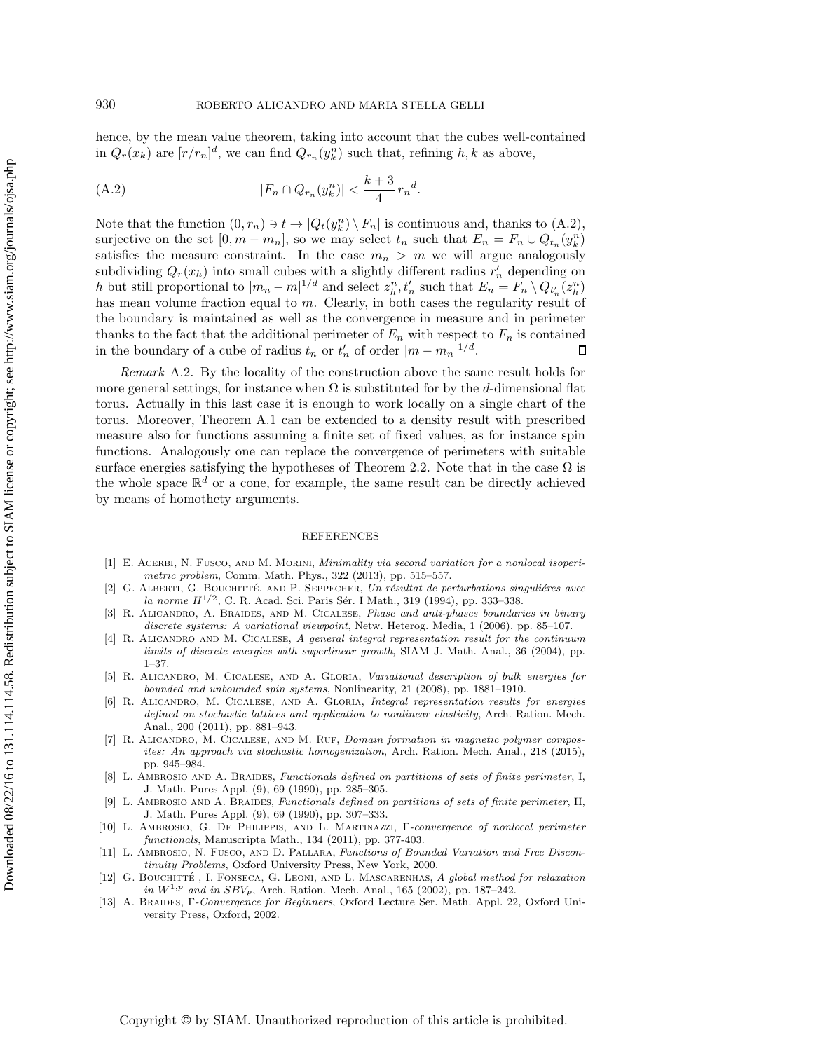hence, by the mean value theorem, taking into account that the cubes well-contained in $Q_r(x_k)$ are $[r/r_n]^d$, we can find $Q_{r_n}(y_k^n)$ such that, refining $h, k$ as above,

$$|F_n \cap Q_{r_n}(y_k^n)| < \frac{k+3}{4}\, {r_n}^d. \tag{A.2}$$

Note that the function $(0, r_n) \ni t \to |Q_t(y_k^n) \setminus F_n|$ is continuous and, thanks to (A.2), surjective on the set $[0, m - m_n]$, so we may select $t_n$ such that $E_n = F_n \cup Q_{t_n}(y_k^n)$ satisfies the measure constraint. In the case $m_n > m$ we will argue analogously subdividing $Q_r(x_h)$ into small cubes with a slightly different radius $r'_n$ depending on $h$ but still proportional to $|m_n - m|^{1/d}$ and select $z_h^n, t'_n$ such that $E_n = F_n \setminus Q_{t'_n}(z_h^n)$ has mean volume fraction equal to $m$. Clearly, in both cases the regularity result of the boundary is maintained as well as the convergence in measure and in perimeter thanks to the fact that the additional perimeter of $E_n$ with respect to $F_n$ is contained in the boundary of a cube of radius $t_n$ or $t'_n$ of order $|m - m_n|^{1/d}$. ∎

*Remark* A.2. By the locality of the construction above the same result holds for more general settings, for instance when $\Omega$ is substituted for by the $d$-dimensional flat torus. Actually in this last case it is enough to work locally on a single chart of the torus. Moreover, Theorem A.1 can be extended to a density result with prescribed measure also for functions assuming a finite set of fixed values, as for instance spin functions. Analogously one can replace the convergence of perimeters with suitable surface energies satisfying the hypotheses of Theorem 2.2. Note that in the case $\Omega$ is the whole space $\mathbb{R}^d$ or a cone, for example, the same result can be directly achieved by means of homothety arguments.

## REFERENCES

[1] E. Acerbi, N. Fusco, and M. Morini, *Minimality via second variation for a nonlocal isoperimetric problem*, Comm. Math. Phys., 322 (2013), pp. 515–557.

[2] G. Alberti, G. Bouchitté, and P. Seppecher, *Un résultat de perturbations singuliéres avec la norme $H^{1/2}$*, C. R. Acad. Sci. Paris Sér. I Math., 319 (1994), pp. 333–338.

[3] R. Alicandro, A. Braides, and M. Cicalese, *Phase and anti-phases boundaries in binary discrete systems: A variational viewpoint*, Netw. Heterog. Media, 1 (2006), pp. 85–107.

[4] R. Alicandro and M. Cicalese, *A general integral representation result for the continuum limits of discrete energies with superlinear growth*, SIAM J. Math. Anal., 36 (2004), pp. 1–37.

[5] R. Alicandro, M. Cicalese, and A. Gloria, *Variational description of bulk energies for bounded and unbounded spin systems*, Nonlinearity, 21 (2008), pp. 1881–1910.

[6] R. Alicandro, M. Cicalese, and A. Gloria, *Integral representation results for energies defined on stochastic lattices and application to nonlinear elasticity*, Arch. Ration. Mech. Anal., 200 (2011), pp. 881–943.

[7] R. Alicandro, M. Cicalese, and M. Ruf, *Domain formation in magnetic polymer composites: An approach via stochastic homogenization*, Arch. Ration. Mech. Anal., 218 (2015), pp. 945–984.

[8] L. Ambrosio and A. Braides, *Functionals defined on partitions of sets of finite perimeter*, I, J. Math. Pures Appl. (9), 69 (1990), pp. 285–305.

[9] L. Ambrosio and A. Braides, *Functionals defined on partitions of sets of finite perimeter*, II, J. Math. Pures Appl. (9), 69 (1990), pp. 307–333.

[10] L. Ambrosio, G. De Philippis, and L. Martinazzi, *Γ-convergence of nonlocal perimeter functionals*, Manuscripta Math., 134 (2011), pp. 377-403.

[11] L. Ambrosio, N. Fusco, and D. Pallara, *Functions of Bounded Variation and Free Discontinuity Problems*, Oxford University Press, New York, 2000.

[12] G. Bouchitté , I. Fonseca, G. Leoni, and L. Mascarenhas, *A global method for relaxation in $W^{1,p}$ and in $SBV_p$*, Arch. Ration. Mech. Anal., 165 (2002), pp. 187–242.

[13] A. Braides, *Γ-Convergence for Beginners*, Oxford Lecture Ser. Math. Appl. 22, Oxford University Press, Oxford, 2002.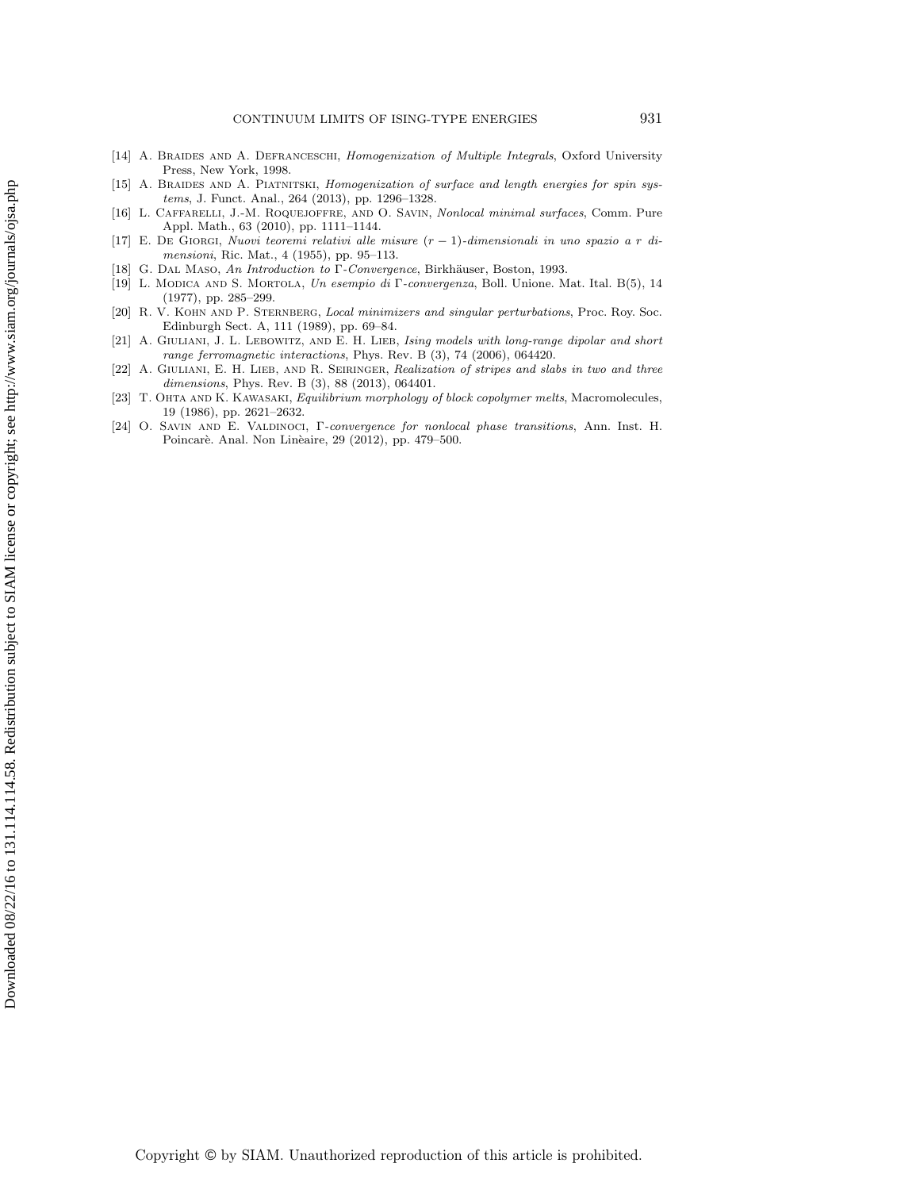[14] A. Braides and A. Defranceschi, *Homogenization of Multiple Integrals*, Oxford University Press, New York, 1998.

[15] A. Braides and A. Piatnitski, *Homogenization of surface and length energies for spin systems*, J. Funct. Anal., 264 (2013), pp. 1296–1328.

[16] L. Caffarelli, J.-M. Roquejoffre, and O. Savin, *Nonlocal minimal surfaces*, Comm. Pure Appl. Math., 63 (2010), pp. 1111–1144.

[17] E. De Giorgi, *Nuovi teoremi relativi alle misure $(r-1)$-dimensionali in uno spazio a r dimensioni*, Ric. Mat., 4 (1955), pp. 95–113.

[18] G. Dal Maso, *An Introduction to Γ-Convergence*, Birkhäuser, Boston, 1993.

[19] L. Modica and S. Mortola, *Un esempio di Γ-convergenza*, Boll. Unione. Mat. Ital. B(5), 14 (1977), pp. 285–299.

[20] R. V. Kohn and P. Sternberg, *Local minimizers and singular perturbations*, Proc. Roy. Soc. Edinburgh Sect. A, 111 (1989), pp. 69–84.

[21] A. Giuliani, J. L. Lebowitz, and E. H. Lieb, *Ising models with long-range dipolar and short range ferromagnetic interactions*, Phys. Rev. B (3), 74 (2006), 064420.

[22] A. Giuliani, E. H. Lieb, and R. Seiringer, *Realization of stripes and slabs in two and three dimensions*, Phys. Rev. B (3), 88 (2013), 064401.

[23] T. Ohta and K. Kawasaki, *Equilibrium morphology of block copolymer melts*, Macromolecules, 19 (1986), pp. 2621–2632.

[24] O. Savin and E. Valdinoci, *Γ-convergence for nonlocal phase transitions*, Ann. Inst. H. Poincarè. Anal. Non Linèaire, 29 (2012), pp. 479–500.